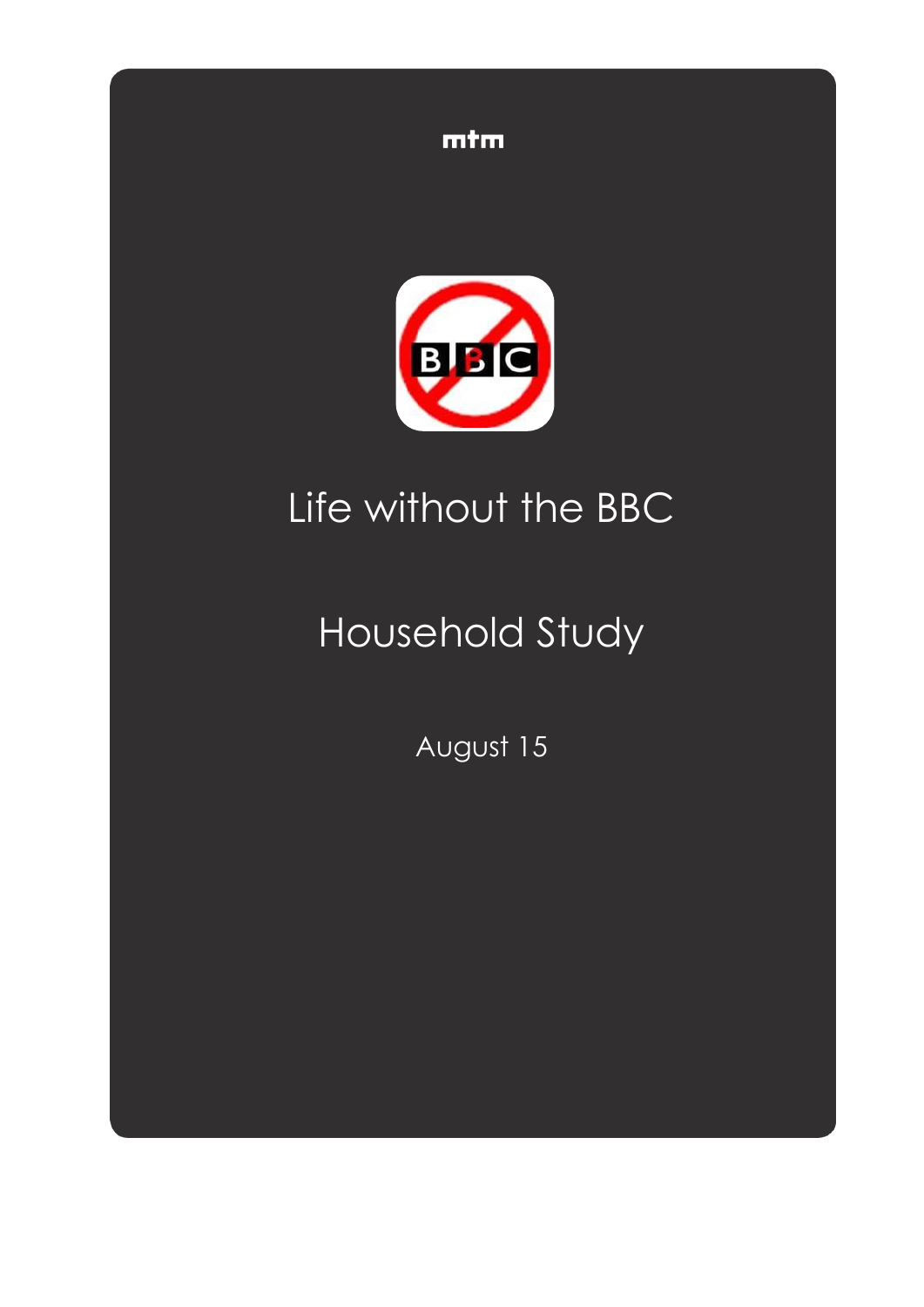mtm

# Life without the BBC

## Household Study

August 15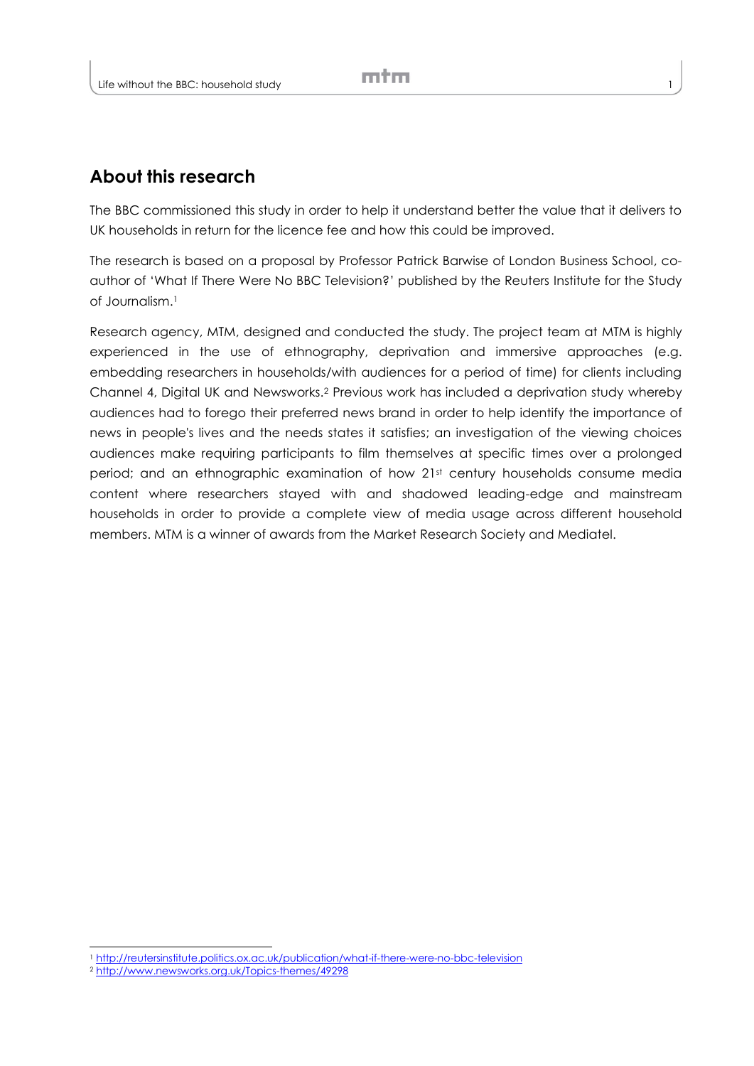## About this research

The BBC commissioned this study in order to help it understand better the value that it delivers to UK households in return for the licence fee and how this could be improved.

The research is based on a proposal by Professor Patrick Barwise of London Business School, co-author of 'What If There Were No BBC Television?' published by the Reuters Institute for the Study of Journalism.[1]

Research agency, MTM, designed and conducted the study. The project team at MTM is highly experienced in the use of ethnography, deprivation and immersive approaches (e.g. embedding researchers in households/with audiences for a period of time) for clients including Channel 4, Digital UK and Newsworks.[2] Previous work has included a deprivation study whereby audiences had to forego their preferred news brand in order to help identify the importance of news in people's lives and the needs states it satisfies; an investigation of the viewing choices audiences make requiring participants to film themselves at specific times over a prolonged period; and an ethnographic examination of how 21st century households consume media content where researchers stayed with and shadowed leading-edge and mainstream households in order to provide a complete view of media usage across different household members. MTM is a winner of awards from the Market Research Society and Mediatel.

[1] http://reutersinstitute.politics.ox.ac.uk/publication/what-if-there-were-no-bbc-television

[2] http://www.newsworks.org.uk/Topics-themes/49298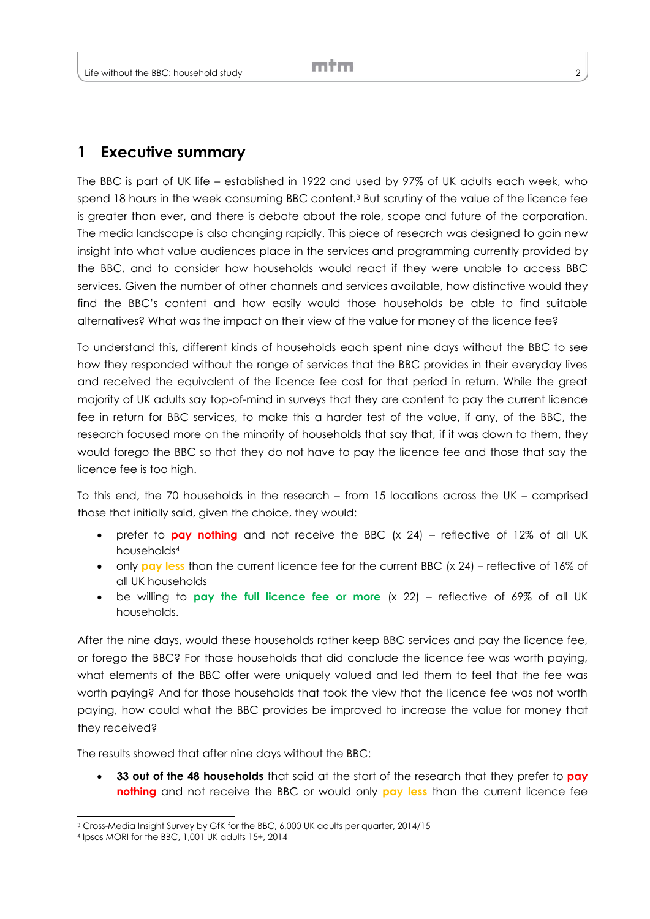# 1 Executive summary

The BBC is part of UK life – established in 1922 and used by 97% of UK adults each week, who spend 18 hours in the week consuming BBC content.[3] But scrutiny of the value of the licence fee is greater than ever, and there is debate about the role, scope and future of the corporation. The media landscape is also changing rapidly. This piece of research was designed to gain new insight into what value audiences place in the services and programming currently provided by the BBC, and to consider how households would react if they were unable to access BBC services. Given the number of other channels and services available, how distinctive would they find the BBC's content and how easily would those households be able to find suitable alternatives? What was the impact on their view of the value for money of the licence fee?

To understand this, different kinds of households each spent nine days without the BBC to see how they responded without the range of services that the BBC provides in their everyday lives and received the equivalent of the licence fee cost for that period in return. While the great majority of UK adults say top-of-mind in surveys that they are content to pay the current licence fee in return for BBC services, to make this a harder test of the value, if any, of the BBC, the research focused more on the minority of households that say that, if it was down to them, they would forego the BBC so that they do not have to pay the licence fee and those that say the licence fee is too high.

To this end, the 70 households in the research – from 15 locations across the UK – comprised those that initially said, given the choice, they would:

- prefer to **pay nothing** and not receive the BBC (x 24) – reflective of 12% of all UK households[4]
- only pay less than the current licence fee for the current BBC (x 24) – reflective of 16% of all UK households
- be willing to **pay the full licence fee or more** (x 22) – reflective of 69% of all UK households.

After the nine days, would these households rather keep BBC services and pay the licence fee, or forego the BBC? For those households that did conclude the licence fee was worth paying, what elements of the BBC offer were uniquely valued and led them to feel that the fee was worth paying? And for those households that took the view that the licence fee was not worth paying, how could what the BBC provides be improved to increase the value for money that they received?

The results showed that after nine days without the BBC:

- **33 out of the 48 households** that said at the start of the research that they prefer to **pay nothing** and not receive the BBC or would only pay less than the current licence fee

[3] Cross-Media Insight Survey by GfK for the BBC, 6,000 UK adults per quarter, 2014/15

[4] Ipsos MORI for the BBC, 1,001 UK adults 15+, 2014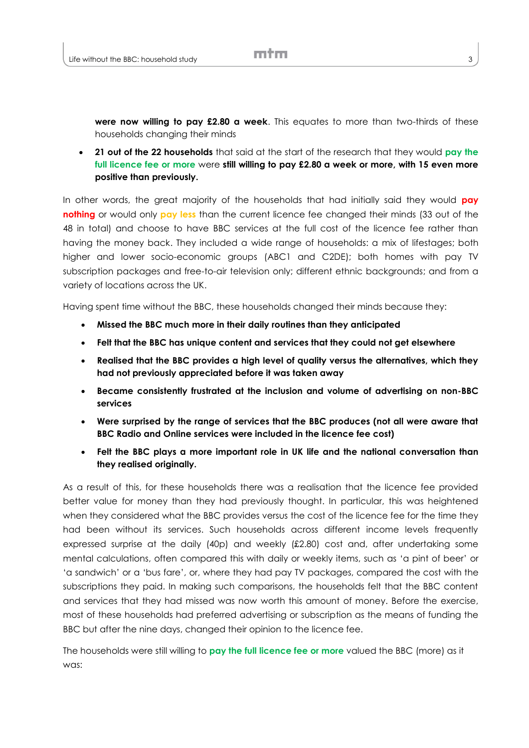**were now willing to pay £2.80 a week**. This equates to more than two-thirds of these households changing their minds

- **21 out of the 22 households** that said at the start of the research that they would **pay the full licence fee or more** were **still willing to pay £2.80 a week or more, with 15 even more positive than previously.**

In other words, the great majority of the households that had initially said they would **pay nothing** or would only **pay less** than the current licence fee changed their minds (33 out of the 48 in total) and choose to have BBC services at the full cost of the licence fee rather than having the money back. They included a wide range of households: a mix of lifestages; both higher and lower socio-economic groups (ABC1 and C2DE); both homes with pay TV subscription packages and free-to-air television only; different ethnic backgrounds; and from a variety of locations across the UK.

Having spent time without the BBC, these households changed their minds because they:

- **Missed the BBC much more in their daily routines than they anticipated**
- **Felt that the BBC has unique content and services that they could not get elsewhere**
- **Realised that the BBC provides a high level of quality versus the alternatives, which they had not previously appreciated before it was taken away**
- **Became consistently frustrated at the inclusion and volume of advertising on non-BBC services**
- **Were surprised by the range of services that the BBC produces (not all were aware that BBC Radio and Online services were included in the licence fee cost)**
- **Felt the BBC plays a more important role in UK life and the national conversation than they realised originally.**

As a result of this, for these households there was a realisation that the licence fee provided better value for money than they had previously thought. In particular, this was heightened when they considered what the BBC provides versus the cost of the licence fee for the time they had been without its services. Such households across different income levels frequently expressed surprise at the daily (40p) and weekly (£2.80) cost and, after undertaking some mental calculations, often compared this with daily or weekly items, such as 'a pint of beer' or 'a sandwich' or a 'bus fare', or, where they had pay TV packages, compared the cost with the subscriptions they paid. In making such comparisons, the households felt that the BBC content and services that they had missed was now worth this amount of money. Before the exercise, most of these households had preferred advertising or subscription as the means of funding the BBC but after the nine days, changed their opinion to the licence fee.

The households were still willing to **pay the full licence fee or more** valued the BBC (more) as it was: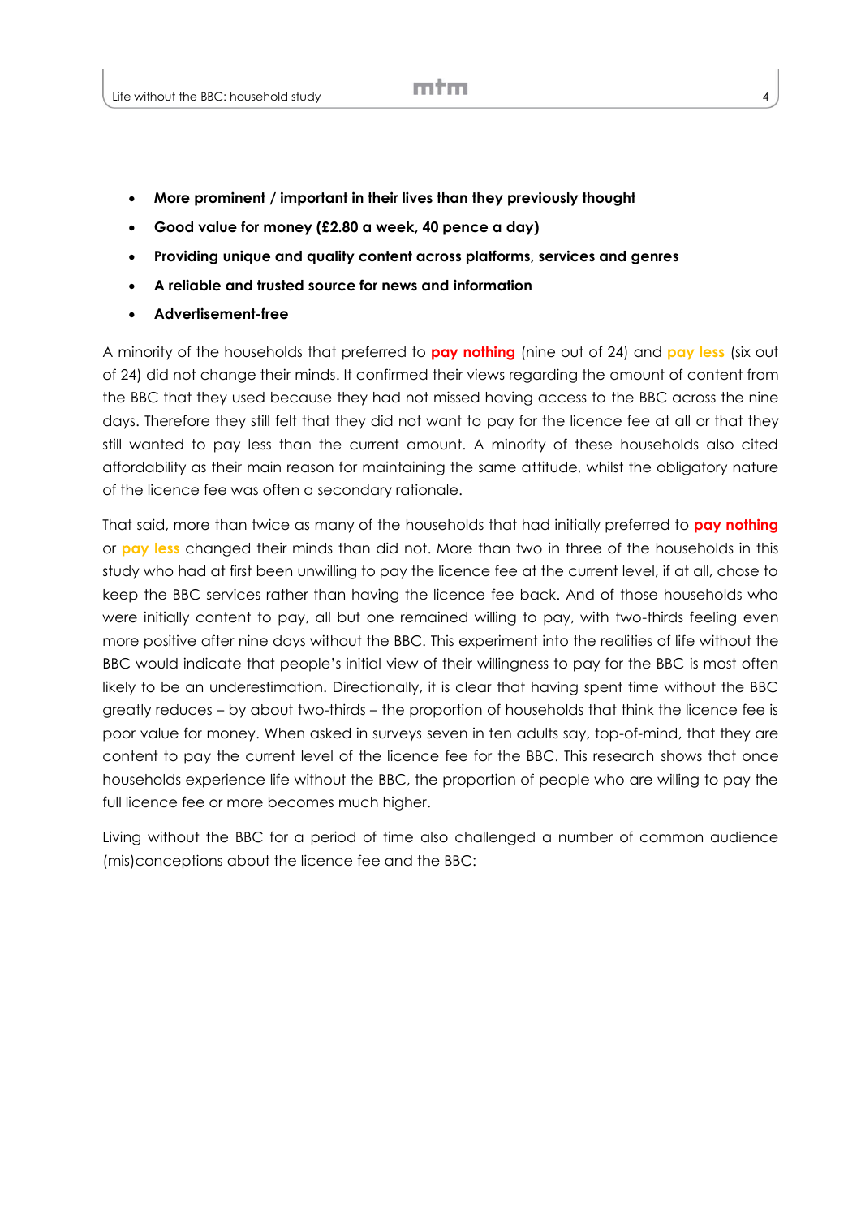- **More prominent / important in their lives than they previously thought**
- **Good value for money (£2.80 a week, 40 pence a day)**
- **Providing unique and quality content across platforms, services and genres**
- **A reliable and trusted source for news and information**
- **Advertisement-free**

A minority of the households that preferred to **pay nothing** (nine out of 24) and **pay less** (six out of 24) did not change their minds. It confirmed their views regarding the amount of content from the BBC that they used because they had not missed having access to the BBC across the nine days. Therefore they still felt that they did not want to pay for the licence fee at all or that they still wanted to pay less than the current amount. A minority of these households also cited affordability as their main reason for maintaining the same attitude, whilst the obligatory nature of the licence fee was often a secondary rationale.

That said, more than twice as many of the households that had initially preferred to **pay nothing** or **pay less** changed their minds than did not. More than two in three of the households in this study who had at first been unwilling to pay the licence fee at the current level, if at all, chose to keep the BBC services rather than having the licence fee back. And of those households who were initially content to pay, all but one remained willing to pay, with two-thirds feeling even more positive after nine days without the BBC. This experiment into the realities of life without the BBC would indicate that people's initial view of their willingness to pay for the BBC is most often likely to be an underestimation. Directionally, it is clear that having spent time without the BBC greatly reduces – by about two-thirds – the proportion of households that think the licence fee is poor value for money. When asked in surveys seven in ten adults say, top-of-mind, that they are content to pay the current level of the licence fee for the BBC. This research shows that once households experience life without the BBC, the proportion of people who are willing to pay the full licence fee or more becomes much higher.

Living without the BBC for a period of time also challenged a number of common audience (mis)conceptions about the licence fee and the BBC: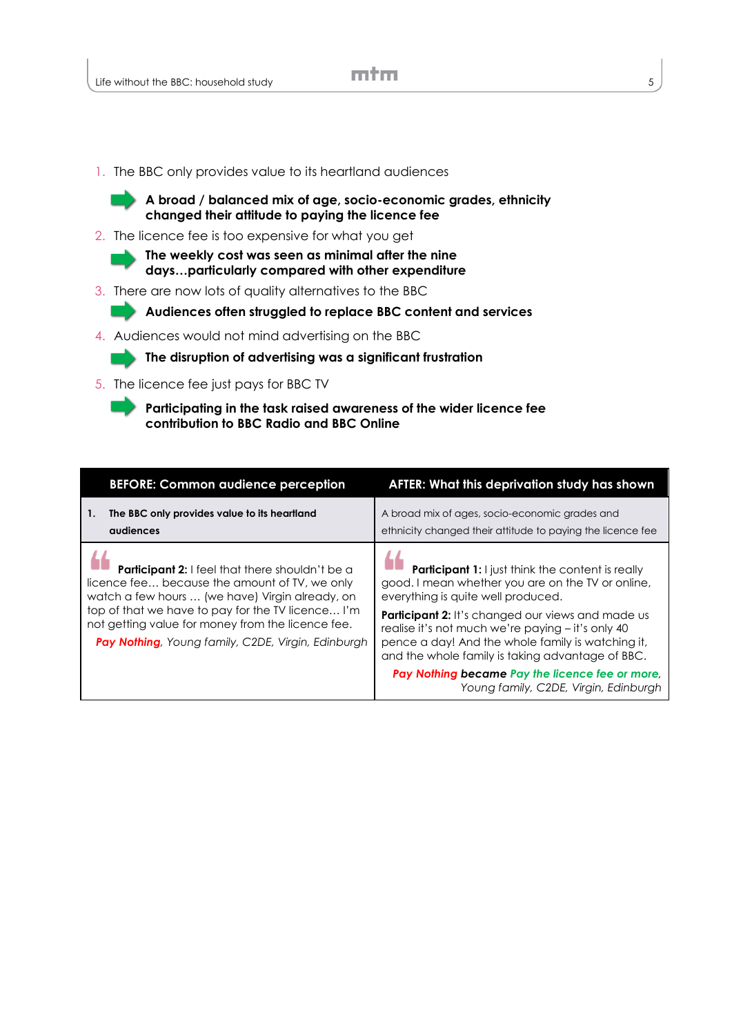1. The BBC only provides value to its heartland audiences

   ➡ **A broad / balanced mix of age, socio-economic grades, ethnicity changed their attitude to paying the licence fee**

2. The licence fee is too expensive for what you get

   ➡ **The weekly cost was seen as minimal after the nine days…particularly compared with other expenditure**

3. There are now lots of quality alternatives to the BBC

   ➡ **Audiences often struggled to replace BBC content and services**

4. Audiences would not mind advertising on the BBC

   ➡ **The disruption of advertising was a significant frustration**

5. The licence fee just pays for BBC TV

   ➡ **Participating in the task raised awareness of the wider licence fee contribution to BBC Radio and BBC Online**

| BEFORE: Common audience perception | AFTER: What this deprivation study has shown |
|---|---|
| **1. The BBC only provides value to its heartland audiences** | A broad mix of ages, socio-economic grades and ethnicity changed their attitude to paying the licence fee |
| **Participant 2:** I feel that there shouldn't be a licence fee… because the amount of TV, we only watch a few hours … (we have) Virgin already, on top of that we have to pay for the TV licence… I'm not getting value for money from the licence fee. *Pay Nothing, Young family, C2DE, Virgin, Edinburgh* | **Participant 1:** I just think the content is really good. I mean whether you are on the TV or online, everything is quite well produced. **Participant 2:** It's changed our views and made us realise it's not much we're paying – it's only 40 pence a day! And the whole family is watching it, and the whole family is taking advantage of BBC. ***Pay Nothing* *became* *Pay the licence fee or more*, *Young family, C2DE, Virgin, Edinburgh*** |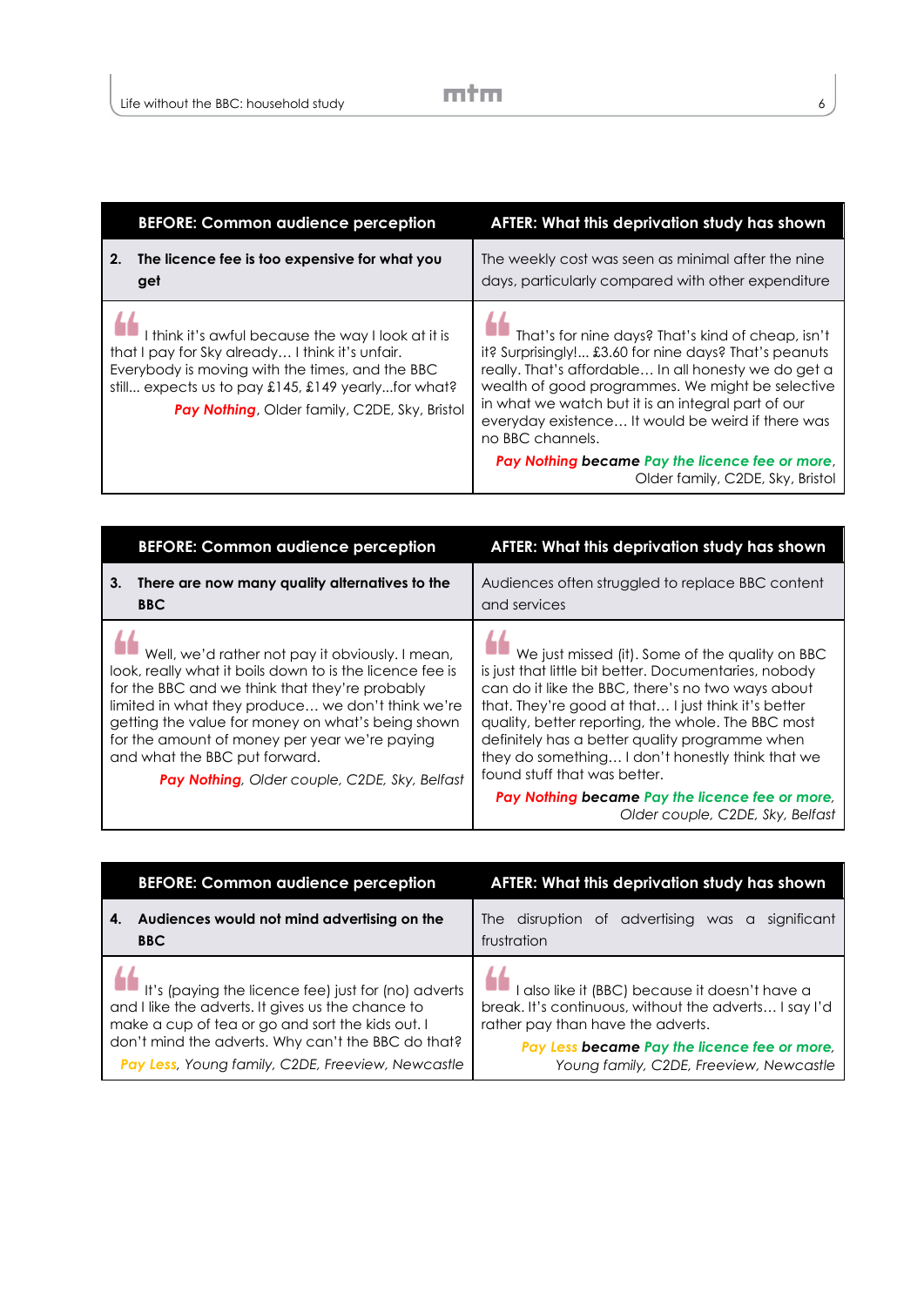| BEFORE: Common audience perception | AFTER: What this deprivation study has shown |
|---|---|
| **2. The licence fee is too expensive for what you get** | The weekly cost was seen as minimal after the nine days, particularly compared with other expenditure |
| I think it's awful because the way I look at it is that I pay for Sky already… I think it's unfair. Everybody is moving with the times, and the BBC still... expects us to pay £145, £149 yearly...for what? *Pay Nothing*, Older family, C2DE, Sky, Bristol | That's for nine days? That's kind of cheap, isn't it? Surprisingly!... £3.60 for nine days? That's peanuts really. That's affordable… In all honesty we do get a wealth of good programmes. We might be selective in what we watch but it is an integral part of our everyday existence… It would be weird if there was no BBC channels. ***Pay Nothing* became *Pay the licence fee or more*,** Older family, C2DE, Sky, Bristol |

| BEFORE: Common audience perception | AFTER: What this deprivation study has shown |
|---|---|
| **3. There are now many quality alternatives to the BBC** | Audiences often struggled to replace BBC content and services |
| Well, we'd rather not pay it obviously. I mean, look, really what it boils down to is the licence fee is for the BBC and we think that they're probably limited in what they produce… we don't think we're getting the value for money on what's being shown for the amount of money per year we're paying and what the BBC put forward. *Pay Nothing, Older couple, C2DE, Sky, Belfast* | We just missed (it). Some of the quality on BBC is just that little bit better. Documentaries, nobody can do it like the BBC, there's no two ways about that. They're good at that… I just think it's better quality, better reporting, the whole. The BBC most definitely has a better quality programme when they do something… I don't honestly think that we found stuff that was better. ***Pay Nothing* became *Pay the licence fee or more*,** *Older couple, C2DE, Sky, Belfast* |

| BEFORE: Common audience perception | AFTER: What this deprivation study has shown |
|---|---|
| **4. Audiences would not mind advertising on the BBC** | The disruption of advertising was a significant frustration |
| It's (paying the licence fee) just for (no) adverts and I like the adverts. It gives us the chance to make a cup of tea or go and sort the kids out. I don't mind the adverts. Why can't the BBC do that? *Pay Less, Young family, C2DE, Freeview, Newcastle* | I also like it (BBC) because it doesn't have a break. It's continuous, without the adverts… I say I'd rather pay than have the adverts. ***Pay Less* became *Pay the licence fee or more*,** *Young family, C2DE, Freeview, Newcastle* |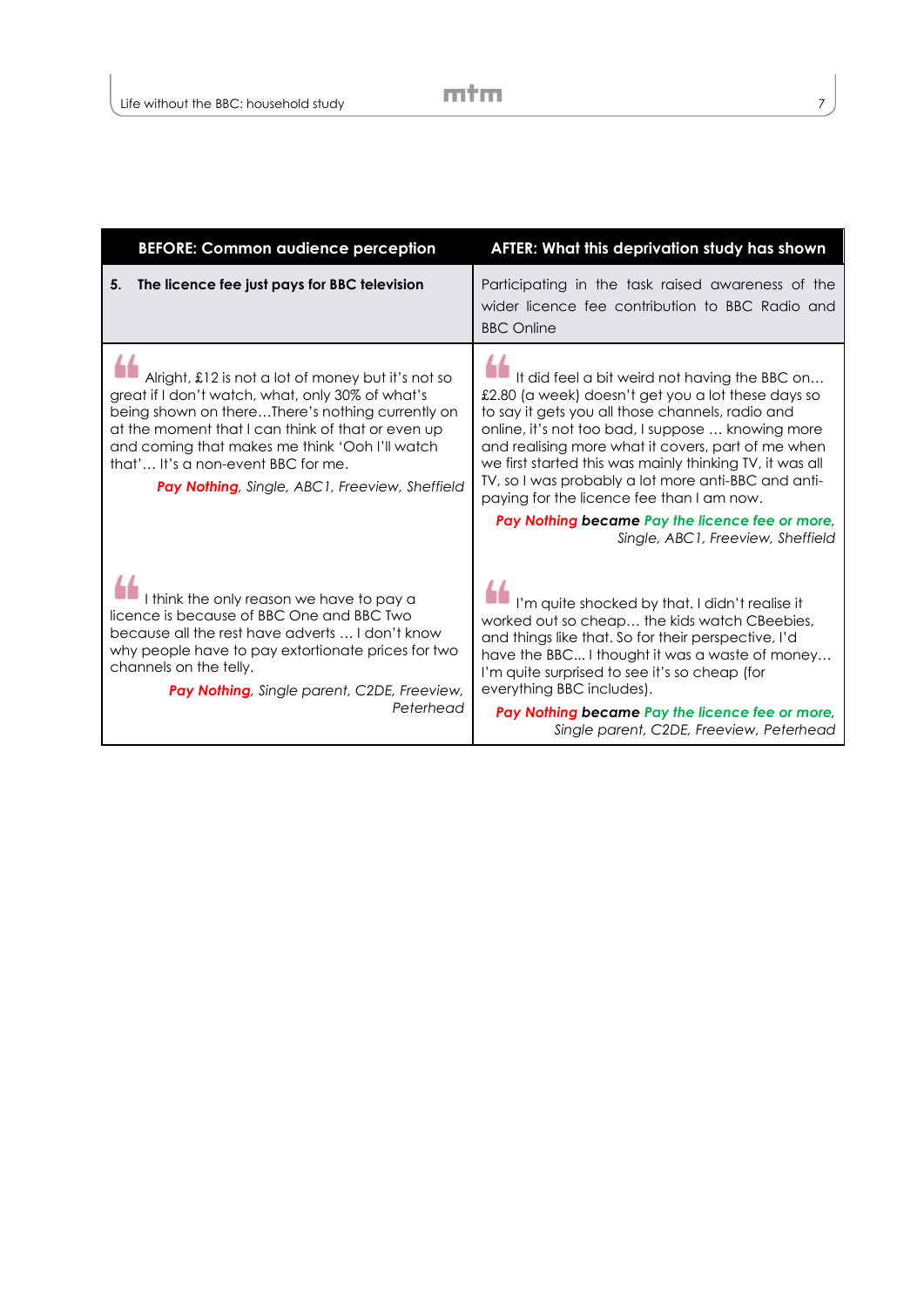| BEFORE: Common audience perception | AFTER: What this deprivation study has shown |
|---|---|
| **5. The licence fee just pays for BBC television** | Participating in the task raised awareness of the wider licence fee contribution to BBC Radio and BBC Online |
| " Alright, £12 is not a lot of money but it's not so great if I don't watch, what, only 30% of what's being shown on there…There's nothing currently on at the moment that I can think of that or even up and coming that makes me think 'Ooh I'll watch that'… It's a non-event BBC for me. *Pay Nothing, Single, ABC1, Freeview, Sheffield* | " It did feel a bit weird not having the BBC on… £2.80 (a week) doesn't get you a lot these days so to say it gets you all those channels, radio and online, it's not too bad, I suppose … knowing more and realising more what it covers, part of me when we first started this was mainly thinking TV, it was all TV, so I was probably a lot more anti-BBC and anti-paying for the licence fee than I am now. ***Pay Nothing* became *Pay the licence fee or more*, *Single, ABC1, Freeview, Sheffield*** |
| " I think the only reason we have to pay a licence is because of BBC One and BBC Two because all the rest have adverts … I don't know why people have to pay extortionate prices for two channels on the telly. *Pay Nothing, Single parent, C2DE, Freeview, Peterhead* | " I'm quite shocked by that. I didn't realise it worked out so cheap… the kids watch CBeebies, and things like that. So for their perspective, I'd have the BBC… I thought it was a waste of money… I'm quite surprised to see it's so cheap (for everything BBC includes). ***Pay Nothing* became *Pay the licence fee or more*, *Single parent, C2DE, Freeview, Peterhead*** |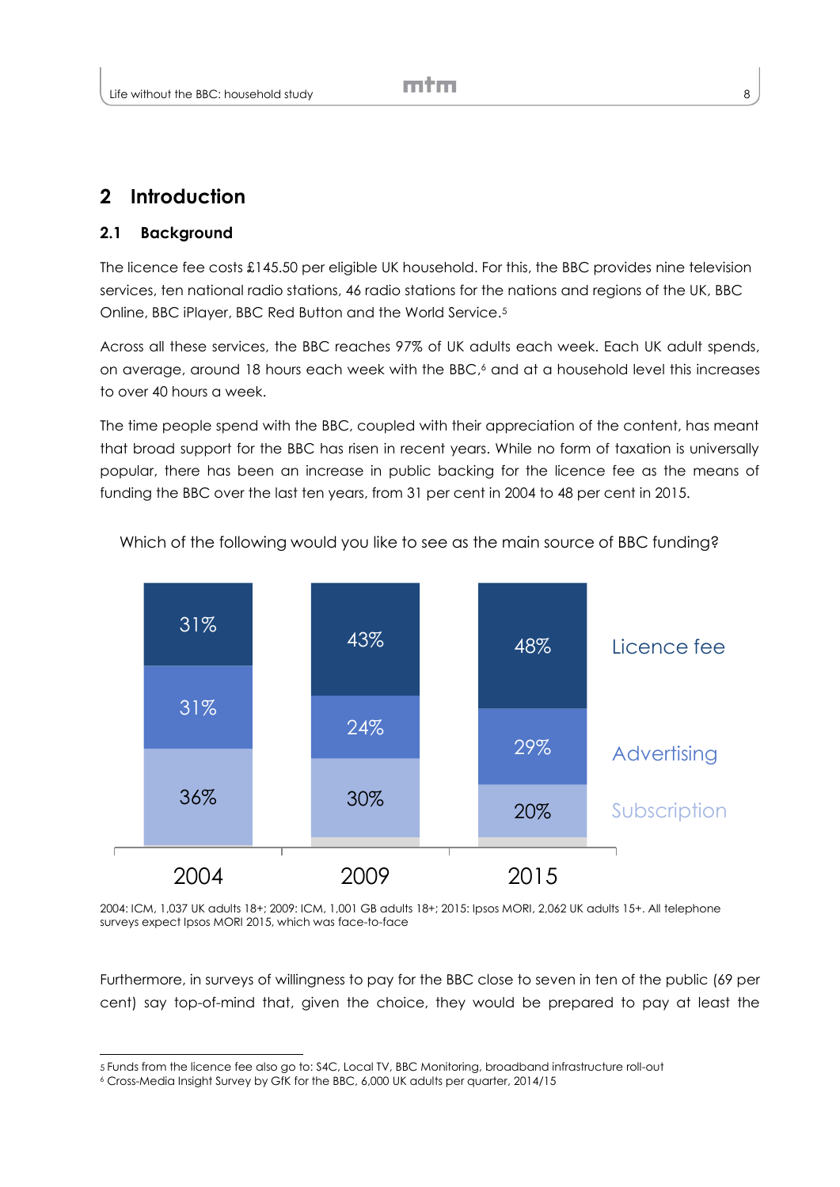## 2 Introduction

### 2.1 Background

The licence fee costs £145.50 per eligible UK household. For this, the BBC provides nine television services, ten national radio stations, 46 radio stations for the nations and regions of the UK, BBC Online, BBC iPlayer, BBC Red Button and the World Service.[5]

Across all these services, the BBC reaches 97% of UK adults each week. Each UK adult spends, on average, around 18 hours each week with the BBC,[6] and at a household level this increases to over 40 hours a week.

The time people spend with the BBC, coupled with their appreciation of the content, has meant that broad support for the BBC has risen in recent years. While no form of taxation is universally popular, there has been an increase in public backing for the licence fee as the means of funding the BBC over the last ten years, from 31 per cent in 2004 to 48 per cent in 2015.

Which of the following would you like to see as the main source of BBC funding?

| | 2004 | 2009 | 2015 |
|---|---|---|---|
| Licence fee | 31% | 43% | 48% |
| Advertising | 31% | 24% | 29% |
| Subscription | 36% | 30% | 20% |

2004: ICM, 1,037 UK adults 18+; 2009: ICM, 1,001 GB adults 18+; 2015: Ipsos MORI, 2,062 UK adults 15+. All telephone surveys expect Ipsos MORI 2015, which was face-to-face

Furthermore, in surveys of willingness to pay for the BBC close to seven in ten of the public (69 per cent) say top-of-mind that, given the choice, they would be prepared to pay at least the

[5] Funds from the licence fee also go to: S4C, Local TV, BBC Monitoring, broadband infrastructure roll-out

[6] Cross-Media Insight Survey by GfK for the BBC, 6,000 UK adults per quarter, 2014/15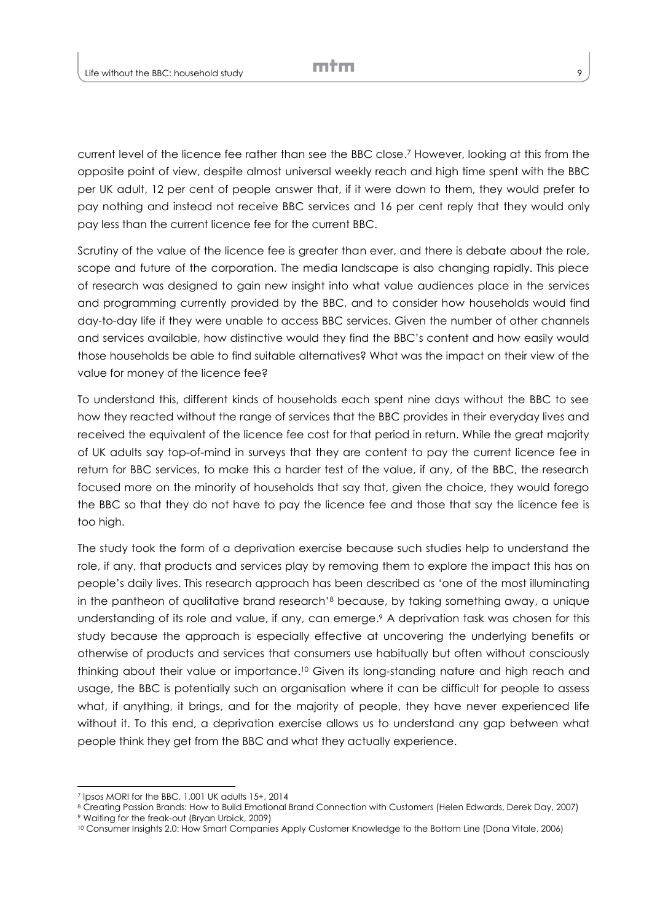current level of the licence fee rather than see the BBC close.[7] However, looking at this from the opposite point of view, despite almost universal weekly reach and high time spent with the BBC per UK adult, 12 per cent of people answer that, if it were down to them, they would prefer to pay nothing and instead not receive BBC services and 16 per cent reply that they would only pay less than the current licence fee for the current BBC.

Scrutiny of the value of the licence fee is greater than ever, and there is debate about the role, scope and future of the corporation. The media landscape is also changing rapidly. This piece of research was designed to gain new insight into what value audiences place in the services and programming currently provided by the BBC, and to consider how households would find day-to-day life if they were unable to access BBC services. Given the number of other channels and services available, how distinctive would they find the BBC's content and how easily would those households be able to find suitable alternatives? What was the impact on their view of the value for money of the licence fee?

To understand this, different kinds of households each spent nine days without the BBC to see how they reacted without the range of services that the BBC provides in their everyday lives and received the equivalent of the licence fee cost for that period in return. While the great majority of UK adults say top-of-mind in surveys that they are content to pay the current licence fee in return for BBC services, to make this a harder test of the value, if any, of the BBC, the research focused more on the minority of households that say that, given the choice, they would forego the BBC so that they do not have to pay the licence fee and those that say the licence fee is too high.

The study took the form of a deprivation exercise because such studies help to understand the role, if any, that products and services play by removing them to explore the impact this has on people's daily lives. This research approach has been described as 'one of the most illuminating in the pantheon of qualitative brand research'[8] because, by taking something away, a unique understanding of its role and value, if any, can emerge.[9] A deprivation task was chosen for this study because the approach is especially effective at uncovering the underlying benefits or otherwise of products and services that consumers use habitually but often without consciously thinking about their value or importance.[10] Given its long-standing nature and high reach and usage, the BBC is potentially such an organisation where it can be difficult for people to assess what, if anything, it brings, and for the majority of people, they have never experienced life without it. To this end, a deprivation exercise allows us to understand any gap between what people think they get from the BBC and what they actually experience.

---

[7] Ipsos MORI for the BBC, 1,001 UK adults 15+, 2014

[8] Creating Passion Brands: How to Build Emotional Brand Connection with Customers (Helen Edwards, Derek Day, 2007)

[9] Waiting for the freak-out (Bryan Urbick, 2009)

[10] Consumer Insights 2.0: How Smart Companies Apply Customer Knowledge to the Bottom Line (Dona Vitale, 2006)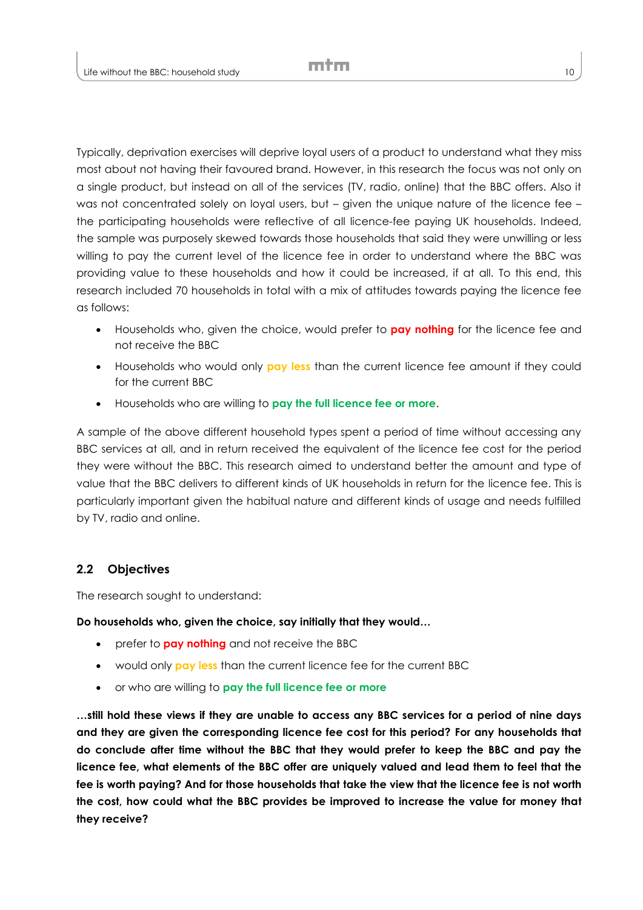Typically, deprivation exercises will deprive loyal users of a product to understand what they miss most about not having their favoured brand. However, in this research the focus was not only on a single product, but instead on all of the services (TV, radio, online) that the BBC offers. Also it was not concentrated solely on loyal users, but – given the unique nature of the licence fee – the participating households were reflective of all licence-fee paying UK households. Indeed, the sample was purposely skewed towards those households that said they were unwilling or less willing to pay the current level of the licence fee in order to understand where the BBC was providing value to these households and how it could be increased, if at all. To this end, this research included 70 households in total with a mix of attitudes towards paying the licence fee as follows:

- Households who, given the choice, would prefer to **pay nothing** for the licence fee and not receive the BBC
- Households who would only **pay less** than the current licence fee amount if they could for the current BBC
- Households who are willing to **pay the full licence fee or more**.

A sample of the above different household types spent a period of time without accessing any BBC services at all, and in return received the equivalent of the licence fee cost for the period they were without the BBC. This research aimed to understand better the amount and type of value that the BBC delivers to different kinds of UK households in return for the licence fee. This is particularly important given the habitual nature and different kinds of usage and needs fulfilled by TV, radio and online.

## 2.2 Objectives

The research sought to understand:

**Do households who, given the choice, say initially that they would…**

- prefer to **pay nothing** and not receive the BBC
- would only **pay less** than the current licence fee for the current BBC
- or who are willing to **pay the full licence fee or more**

**…still hold these views if they are unable to access any BBC services for a period of nine days and they are given the corresponding licence fee cost for this period? For any households that do conclude after time without the BBC that they would prefer to keep the BBC and pay the licence fee, what elements of the BBC offer are uniquely valued and lead them to feel that the fee is worth paying? And for those households that take the view that the licence fee is not worth the cost, how could what the BBC provides be improved to increase the value for money that they receive?**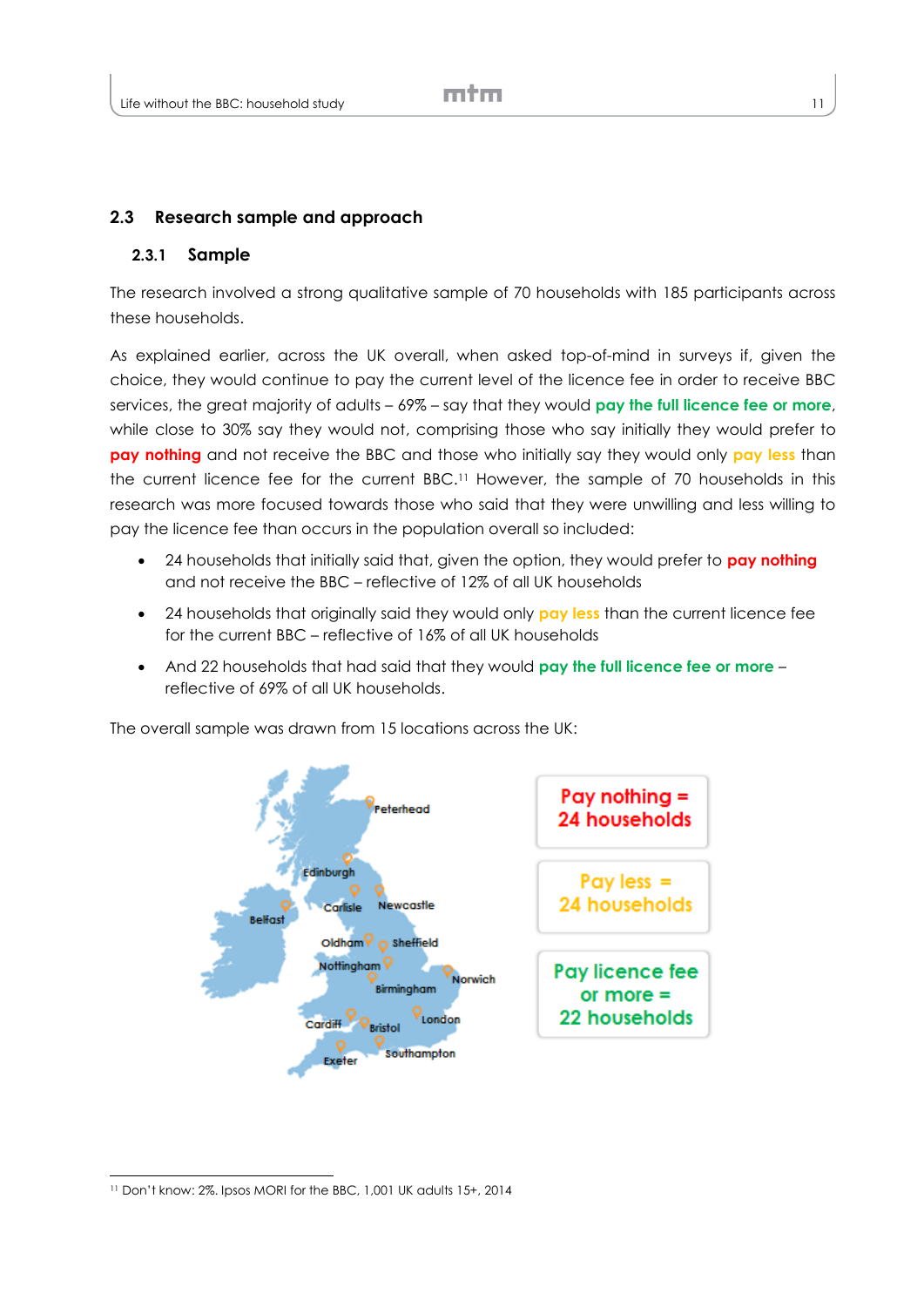## 2.3 Research sample and approach

### 2.3.1 Sample

The research involved a strong qualitative sample of 70 households with 185 participants across these households.

As explained earlier, across the UK overall, when asked top-of-mind in surveys if, given the choice, they would continue to pay the current level of the licence fee in order to receive BBC services, the great majority of adults – 69% – say that they would **pay the full licence fee or more**, while close to 30% say they would not, comprising those who say initially they would prefer to **pay nothing** and not receive the BBC and those who initially say they would only **pay less** than the current licence fee for the current BBC.[11] However, the sample of 70 households in this research was more focused towards those who said that they were unwilling and less willing to pay the licence fee than occurs in the population overall so included:

- 24 households that initially said that, given the option, they would prefer to **pay nothing** and not receive the BBC – reflective of 12% of all UK households
- 24 households that originally said they would only **pay less** than the current licence fee for the current BBC – reflective of 16% of all UK households
- And 22 households that had said that they would **pay the full licence fee or more** – reflective of 69% of all UK households.

The overall sample was drawn from 15 locations across the UK:

Peterhead, Edinburgh, Carlisle, Newcastle, Belfast, Oldham, Sheffield, Nottingham, Norwich, Birmingham, Cardiff, Bristol, London, Exeter, Southampton

**Pay nothing = 24 households**

**Pay less = 24 households**

**Pay licence fee or more = 22 households**

[11] Don't know: 2%. Ipsos MORI for the BBC, 1,001 UK adults 15+, 2014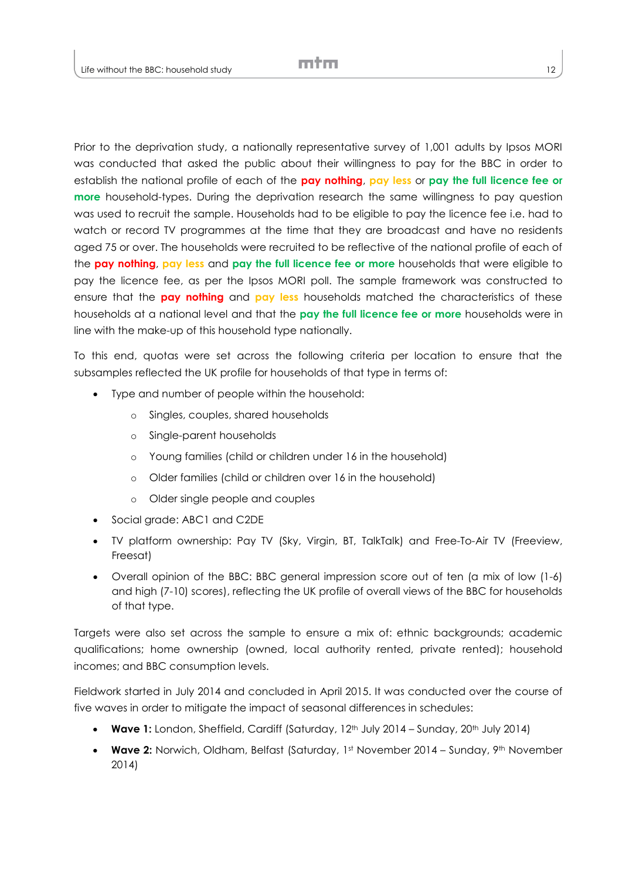Prior to the deprivation study, a nationally representative survey of 1,001 adults by Ipsos MORI was conducted that asked the public about their willingness to pay for the BBC in order to establish the national profile of each of the **pay nothing**, **pay less** or **pay the full licence fee or more** household-types. During the deprivation research the same willingness to pay question was used to recruit the sample. Households had to be eligible to pay the licence fee i.e. had to watch or record TV programmes at the time that they are broadcast and have no residents aged 75 or over. The households were recruited to be reflective of the national profile of each of the **pay nothing**, **pay less** and **pay the full licence fee or more** households that were eligible to pay the licence fee, as per the Ipsos MORI poll. The sample framework was constructed to ensure that the **pay nothing** and **pay less** households matched the characteristics of these households at a national level and that the **pay the full licence fee or more** households were in line with the make-up of this household type nationally.

To this end, quotas were set across the following criteria per location to ensure that the subsamples reflected the UK profile for households of that type in terms of:

- Type and number of people within the household:
    - Singles, couples, shared households
    - Single-parent households
    - Young families (child or children under 16 in the household)
    - Older families (child or children over 16 in the household)
    - Older single people and couples
- Social grade: ABC1 and C2DE
- TV platform ownership: Pay TV (Sky, Virgin, BT, TalkTalk) and Free-To-Air TV (Freeview, Freesat)
- Overall opinion of the BBC: BBC general impression score out of ten (a mix of low (1-6) and high (7-10) scores), reflecting the UK profile of overall views of the BBC for households of that type.

Targets were also set across the sample to ensure a mix of: ethnic backgrounds; academic qualifications; home ownership (owned, local authority rented, private rented); household incomes; and BBC consumption levels.

Fieldwork started in July 2014 and concluded in April 2015. It was conducted over the course of five waves in order to mitigate the impact of seasonal differences in schedules:

- **Wave 1:** London, Sheffield, Cardiff (Saturday, 12th July 2014 – Sunday, 20th July 2014)
- **Wave 2:** Norwich, Oldham, Belfast (Saturday, 1st November 2014 – Sunday, 9th November 2014)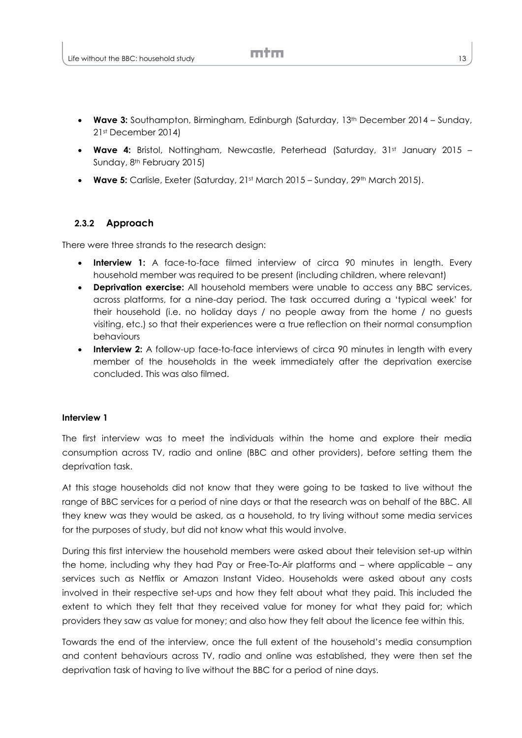- **Wave 3:** Southampton, Birmingham, Edinburgh (Saturday, 13th December 2014 – Sunday, 21st December 2014)
- **Wave 4:** Bristol, Nottingham, Newcastle, Peterhead (Saturday, 31st January 2015 – Sunday, 8th February 2015)
- **Wave 5:** Carlisle, Exeter (Saturday, 21st March 2015 – Sunday, 29th March 2015).

### 2.3.2 Approach

There were three strands to the research design:

- **Interview 1:** A face-to-face filmed interview of circa 90 minutes in length. Every household member was required to be present (including children, where relevant)
- **Deprivation exercise:** All household members were unable to access any BBC services, across platforms, for a nine-day period. The task occurred during a 'typical week' for their household (i.e. no holiday days / no people away from the home / no guests visiting, etc.) so that their experiences were a true reflection on their normal consumption behaviours
- **Interview 2:** A follow-up face-to-face interviews of circa 90 minutes in length with every member of the households in the week immediately after the deprivation exercise concluded. This was also filmed.

**Interview 1**

The first interview was to meet the individuals within the home and explore their media consumption across TV, radio and online (BBC and other providers), before setting them the deprivation task.

At this stage households did not know that they were going to be tasked to live without the range of BBC services for a period of nine days or that the research was on behalf of the BBC. All they knew was they would be asked, as a household, to try living without some media services for the purposes of study, but did not know what this would involve.

During this first interview the household members were asked about their television set-up within the home, including why they had Pay or Free-To-Air platforms and – where applicable – any services such as Netflix or Amazon Instant Video. Households were asked about any costs involved in their respective set-ups and how they felt about what they paid. This included the extent to which they felt that they received value for money for what they paid for; which providers they saw as value for money; and also how they felt about the licence fee within this.

Towards the end of the interview, once the full extent of the household's media consumption and content behaviours across TV, radio and online was established, they were then set the deprivation task of having to live without the BBC for a period of nine days.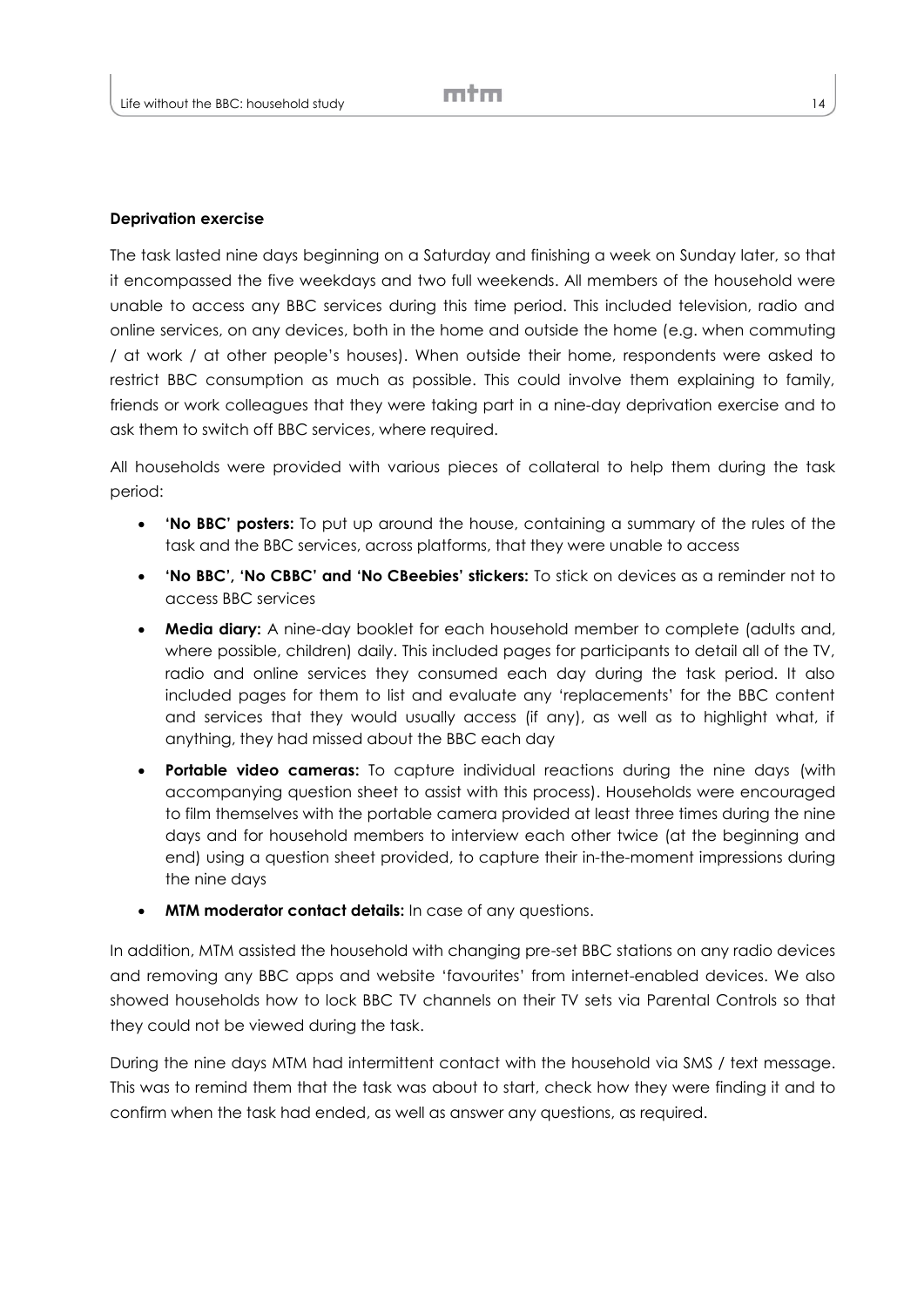**Deprivation exercise**

The task lasted nine days beginning on a Saturday and finishing a week on Sunday later, so that it encompassed the five weekdays and two full weekends. All members of the household were unable to access any BBC services during this time period. This included television, radio and online services, on any devices, both in the home and outside the home (e.g. when commuting / at work / at other people's houses). When outside their home, respondents were asked to restrict BBC consumption as much as possible. This could involve them explaining to family, friends or work colleagues that they were taking part in a nine-day deprivation exercise and to ask them to switch off BBC services, where required.

All households were provided with various pieces of collateral to help them during the task period:

- **'No BBC' posters:** To put up around the house, containing a summary of the rules of the task and the BBC services, across platforms, that they were unable to access
- **'No BBC', 'No CBBC' and 'No CBeebies' stickers:** To stick on devices as a reminder not to access BBC services
- **Media diary:** A nine-day booklet for each household member to complete (adults and, where possible, children) daily. This included pages for participants to detail all of the TV, radio and online services they consumed each day during the task period. It also included pages for them to list and evaluate any 'replacements' for the BBC content and services that they would usually access (if any), as well as to highlight what, if anything, they had missed about the BBC each day
- **Portable video cameras:** To capture individual reactions during the nine days (with accompanying question sheet to assist with this process). Households were encouraged to film themselves with the portable camera provided at least three times during the nine days and for household members to interview each other twice (at the beginning and end) using a question sheet provided, to capture their in-the-moment impressions during the nine days
- **MTM moderator contact details:** In case of any questions.

In addition, MTM assisted the household with changing pre-set BBC stations on any radio devices and removing any BBC apps and website 'favourites' from internet-enabled devices. We also showed households how to lock BBC TV channels on their TV sets via Parental Controls so that they could not be viewed during the task.

During the nine days MTM had intermittent contact with the household via SMS / text message. This was to remind them that the task was about to start, check how they were finding it and to confirm when the task had ended, as well as answer any questions, as required.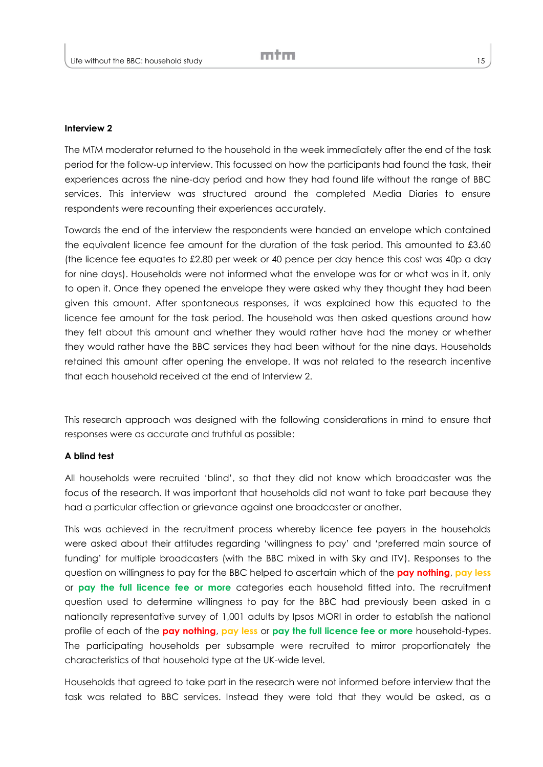**Interview 2**

The MTM moderator returned to the household in the week immediately after the end of the task period for the follow-up interview. This focussed on how the participants had found the task, their experiences across the nine-day period and how they had found life without the range of BBC services. This interview was structured around the completed Media Diaries to ensure respondents were recounting their experiences accurately.

Towards the end of the interview the respondents were handed an envelope which contained the equivalent licence fee amount for the duration of the task period. This amounted to £3.60 (the licence fee equates to £2.80 per week or 40 pence per day hence this cost was 40p a day for nine days). Households were not informed what the envelope was for or what was in it, only to open it. Once they opened the envelope they were asked why they thought they had been given this amount. After spontaneous responses, it was explained how this equated to the licence fee amount for the task period. The household was then asked questions around how they felt about this amount and whether they would rather have had the money or whether they would rather have the BBC services they had been without for the nine days. Households retained this amount after opening the envelope. It was not related to the research incentive that each household received at the end of Interview 2.

This research approach was designed with the following considerations in mind to ensure that responses were as accurate and truthful as possible:

**A blind test**

All households were recruited 'blind', so that they did not know which broadcaster was the focus of the research. It was important that households did not want to take part because they had a particular affection or grievance against one broadcaster or another.

This was achieved in the recruitment process whereby licence fee payers in the households were asked about their attitudes regarding 'willingness to pay' and 'preferred main source of funding' for multiple broadcasters (with the BBC mixed in with Sky and ITV). Responses to the question on willingness to pay for the BBC helped to ascertain which of the **pay nothing**, **pay less** or **pay the full licence fee or more** categories each household fitted into. The recruitment question used to determine willingness to pay for the BBC had previously been asked in a nationally representative survey of 1,001 adults by Ipsos MORI in order to establish the national profile of each of the **pay nothing**, **pay less** or **pay the full licence fee or more** household-types. The participating households per subsample were recruited to mirror proportionately the characteristics of that household type at the UK-wide level.

Households that agreed to take part in the research were not informed before interview that the task was related to BBC services. Instead they were told that they would be asked, as a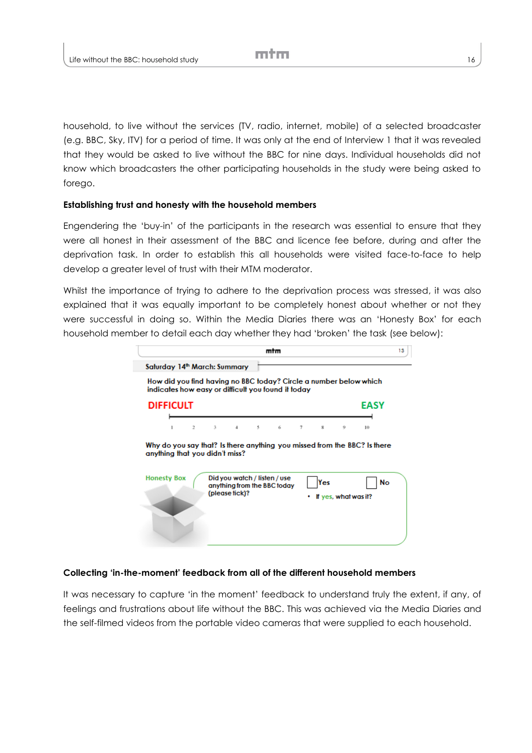household, to live without the services (TV, radio, internet, mobile) of a selected broadcaster (e.g. BBC, Sky, ITV) for a period of time. It was only at the end of Interview 1 that it was revealed that they would be asked to live without the BBC for nine days. Individual households did not know which broadcasters the other participating households in the study were being asked to forego.

**Establishing trust and honesty with the household members**

Engendering the 'buy-in' of the participants in the research was essential to ensure that they were all honest in their assessment of the BBC and licence fee before, during and after the deprivation task. In order to establish this all households were visited face-to-face to help develop a greater level of trust with their MTM moderator.

Whilst the importance of trying to adhere to the deprivation process was stressed, it was also explained that it was equally important to be completely honest about whether or not they were successful in doing so. Within the Media Diaries there was an 'Honesty Box' for each household member to detail each day whether they had 'broken' the task (see below):

**Saturday 14th March: Summary**

**How did you find having no BBC today? Circle a number below which indicates how easy or difficult you found it today**

**DIFFICULT** — **EASY**

1 2 3 4 5 6 7 8 9 10

**Why do you say that? Is there anything you missed from the BBC? Is there anything that you didn't miss?**

**Honesty Box**

**Did you watch / listen / use anything from the BBC today (please tick)?** ☐ Yes ☐ No

- **If yes, what was it?**

**Collecting 'in-the-moment' feedback from all of the different household members**

It was necessary to capture 'in the moment' feedback to understand truly the extent, if any, of feelings and frustrations about life without the BBC. This was achieved via the Media Diaries and the self-filmed videos from the portable video cameras that were supplied to each household.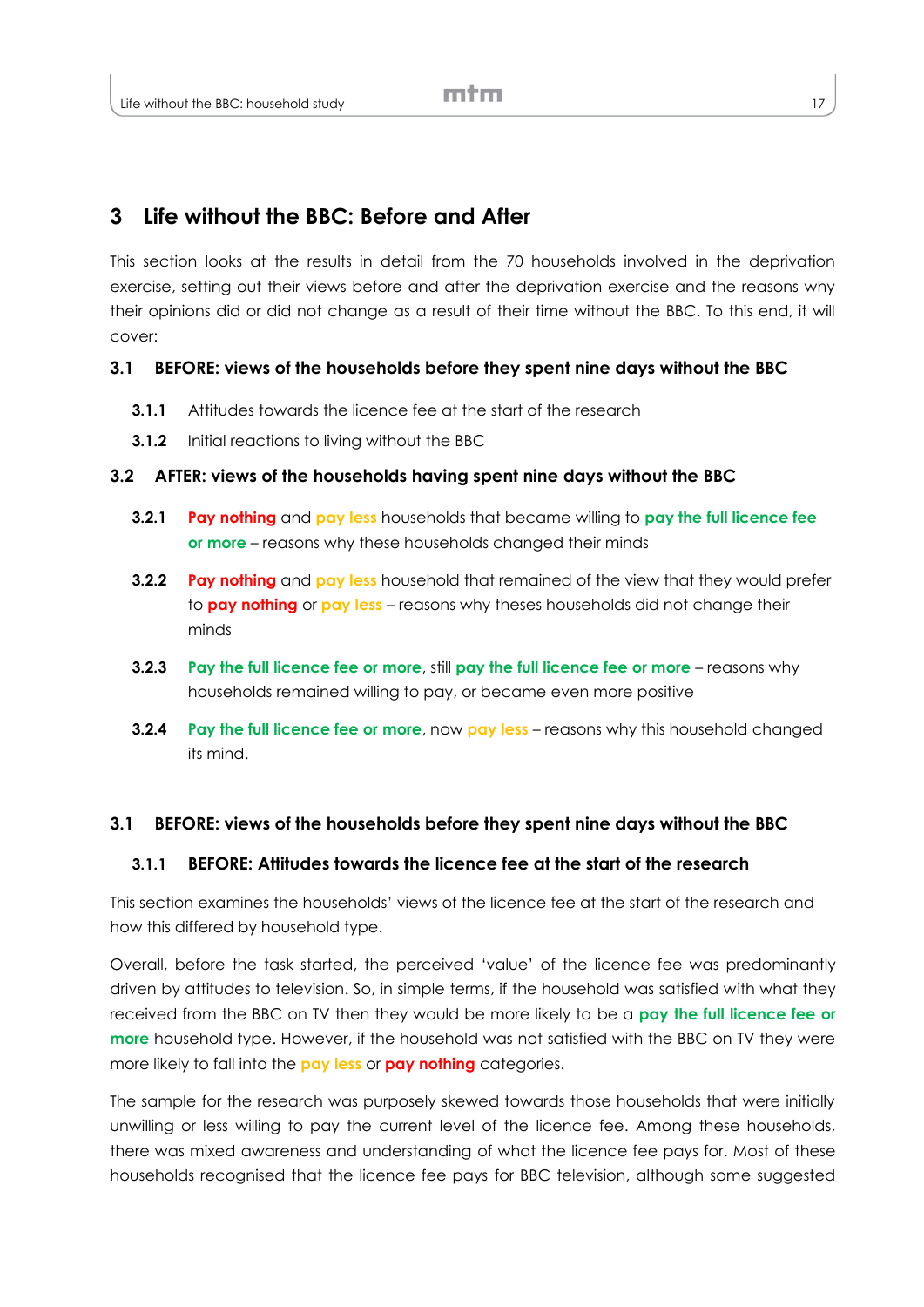# 3 Life without the BBC: Before and After

This section looks at the results in detail from the 70 households involved in the deprivation exercise, setting out their views before and after the deprivation exercise and the reasons why their opinions did or did not change as a result of their time without the BBC. To this end, it will cover:

**3.1 BEFORE: views of the households before they spent nine days without the BBC**

- **3.1.1** Attitudes towards the licence fee at the start of the research
- **3.1.2** Initial reactions to living without the BBC

**3.2 AFTER: views of the households having spent nine days without the BBC**

- **3.2.1** **Pay nothing** and **pay less** households that became willing to **pay the full licence fee or more** – reasons why these households changed their minds
- **3.2.2** **Pay nothing** and **pay less** household that remained of the view that they would prefer to **pay nothing** or **pay less** – reasons why theses households did not change their minds
- **3.2.3** **Pay the full licence fee or more**, still **pay the full licence fee or more** – reasons why households remained willing to pay, or became even more positive
- **3.2.4** **Pay the full licence fee or more**, now **pay less** – reasons why this household changed its mind.

## 3.1 BEFORE: views of the households before they spent nine days without the BBC

### 3.1.1 BEFORE: Attitudes towards the licence fee at the start of the research

This section examines the households' views of the licence fee at the start of the research and how this differed by household type.

Overall, before the task started, the perceived 'value' of the licence fee was predominantly driven by attitudes to television. So, in simple terms, if the household was satisfied with what they received from the BBC on TV then they would be more likely to be a **pay the full licence fee or more** household type. However, if the household was not satisfied with the BBC on TV they were more likely to fall into the **pay less** or **pay nothing** categories.

The sample for the research was purposely skewed towards those households that were initially unwilling or less willing to pay the current level of the licence fee. Among these households, there was mixed awareness and understanding of what the licence fee pays for. Most of these households recognised that the licence fee pays for BBC television, although some suggested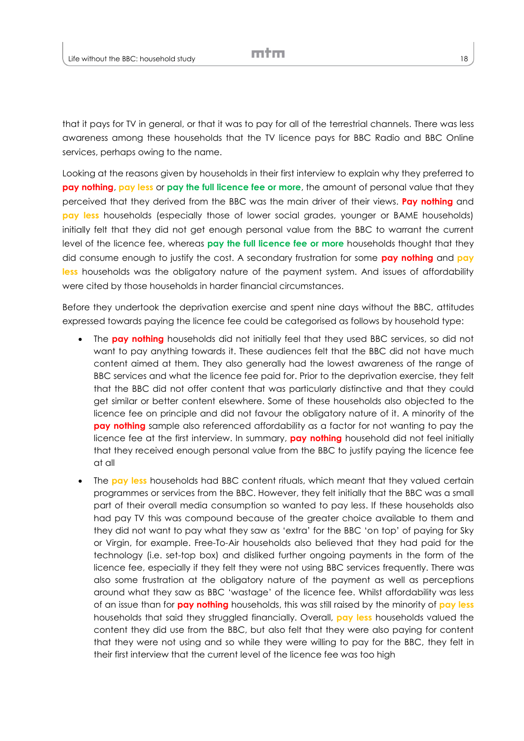that it pays for TV in general, or that it was to pay for all of the terrestrial channels. There was less awareness among these households that the TV licence pays for BBC Radio and BBC Online services, perhaps owing to the name.

Looking at the reasons given by households in their first interview to explain why they preferred to **pay nothing**, **pay less** or **pay the full licence fee or more**, the amount of personal value that they perceived that they derived from the BBC was the main driver of their views. **Pay nothing** and **pay less** households (especially those of lower social grades, younger or BAME households) initially felt that they did not get enough personal value from the BBC to warrant the current level of the licence fee, whereas **pay the full licence fee or more** households thought that they did consume enough to justify the cost. A secondary frustration for some **pay nothing** and **pay less** households was the obligatory nature of the payment system. And issues of affordability were cited by those households in harder financial circumstances.

Before they undertook the deprivation exercise and spent nine days without the BBC, attitudes expressed towards paying the licence fee could be categorised as follows by household type:

- The **pay nothing** households did not initially feel that they used BBC services, so did not want to pay anything towards it. These audiences felt that the BBC did not have much content aimed at them. They also generally had the lowest awareness of the range of BBC services and what the licence fee paid for. Prior to the deprivation exercise, they felt that the BBC did not offer content that was particularly distinctive and that they could get similar or better content elsewhere. Some of these households also objected to the licence fee on principle and did not favour the obligatory nature of it. A minority of the **pay nothing** sample also referenced affordability as a factor for not wanting to pay the licence fee at the first interview. In summary, **pay nothing** household did not feel initially that they received enough personal value from the BBC to justify paying the licence fee at all
- The **pay less** households had BBC content rituals, which meant that they valued certain programmes or services from the BBC. However, they felt initially that the BBC was a small part of their overall media consumption so wanted to pay less. If these households also had pay TV this was compound because of the greater choice available to them and they did not want to pay what they saw as 'extra' for the BBC 'on top' of paying for Sky or Virgin, for example. Free-To-Air households also believed that they had paid for the technology (i.e. set-top box) and disliked further ongoing payments in the form of the licence fee, especially if they felt they were not using BBC services frequently. There was also some frustration at the obligatory nature of the payment as well as perceptions around what they saw as BBC 'wastage' of the licence fee. Whilst affordability was less of an issue than for **pay nothing** households, this was still raised by the minority of **pay less** households that said they struggled financially. Overall, **pay less** households valued the content they did use from the BBC, but also felt that they were also paying for content that they were not using and so while they were willing to pay for the BBC, they felt in their first interview that the current level of the licence fee was too high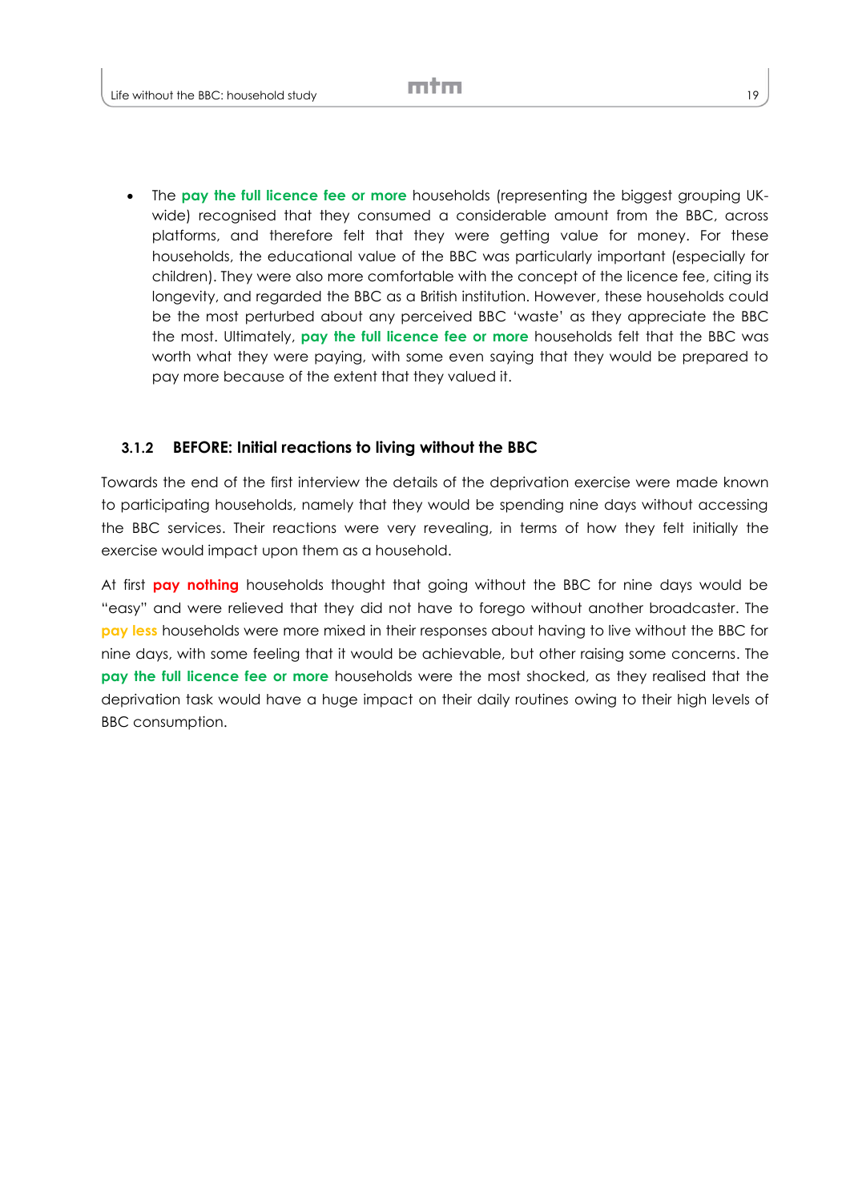- The **pay the full licence fee or more** households (representing the biggest grouping UK-wide) recognised that they consumed a considerable amount from the BBC, across platforms, and therefore felt that they were getting value for money. For these households, the educational value of the BBC was particularly important (especially for children). They were also more comfortable with the concept of the licence fee, citing its longevity, and regarded the BBC as a British institution. However, these households could be the most perturbed about any perceived BBC 'waste' as they appreciate the BBC the most. Ultimately, **pay the full licence fee or more** households felt that the BBC was worth what they were paying, with some even saying that they would be prepared to pay more because of the extent that they valued it.

### 3.1.2 BEFORE: Initial reactions to living without the BBC

Towards the end of the first interview the details of the deprivation exercise were made known to participating households, namely that they would be spending nine days without accessing the BBC services. Their reactions were very revealing, in terms of how they felt initially the exercise would impact upon them as a household.

At first **pay nothing** households thought that going without the BBC for nine days would be "easy" and were relieved that they did not have to forego without another broadcaster. The **pay less** households were more mixed in their responses about having to live without the BBC for nine days, with some feeling that it would be achievable, but other raising some concerns. The **pay the full licence fee or more** households were the most shocked, as they realised that the deprivation task would have a huge impact on their daily routines owing to their high levels of BBC consumption.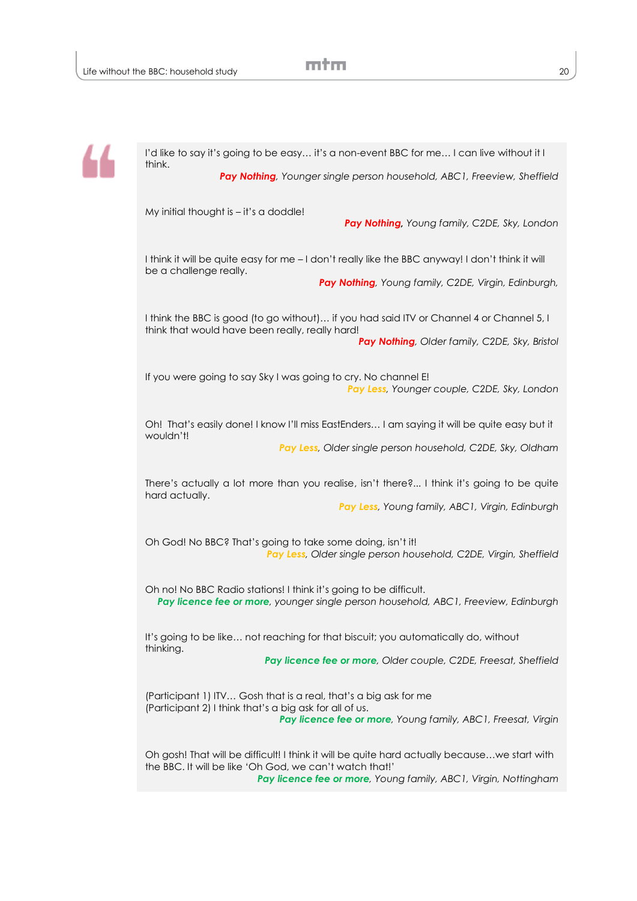I'd like to say it's going to be easy… it's a non-event BBC for me… I can live without it I think.

*__Pay Nothing__, Younger single person household, ABC1, Freeview, Sheffield*

My initial thought is – it's a doddle!

*__Pay Nothing__, Young family, C2DE, Sky, London*

I think it will be quite easy for me – I don't really like the BBC anyway! I don't think it will be a challenge really.

*__Pay Nothing__, Young family, C2DE, Virgin, Edinburgh,*

I think the BBC is good (to go without)… if you had said ITV or Channel 4 or Channel 5, I think that would have been really, really hard!

*__Pay Nothing__, Older family, C2DE, Sky, Bristol*

If you were going to say Sky I was going to cry. No channel E!

*__Pay Less__, Younger couple, C2DE, Sky, London*

Oh! That's easily done! I know I'll miss EastEnders… I am saying it will be quite easy but it wouldn't!

*__Pay Less__, Older single person household, C2DE, Sky, Oldham*

There's actually a lot more than you realise, isn't there?... I think it's going to be quite hard actually.

*__Pay Less__, Young family, ABC1, Virgin, Edinburgh*

Oh God! No BBC? That's going to take some doing, isn't it!

*__Pay Less__, Older single person household, C2DE, Virgin, Sheffield*

Oh no! No BBC Radio stations! I think it's going to be difficult.

*__Pay licence fee or more__, younger single person household, ABC1, Freeview, Edinburgh*

It's going to be like… not reaching for that biscuit; you automatically do, without thinking.

*__Pay licence fee or more__, Older couple, C2DE, Freesat, Sheffield*

(Participant 1) ITV… Gosh that is a real, that's a big ask for me
(Participant 2) I think that's a big ask for all of us.

*__Pay licence fee or more__, Young family, ABC1, Freesat, Virgin*

Oh gosh! That will be difficult! I think it will be quite hard actually because…we start with the BBC. It will be like 'Oh God, we can't watch that!'

*__Pay licence fee or more__, Young family, ABC1, Virgin, Nottingham*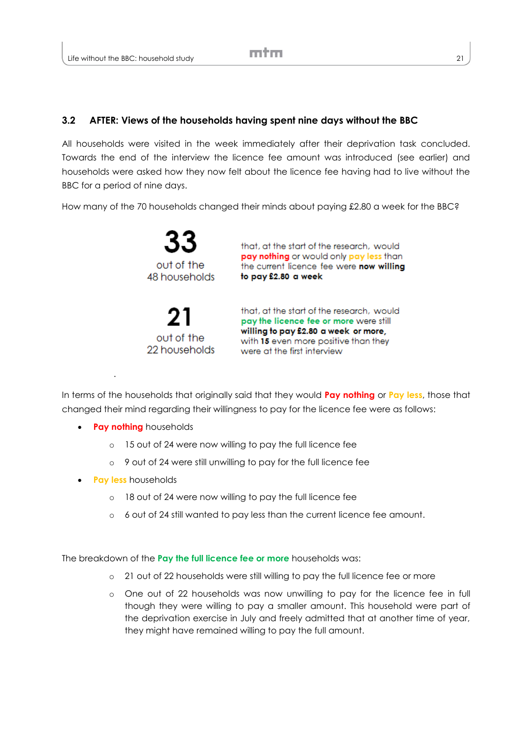### 3.2 AFTER: Views of the households having spent nine days without the BBC

All households were visited in the week immediately after their deprivation task concluded. Towards the end of the interview the licence fee amount was introduced (see earlier) and households were asked how they now felt about the licence fee having had to live without the BBC for a period of nine days.

How many of the 70 households changed their minds about paying £2.80 a week for the BBC?

**33** out of the 48 households that, at the start of the research, would **pay nothing** or would only **pay less** than the current licence fee were **now willing to pay £2.80 a week**

**21** out of the 22 households that, at the start of the research, would **pay the licence fee or more** were still **willing to pay £2.80 a week or more,** with **15** even more positive than they were at the first interview

In terms of the households that originally said that they would **Pay nothing** or **Pay less**, those that changed their mind regarding their willingness to pay for the licence fee were as follows:

- **Pay nothing** households
  - 15 out of 24 were now willing to pay the full licence fee
  - 9 out of 24 were still unwilling to pay for the full licence fee
- **Pay less** households
  - 18 out of 24 were now willing to pay the full licence fee
  - 6 out of 24 still wanted to pay less than the current licence fee amount.

The breakdown of the **Pay the full licence fee or more** households was:

- 21 out of 22 households were still willing to pay the full licence fee or more
- One out of 22 households was now unwilling to pay for the licence fee in full though they were willing to pay a smaller amount. This household were part of the deprivation exercise in July and freely admitted that at another time of year, they might have remained willing to pay the full amount.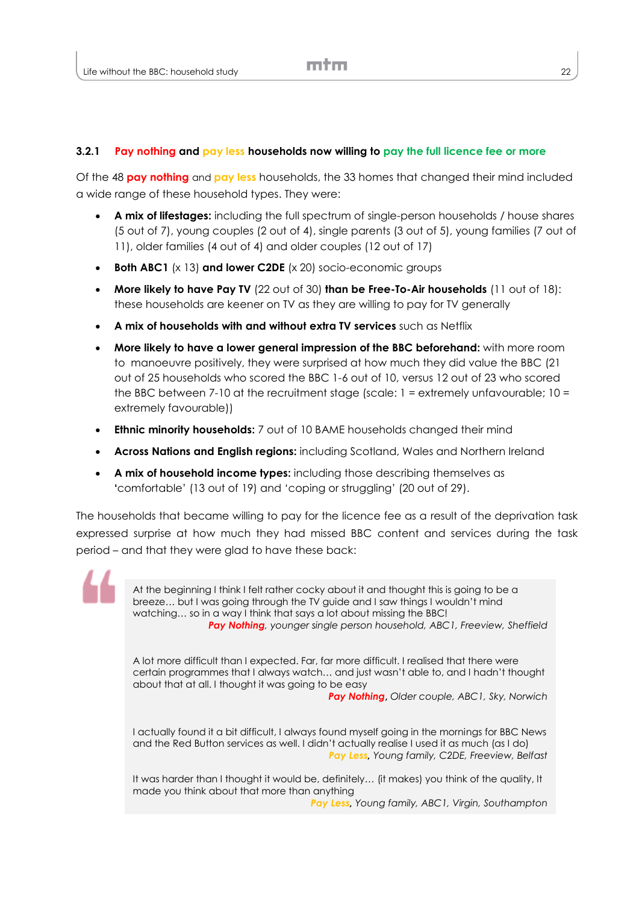### 3.2.1 Pay nothing and pay less households now willing to pay the full licence fee or more

Of the 48 **pay nothing** and **pay less** households, the 33 homes that changed their mind included a wide range of these household types. They were:

- **A mix of lifestages:** including the full spectrum of single-person households / house shares (5 out of 7), young couples (2 out of 4), single parents (3 out of 5), young families (7 out of 11), older families (4 out of 4) and older couples (12 out of 17)
- **Both ABC1** (x 13) **and lower C2DE** (x 20) socio-economic groups
- **More likely to have Pay TV** (22 out of 30) **than be Free-To-Air households** (11 out of 18): these households are keener on TV as they are willing to pay for TV generally
- **A mix of households with and without extra TV services** such as Netflix
- **More likely to have a lower general impression of the BBC beforehand:** with more room to manoeuvre positively, they were surprised at how much they did value the BBC (21 out of 25 households who scored the BBC 1-6 out of 10, versus 12 out of 23 who scored the BBC between 7-10 at the recruitment stage (scale: 1 = extremely unfavourable; 10 = extremely favourable))
- **Ethnic minority households:** 7 out of 10 BAME households changed their mind
- **Across Nations and English regions:** including Scotland, Wales and Northern Ireland
- **A mix of household income types:** including those describing themselves as 'comfortable' (13 out of 19) and 'coping or struggling' (20 out of 29).

The households that became willing to pay for the licence fee as a result of the deprivation task expressed surprise at how much they had missed BBC content and services during the task period – and that they were glad to have these back:

> At the beginning I think I felt rather cocky about it and thought this is going to be a breeze… but I was going through the TV guide and I saw things I wouldn't mind watching… so in a way I think that says a lot about missing the BBC!
>
> *Pay Nothing, younger single person household, ABC1, Freeview, Sheffield*

> A lot more difficult than I expected. Far, far more difficult. I realised that there were certain programmes that I always watch… and just wasn't able to, and I hadn't thought about that at all. I thought it was going to be easy
>
> *Pay Nothing, Older couple, ABC1, Sky, Norwich*

> I actually found it a bit difficult, I always found myself going in the mornings for BBC News and the Red Button services as well. I didn't actually realise I used it as much (as I do)
>
> *Pay Less, Young family, C2DE, Freeview, Belfast*

> It was harder than I thought it would be, definitely… (it makes) you think of the quality, It made you think about that more than anything
>
> *Pay Less, Young family, ABC1, Virgin, Southampton*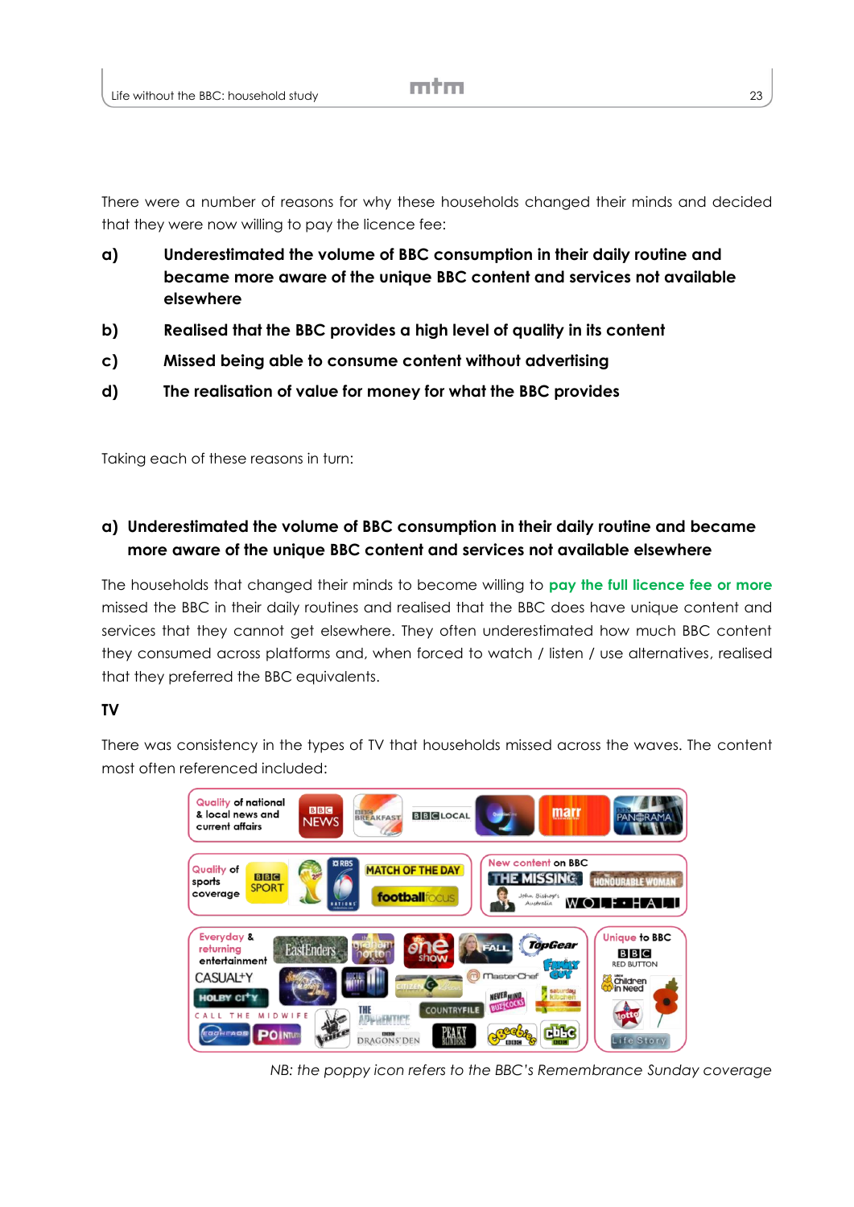There were a number of reasons for why these households changed their minds and decided that they were now willing to pay the licence fee:

- **a) Underestimated the volume of BBC consumption in their daily routine and became more aware of the unique BBC content and services not available elsewhere**
- **b) Realised that the BBC provides a high level of quality in its content**
- **c) Missed being able to consume content without advertising**
- **d) The realisation of value for money for what the BBC provides**

Taking each of these reasons in turn:

## a) Underestimated the volume of BBC consumption in their daily routine and became more aware of the unique BBC content and services not available elsewhere

The households that changed their minds to become willing to **pay the full licence fee or more** missed the BBC in their daily routines and realised that the BBC does have unique content and services that they cannot get elsewhere. They often underestimated how much BBC content they consumed across platforms and, when forced to watch / listen / use alternatives, realised that they preferred the BBC equivalents.

### TV

There was consistency in the types of TV that households missed across the waves. The content most often referenced included:

*NB: the poppy icon refers to the BBC's Remembrance Sunday coverage*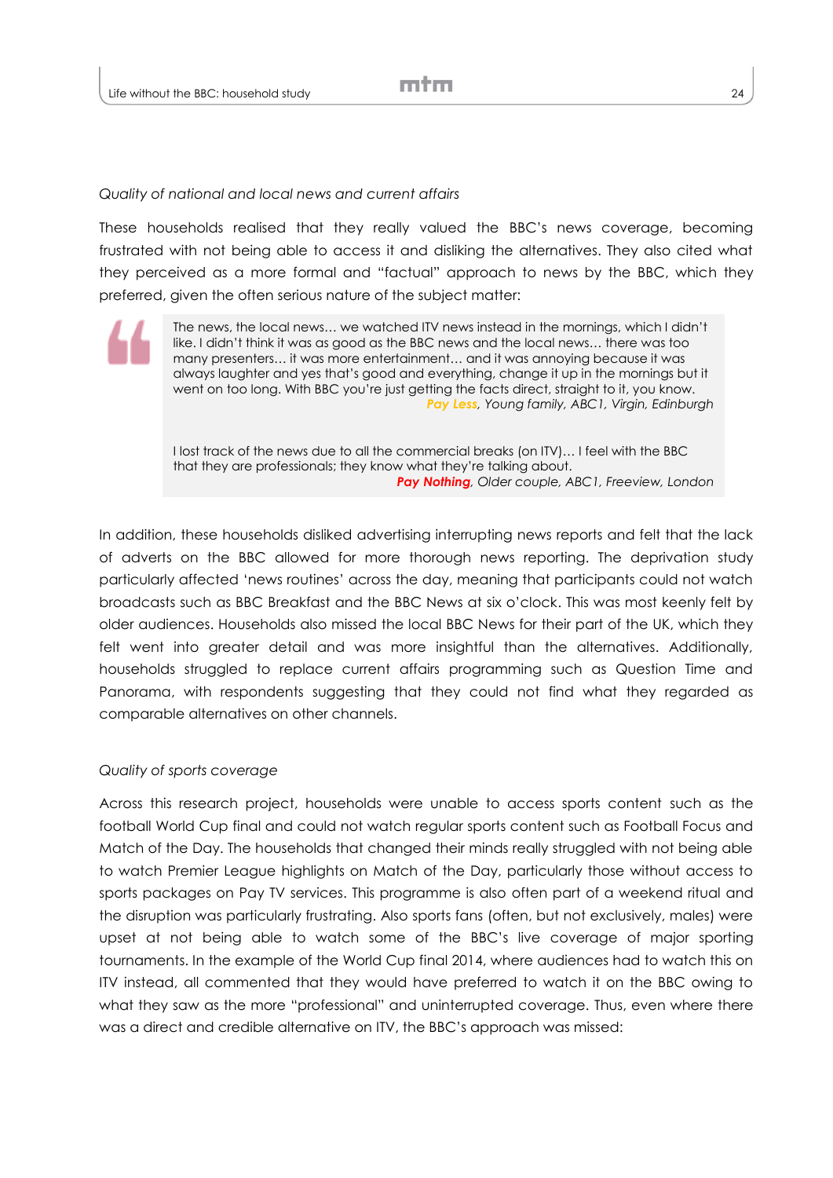*Quality of national and local news and current affairs*

These households realised that they really valued the BBC's news coverage, becoming frustrated with not being able to access it and disliking the alternatives. They also cited what they perceived as a more formal and "factual" approach to news by the BBC, which they preferred, given the often serious nature of the subject matter:

> The news, the local news… we watched ITV news instead in the mornings, which I didn't like. I didn't think it was as good as the BBC news and the local news… there was too many presenters… it was more entertainment… and it was annoying because it was always laughter and yes that's good and everything, change it up in the mornings but it went on too long. With BBC you're just getting the facts direct, straight to it, you know.
>
> ***Pay Less***, *Young family, ABC1, Virgin, Edinburgh*
>
> I lost track of the news due to all the commercial breaks (on ITV)… I feel with the BBC that they are professionals; they know what they're talking about.
>
> ***Pay Nothing***, *Older couple, ABC1, Freeview, London*

In addition, these households disliked advertising interrupting news reports and felt that the lack of adverts on the BBC allowed for more thorough news reporting. The deprivation study particularly affected 'news routines' across the day, meaning that participants could not watch broadcasts such as BBC Breakfast and the BBC News at six o'clock. This was most keenly felt by older audiences. Households also missed the local BBC News for their part of the UK, which they felt went into greater detail and was more insightful than the alternatives. Additionally, households struggled to replace current affairs programming such as Question Time and Panorama, with respondents suggesting that they could not find what they regarded as comparable alternatives on other channels.

*Quality of sports coverage*

Across this research project, households were unable to access sports content such as the football World Cup final and could not watch regular sports content such as Football Focus and Match of the Day. The households that changed their minds really struggled with not being able to watch Premier League highlights on Match of the Day, particularly those without access to sports packages on Pay TV services. This programme is also often part of a weekend ritual and the disruption was particularly frustrating. Also sports fans (often, but not exclusively, males) were upset at not being able to watch some of the BBC's live coverage of major sporting tournaments. In the example of the World Cup final 2014, where audiences had to watch this on ITV instead, all commented that they would have preferred to watch it on the BBC owing to what they saw as the more "professional" and uninterrupted coverage. Thus, even where there was a direct and credible alternative on ITV, the BBC's approach was missed: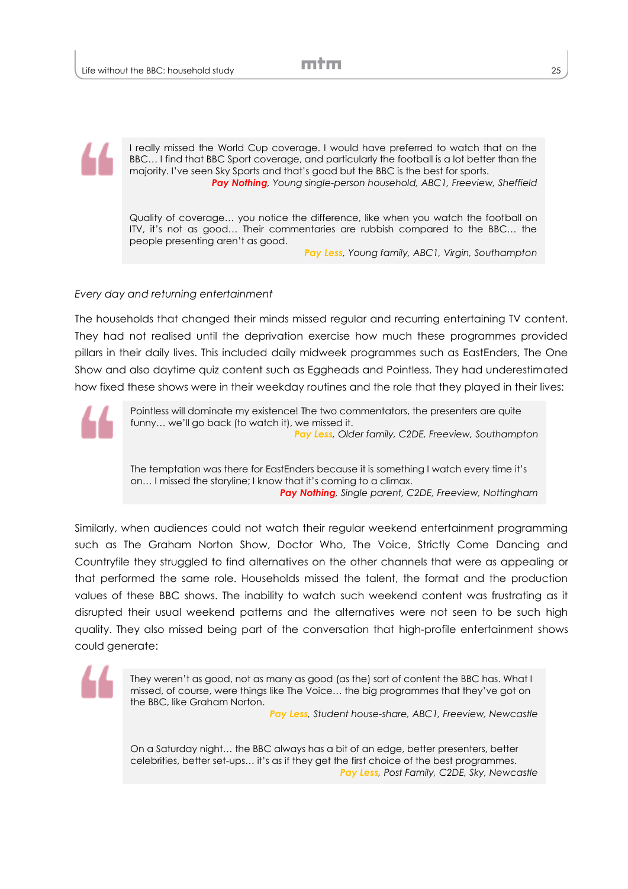> I really missed the World Cup coverage. I would have preferred to watch that on the BBC… I find that BBC Sport coverage, and particularly the football is a lot better than the majority. I've seen Sky Sports and that's good but the BBC is the best for sports.
>
> ***Pay Nothing****, Young single-person household, ABC1, Freeview, Sheffield*

> Quality of coverage… you notice the difference, like when you watch the football on ITV, it's not as good… Their commentaries are rubbish compared to the BBC… the people presenting aren't as good.
>
> ***Pay Less****, Young family, ABC1, Virgin, Southampton*

*Every day and returning entertainment*

The households that changed their minds missed regular and recurring entertaining TV content. They had not realised until the deprivation exercise how much these programmes provided pillars in their daily lives. This included daily midweek programmes such as EastEnders, The One Show and also daytime quiz content such as Eggheads and Pointless. They had underestimated how fixed these shows were in their weekday routines and the role that they played in their lives:

> Pointless will dominate my existence! The two commentators, the presenters are quite funny… we'll go back (to watch it), we missed it.
>
> ***Pay Less****, Older family, C2DE, Freeview, Southampton*

> The temptation was there for EastEnders because it is something I watch every time it's on… I missed the storyline; I know that it's coming to a climax.
>
> ***Pay Nothing****, Single parent, C2DE, Freeview, Nottingham*

Similarly, when audiences could not watch their regular weekend entertainment programming such as The Graham Norton Show, Doctor Who, The Voice, Strictly Come Dancing and Countryfile they struggled to find alternatives on the other channels that were as appealing or that performed the same role. Households missed the talent, the format and the production values of these BBC shows. The inability to watch such weekend content was frustrating as it disrupted their usual weekend patterns and the alternatives were not seen to be such high quality. They also missed being part of the conversation that high-profile entertainment shows could generate:

> They weren't as good, not as many as good (as the) sort of content the BBC has. What I missed, of course, were things like The Voice… the big programmes that they've got on the BBC, like Graham Norton.
>
> ***Pay Less****, Student house-share, ABC1, Freeview, Newcastle*

> On a Saturday night… the BBC always has a bit of an edge, better presenters, better celebrities, better set-ups… it's as if they get the first choice of the best programmes.
>
> ***Pay Less****, Post Family, C2DE, Sky, Newcastle*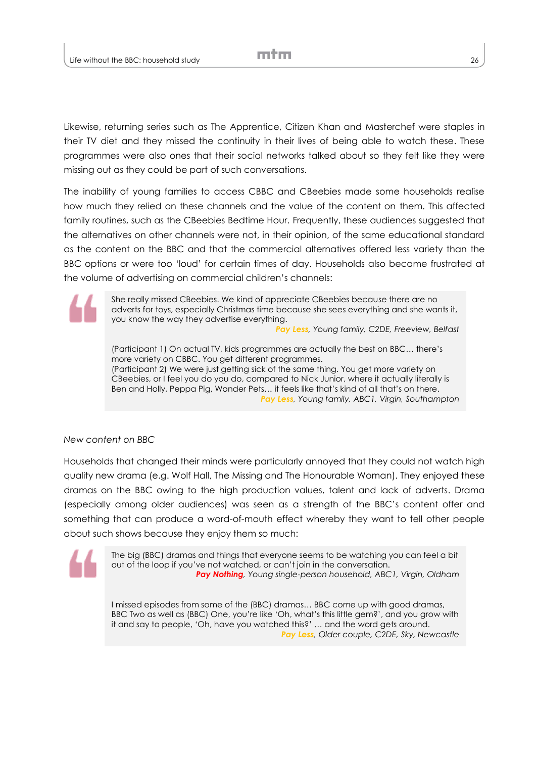Likewise, returning series such as The Apprentice, Citizen Khan and Masterchef were staples in their TV diet and they missed the continuity in their lives of being able to watch these. These programmes were also ones that their social networks talked about so they felt like they were missing out as they could be part of such conversations.

The inability of young families to access CBBC and CBeebies made some households realise how much they relied on these channels and the value of the content on them. This affected family routines, such as the CBeebies Bedtime Hour. Frequently, these audiences suggested that the alternatives on other channels were not, in their opinion, of the same educational standard as the content on the BBC and that the commercial alternatives offered less variety than the BBC options or were too 'loud' for certain times of day. Households also became frustrated at the volume of advertising on commercial children's channels:

> She really missed CBeebies. We kind of appreciate CBeebies because there are no adverts for toys, especially Christmas time because she sees everything and she wants it, you know the way they advertise everything.
>
> ***Pay Less****, Young family, C2DE, Freeview, Belfast*
>
> (Participant 1) On actual TV, kids programmes are actually the best on BBC… there's more variety on CBBC. You get different programmes.
> (Participant 2) We were just getting sick of the same thing. You get more variety on CBeebies, or I feel you do you do, compared to Nick Junior, where it actually literally is Ben and Holly, Peppa Pig, Wonder Pets… it feels like that's kind of all that's on there.
>
> ***Pay Less****, Young family, ABC1, Virgin, Southampton*

*New content on BBC*

Households that changed their minds were particularly annoyed that they could not watch high quality new drama (e.g. Wolf Hall, The Missing and The Honourable Woman). They enjoyed these dramas on the BBC owing to the high production values, talent and lack of adverts. Drama (especially among older audiences) was seen as a strength of the BBC's content offer and something that can produce a word-of-mouth effect whereby they want to tell other people about such shows because they enjoy them so much:

> The big (BBC) dramas and things that everyone seems to be watching you can feel a bit out of the loop if you've not watched, or can't join in the conversation.
>
> ***Pay Nothing****, Young single-person household, ABC1, Virgin, Oldham*
>
> I missed episodes from some of the (BBC) dramas… BBC come up with good dramas, BBC Two as well as (BBC) One, you're like 'Oh, what's this little gem?', and you grow with it and say to people, 'Oh, have you watched this?' … and the word gets around.
>
> ***Pay Less****, Older couple, C2DE, Sky, Newcastle*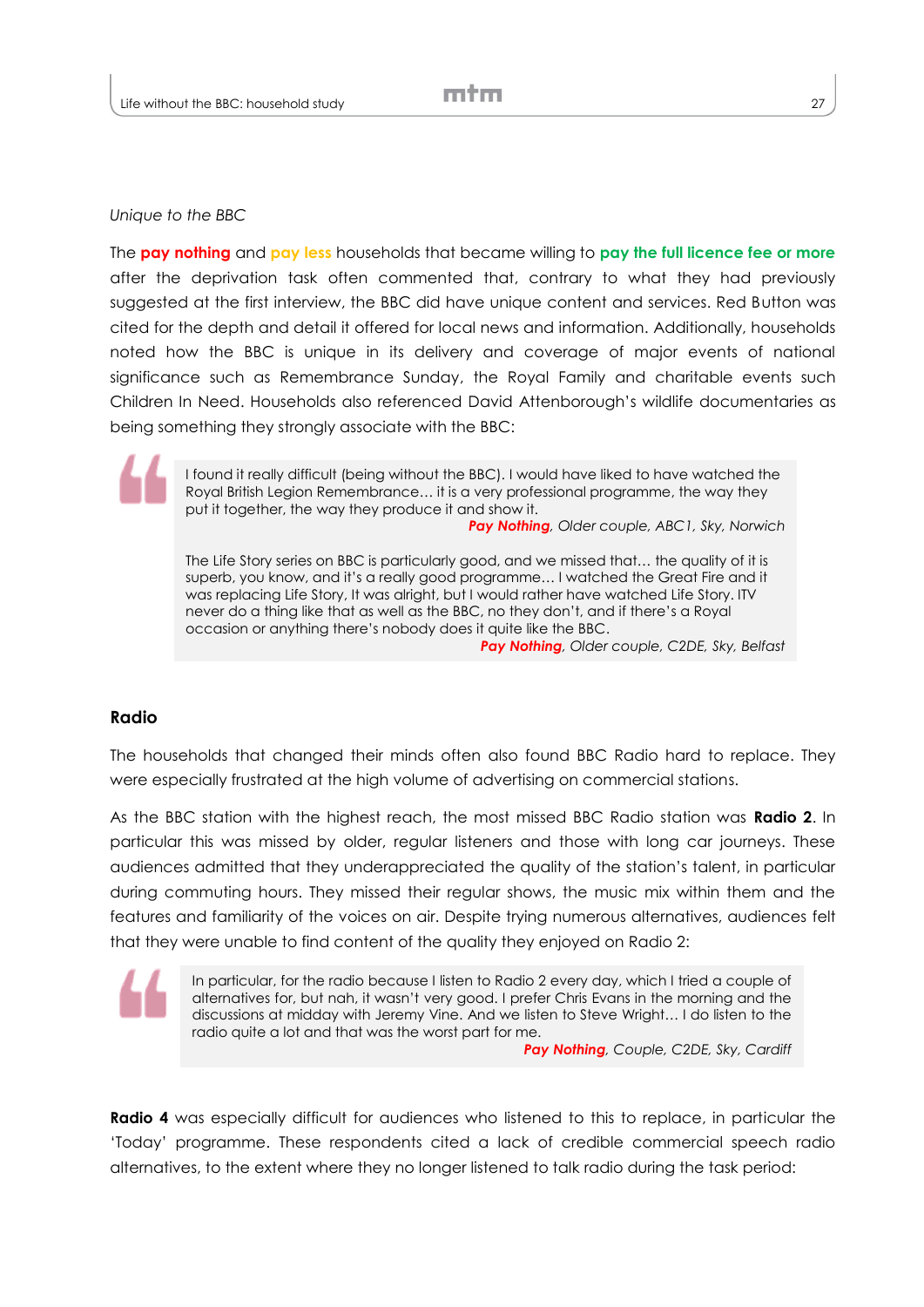*Unique to the BBC*

The **pay nothing** and **pay less** households that became willing to **pay the full licence fee or more** after the deprivation task often commented that, contrary to what they had previously suggested at the first interview, the BBC did have unique content and services. Red Button was cited for the depth and detail it offered for local news and information. Additionally, households noted how the BBC is unique in its delivery and coverage of major events of national significance such as Remembrance Sunday, the Royal Family and charitable events such Children In Need. Households also referenced David Attenborough's wildlife documentaries as being something they strongly associate with the BBC:

> I found it really difficult (being without the BBC). I would have liked to have watched the Royal British Legion Remembrance… it is a very professional programme, the way they put it together, the way they produce it and show it.
>
> ***Pay Nothing****, Older couple, ABC1, Sky, Norwich*
>
> The Life Story series on BBC is particularly good, and we missed that… the quality of it is superb, you know, and it's a really good programme… I watched the Great Fire and it was replacing Life Story. It was alright, but I would rather have watched Life Story. ITV never do a thing like that as well as the BBC, no they don't, and if there's a Royal occasion or anything there's nobody does it quite like the BBC.
>
> ***Pay Nothing****, Older couple, C2DE, Sky, Belfast*

## Radio

The households that changed their minds often also found BBC Radio hard to replace. They were especially frustrated at the high volume of advertising on commercial stations.

As the BBC station with the highest reach, the most missed BBC Radio station was **Radio 2**. In particular this was missed by older, regular listeners and those with long car journeys. These audiences admitted that they underappreciated the quality of the station's talent, in particular during commuting hours. They missed their regular shows, the music mix within them and the features and familiarity of the voices on air. Despite trying numerous alternatives, audiences felt that they were unable to find content of the quality they enjoyed on Radio 2:

> In particular, for the radio because I listen to Radio 2 every day, which I tried a couple of alternatives for, but nah, it wasn't very good. I prefer Chris Evans in the morning and the discussions at midday with Jeremy Vine. And we listen to Steve Wright… I do listen to the radio quite a lot and that was the worst part for me.
>
> ***Pay Nothing****, Couple, C2DE, Sky, Cardiff*

**Radio 4** was especially difficult for audiences who listened to this to replace, in particular the 'Today' programme. These respondents cited a lack of credible commercial speech radio alternatives, to the extent where they no longer listened to talk radio during the task period: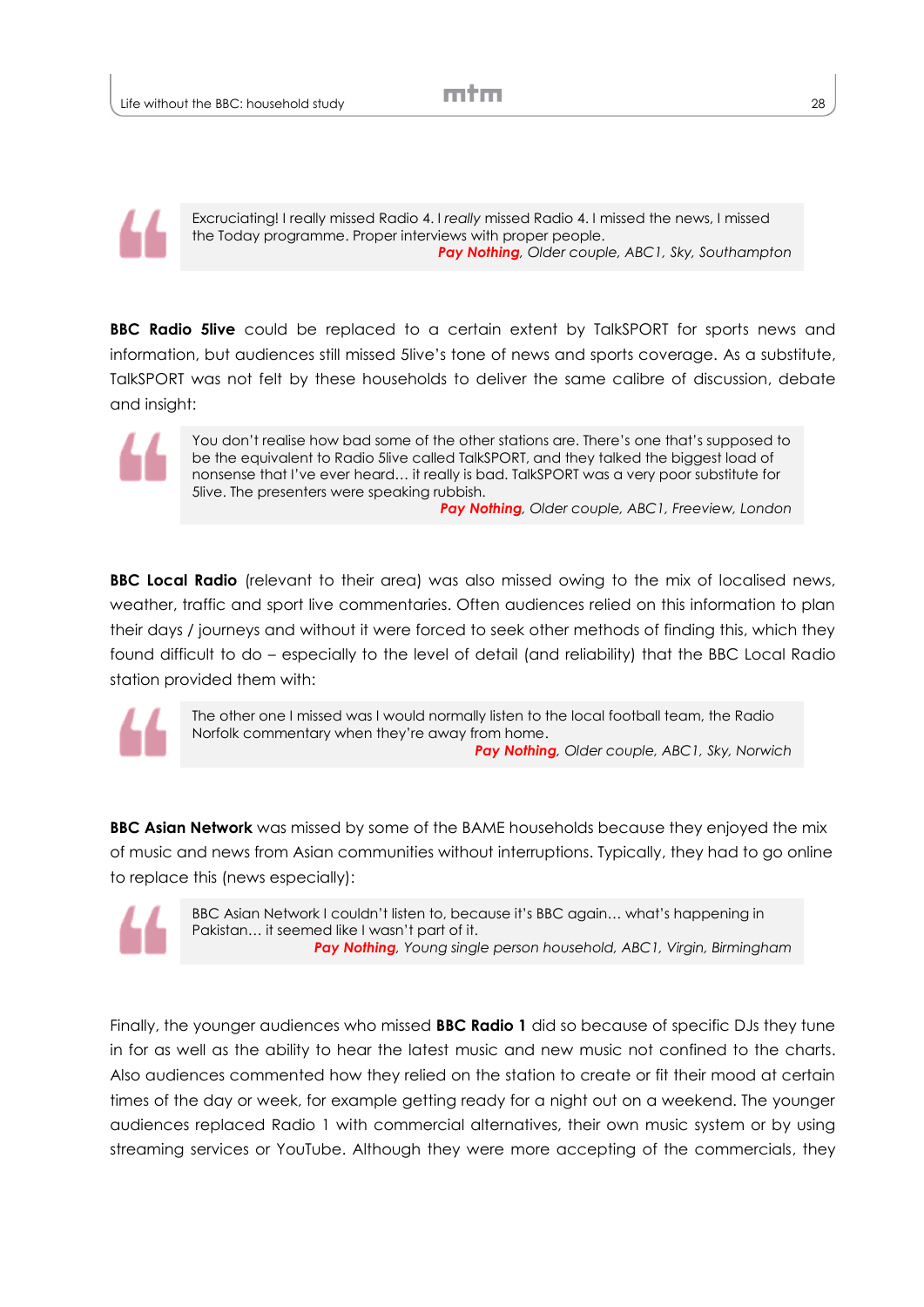> Excruciating! I really missed Radio 4. I *really* missed Radio 4. I missed the news, I missed the Today programme. Proper interviews with proper people.
>
> ***Pay Nothing****, Older couple, ABC1, Sky, Southampton*

**BBC Radio 5live** could be replaced to a certain extent by TalkSPORT for sports news and information, but audiences still missed 5live's tone of news and sports coverage. As a substitute, TalkSPORT was not felt by these households to deliver the same calibre of discussion, debate and insight:

> You don't realise how bad some of the other stations are. There's one that's supposed to be the equivalent to Radio 5live called TalkSPORT, and they talked the biggest load of nonsense that I've ever heard… it really is bad. TalkSPORT was a very poor substitute for 5live. The presenters were speaking rubbish.
>
> ***Pay Nothing****, Older couple, ABC1, Freeview, London*

**BBC Local Radio** (relevant to their area) was also missed owing to the mix of localised news, weather, traffic and sport live commentaries. Often audiences relied on this information to plan their days / journeys and without it were forced to seek other methods of finding this, which they found difficult to do – especially to the level of detail (and reliability) that the BBC Local Radio station provided them with:

> The other one I missed was I would normally listen to the local football team, the Radio Norfolk commentary when they're away from home.
>
> ***Pay Nothing****, Older couple, ABC1, Sky, Norwich*

**BBC Asian Network** was missed by some of the BAME households because they enjoyed the mix of music and news from Asian communities without interruptions. Typically, they had to go online to replace this (news especially):

> BBC Asian Network I couldn't listen to, because it's BBC again… what's happening in Pakistan… it seemed like I wasn't part of it.
>
> ***Pay Nothing****, Young single person household, ABC1, Virgin, Birmingham*

Finally, the younger audiences who missed **BBC Radio 1** did so because of specific DJs they tune in for as well as the ability to hear the latest music and new music not confined to the charts. Also audiences commented how they relied on the station to create or fit their mood at certain times of the day or week, for example getting ready for a night out on a weekend. The younger audiences replaced Radio 1 with commercial alternatives, their own music system or by using streaming services or YouTube. Although they were more accepting of the commercials, they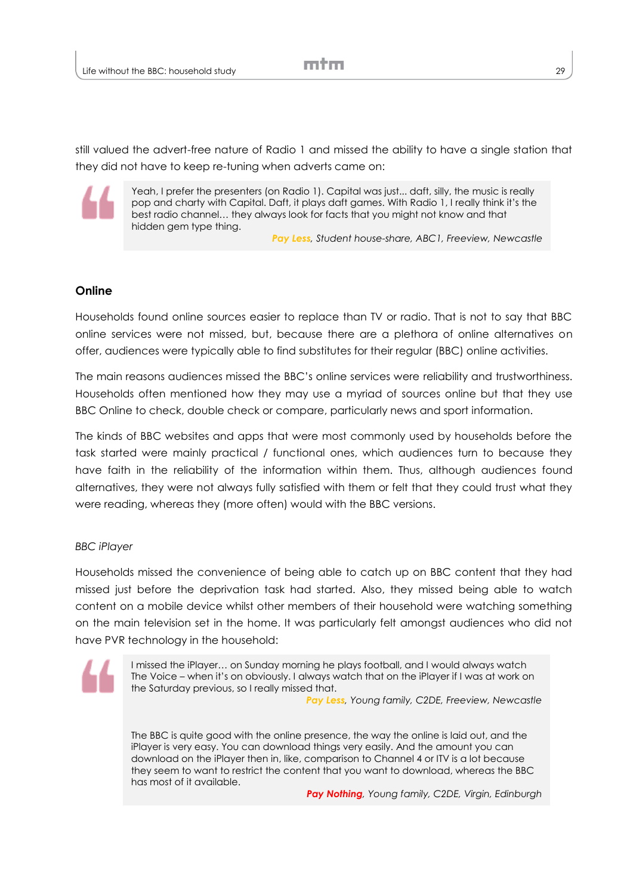still valued the advert-free nature of Radio 1 and missed the ability to have a single station that they did not have to keep re-tuning when adverts came on:

> Yeah, I prefer the presenters (on Radio 1). Capital was just... daft, silly, the music is really pop and charty with Capital. Daft, it plays daft games. With Radio 1, I really think it's the best radio channel… they always look for facts that you might not know and that hidden gem type thing.
>
> ***Pay Less**, Student house-share, ABC1, Freeview, Newcastle*

### Online

Households found online sources easier to replace than TV or radio. That is not to say that BBC online services were not missed, but, because there are a plethora of online alternatives on offer, audiences were typically able to find substitutes for their regular (BBC) online activities.

The main reasons audiences missed the BBC's online services were reliability and trustworthiness. Households often mentioned how they may use a myriad of sources online but that they use BBC Online to check, double check or compare, particularly news and sport information.

The kinds of BBC websites and apps that were most commonly used by households before the task started were mainly practical / functional ones, which audiences turn to because they have faith in the reliability of the information within them. Thus, although audiences found alternatives, they were not always fully satisfied with them or felt that they could trust what they were reading, whereas they (more often) would with the BBC versions.

*BBC iPlayer*

Households missed the convenience of being able to catch up on BBC content that they had missed just before the deprivation task had started. Also, they missed being able to watch content on a mobile device whilst other members of their household were watching something on the main television set in the home. It was particularly felt amongst audiences who did not have PVR technology in the household:

> I missed the iPlayer… on Sunday morning he plays football, and I would always watch The Voice – when it's on obviously. I always watch that on the iPlayer if I was at work on the Saturday previous, so I really missed that.
>
> ***Pay Less**, Young family, C2DE, Freeview, Newcastle*
>
> The BBC is quite good with the online presence, the way the online is laid out, and the iPlayer is very easy. You can download things very easily. And the amount you can download on the iPlayer then in, like, comparison to Channel 4 or ITV is a lot because they seem to want to restrict the content that you want to download, whereas the BBC has most of it available.
>
> ***Pay Nothing**, Young family, C2DE, Virgin, Edinburgh*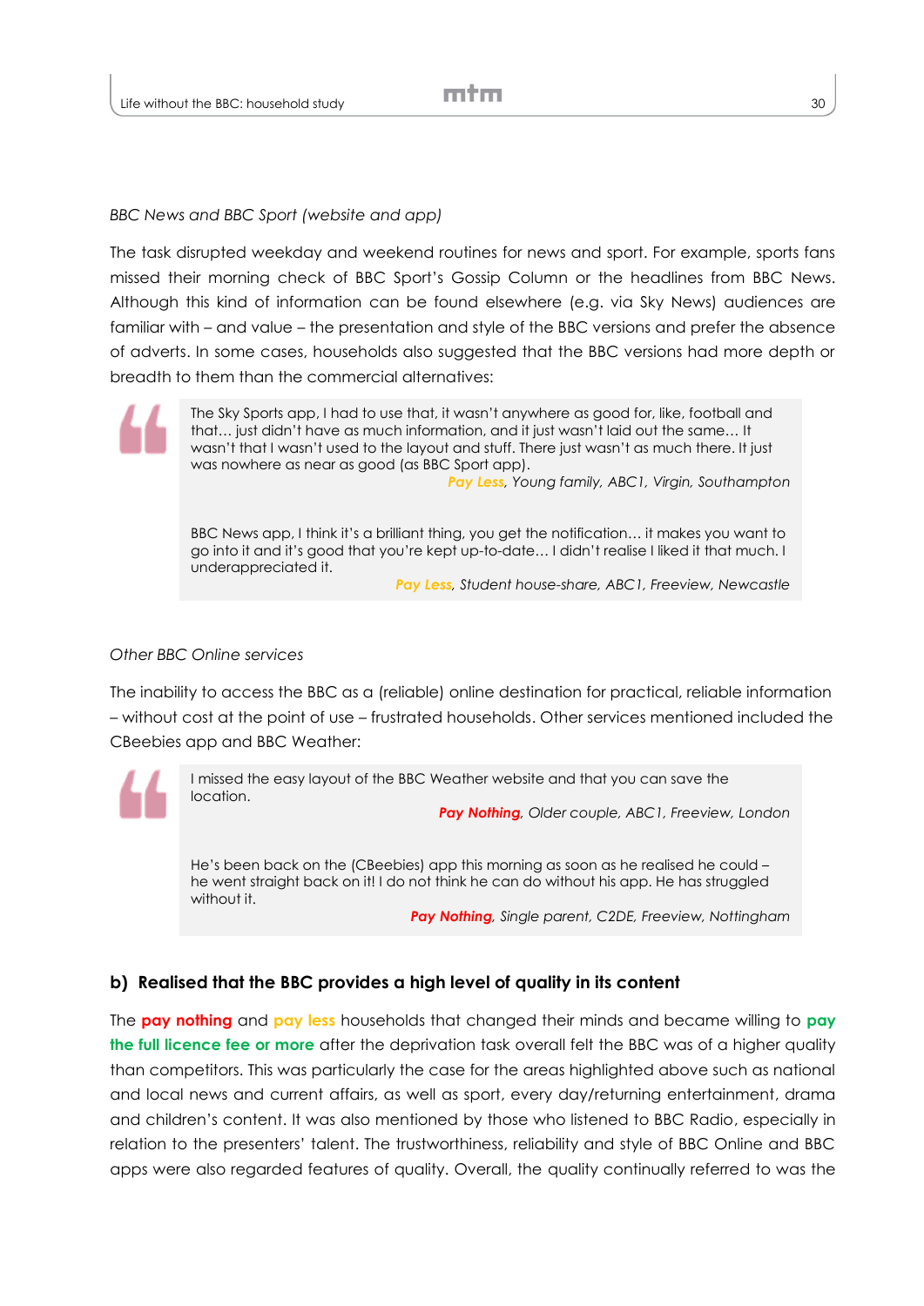*BBC News and BBC Sport (website and app)*

The task disrupted weekday and weekend routines for news and sport. For example, sports fans missed their morning check of BBC Sport's Gossip Column or the headlines from BBC News. Although this kind of information can be found elsewhere (e.g. via Sky News) audiences are familiar with – and value – the presentation and style of the BBC versions and prefer the absence of adverts. In some cases, households also suggested that the BBC versions had more depth or breadth to them than the commercial alternatives:

> The Sky Sports app, I had to use that, it wasn't anywhere as good for, like, football and that… just didn't have as much information, and it just wasn't laid out the same… It wasn't that I wasn't used to the layout and stuff. There just wasn't as much there. It just was nowhere as near as good (as BBC Sport app).
>
> *Pay Less, Young family, ABC1, Virgin, Southampton*
>
> BBC News app, I think it's a brilliant thing, you get the notification… it makes you want to go into it and it's good that you're kept up-to-date… I didn't realise I liked it that much. I underappreciated it.
>
> *Pay Less, Student house-share, ABC1, Freeview, Newcastle*

*Other BBC Online services*

The inability to access the BBC as a (reliable) online destination for practical, reliable information – without cost at the point of use – frustrated households. Other services mentioned included the CBeebies app and BBC Weather:

> I missed the easy layout of the BBC Weather website and that you can save the location.
>
> ***Pay Nothing**, Older couple, ABC1, Freeview, London*
>
> He's been back on the (CBeebies) app this morning as soon as he realised he could – he went straight back on it! I do not think he can do without his app. He has struggled without it.
>
> ***Pay Nothing**, Single parent, C2DE, Freeview, Nottingham*

### b) Realised that the BBC provides a high level of quality in its content

The **pay nothing** and **pay less** households that changed their minds and became willing to **pay the full licence fee or more** after the deprivation task overall felt the BBC was of a higher quality than competitors. This was particularly the case for the areas highlighted above such as national and local news and current affairs, as well as sport, every day/returning entertainment, drama and children's content. It was also mentioned by those who listened to BBC Radio, especially in relation to the presenters' talent. The trustworthiness, reliability and style of BBC Online and BBC apps were also regarded features of quality. Overall, the quality continually referred to was the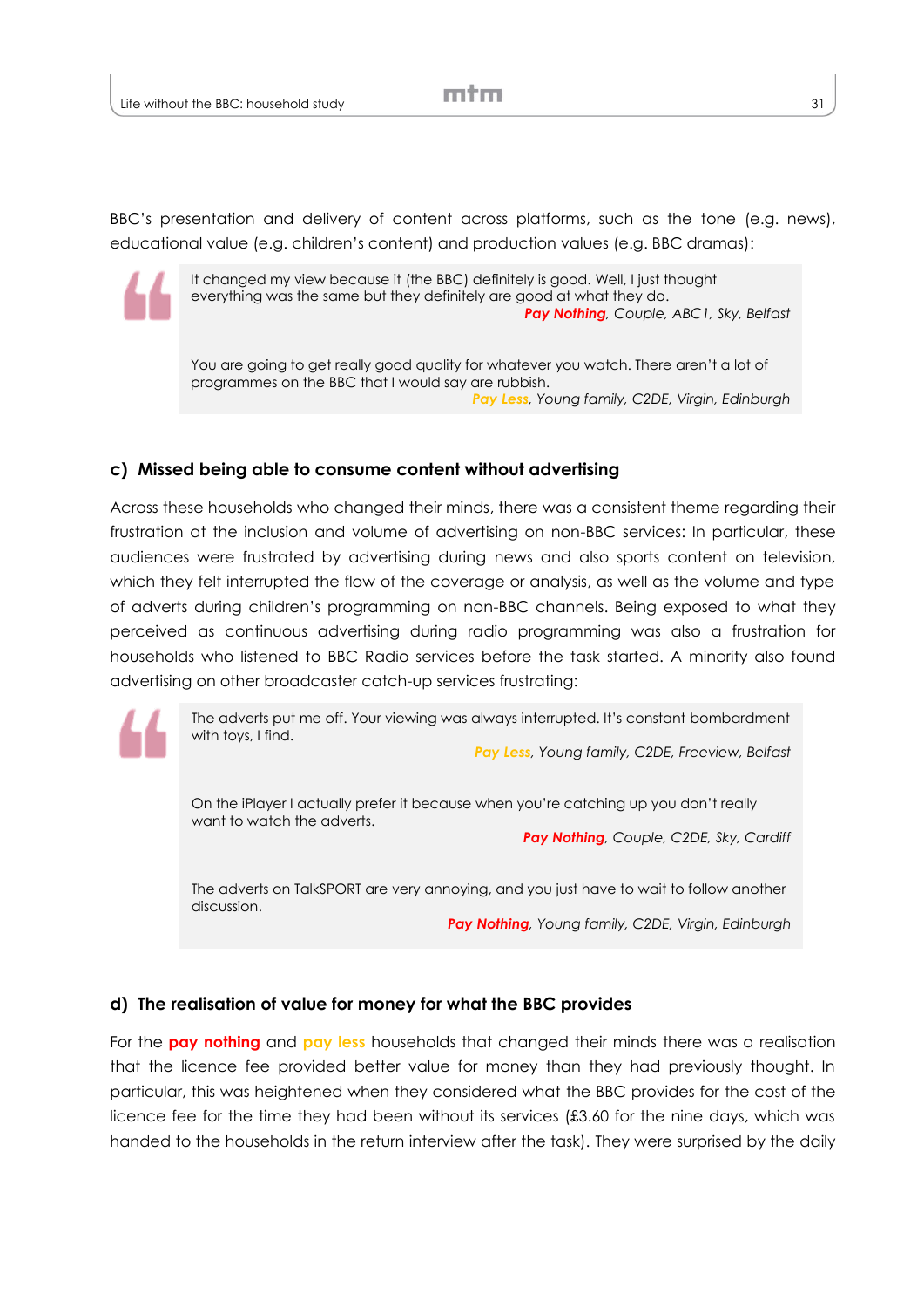BBC's presentation and delivery of content across platforms, such as the tone (e.g. news), educational value (e.g. children's content) and production values (e.g. BBC dramas):

> It changed my view because it (the BBC) definitely is good. Well, I just thought everything was the same but they definitely are good at what they do.
>
> ***Pay Nothing****, Couple, ABC1, Sky, Belfast*
>
> You are going to get really good quality for whatever you watch. There aren't a lot of programmes on the BBC that I would say are rubbish.
>
> ***Pay Less****, Young family, C2DE, Virgin, Edinburgh*

### c) Missed being able to consume content without advertising

Across these households who changed their minds, there was a consistent theme regarding their frustration at the inclusion and volume of advertising on non-BBC services: In particular, these audiences were frustrated by advertising during news and also sports content on television, which they felt interrupted the flow of the coverage or analysis, as well as the volume and type of adverts during children's programming on non-BBC channels. Being exposed to what they perceived as continuous advertising during radio programming was also a frustration for households who listened to BBC Radio services before the task started. A minority also found advertising on other broadcaster catch-up services frustrating:

> The adverts put me off. Your viewing was always interrupted. It's constant bombardment with toys, I find.
>
> ***Pay Less****, Young family, C2DE, Freeview, Belfast*
>
> On the iPlayer I actually prefer it because when you're catching up you don't really want to watch the adverts.
>
> ***Pay Nothing****, Couple, C2DE, Sky, Cardiff*
>
> The adverts on TalkSPORT are very annoying, and you just have to wait to follow another discussion.
>
> ***Pay Nothing****, Young family, C2DE, Virgin, Edinburgh*

### d) The realisation of value for money for what the BBC provides

For the **pay nothing** and **pay less** households that changed their minds there was a realisation that the licence fee provided better value for money than they had previously thought. In particular, this was heightened when they considered what the BBC provides for the cost of the licence fee for the time they had been without its services (£3.60 for the nine days, which was handed to the households in the return interview after the task). They were surprised by the daily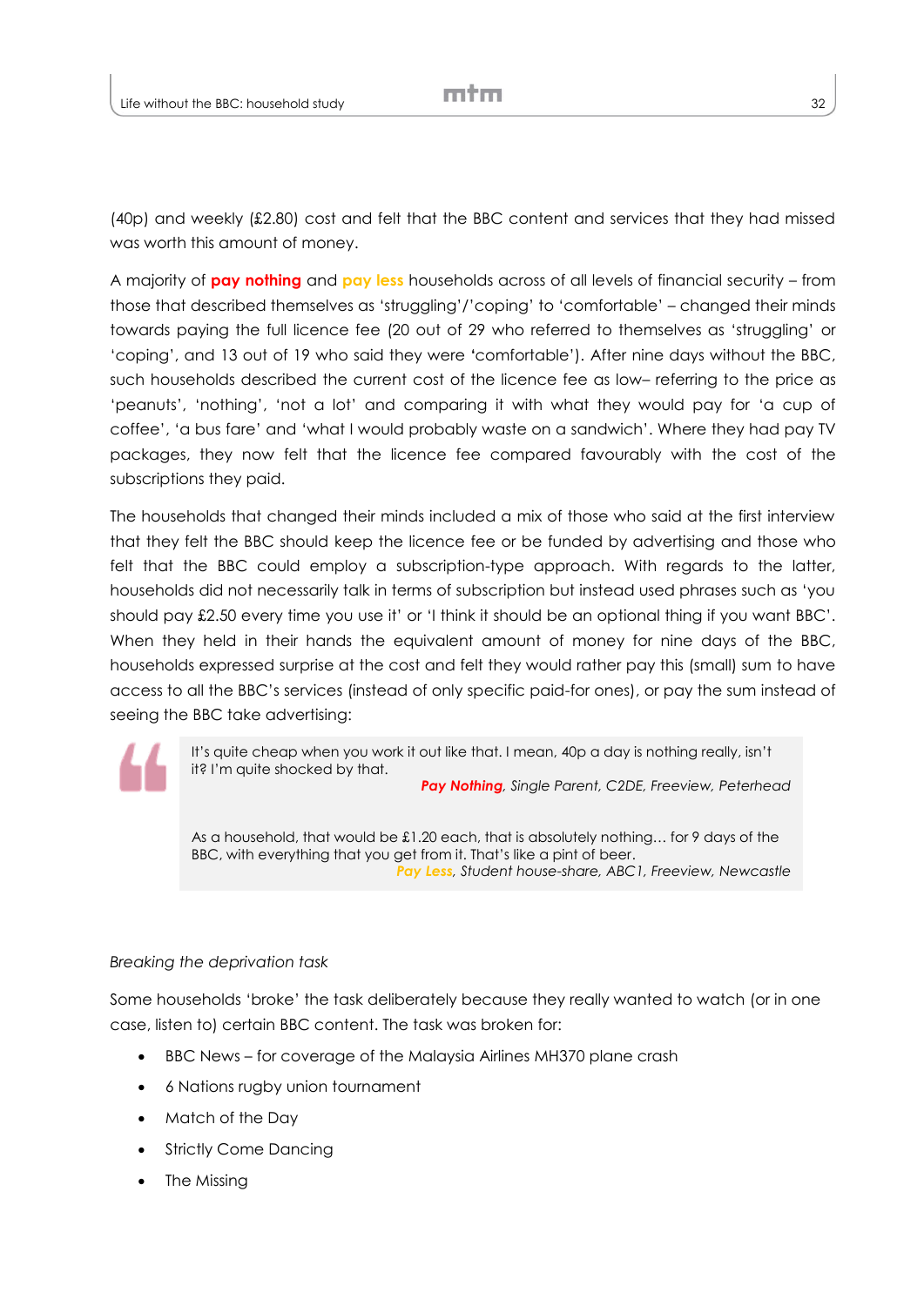(40p) and weekly (£2.80) cost and felt that the BBC content and services that they had missed was worth this amount of money.

A majority of **pay nothing** and **pay less** households across of all levels of financial security – from those that described themselves as 'struggling'/'coping' to 'comfortable' – changed their minds towards paying the full licence fee (20 out of 29 who referred to themselves as 'struggling' or 'coping', and 13 out of 19 who said they were 'comfortable'). After nine days without the BBC, such households described the current cost of the licence fee as low– referring to the price as 'peanuts', 'nothing', 'not a lot' and comparing it with what they would pay for 'a cup of coffee', 'a bus fare' and 'what I would probably waste on a sandwich'. Where they had pay TV packages, they now felt that the licence fee compared favourably with the cost of the subscriptions they paid.

The households that changed their minds included a mix of those who said at the first interview that they felt the BBC should keep the licence fee or be funded by advertising and those who felt that the BBC could employ a subscription-type approach. With regards to the latter, households did not necessarily talk in terms of subscription but instead used phrases such as 'you should pay £2.50 every time you use it' or 'I think it should be an optional thing if you want BBC'. When they held in their hands the equivalent amount of money for nine days of the BBC, households expressed surprise at the cost and felt they would rather pay this (small) sum to have access to all the BBC's services (instead of only specific paid-for ones), or pay the sum instead of seeing the BBC take advertising:

> It's quite cheap when you work it out like that. I mean, 40p a day is nothing really, isn't it? I'm quite shocked by that.
>
> ***Pay Nothing****, Single Parent, C2DE, Freeview, Peterhead*
>
> As a household, that would be £1.20 each, that is absolutely nothing… for 9 days of the BBC, with everything that you get from it. That's like a pint of beer.
>
> ***Pay Less****, Student house-share, ABC1, Freeview, Newcastle*

*Breaking the deprivation task*

Some households 'broke' the task deliberately because they really wanted to watch (or in one case, listen to) certain BBC content. The task was broken for:

- BBC News – for coverage of the Malaysia Airlines MH370 plane crash
- 6 Nations rugby union tournament
- Match of the Day
- Strictly Come Dancing
- The Missing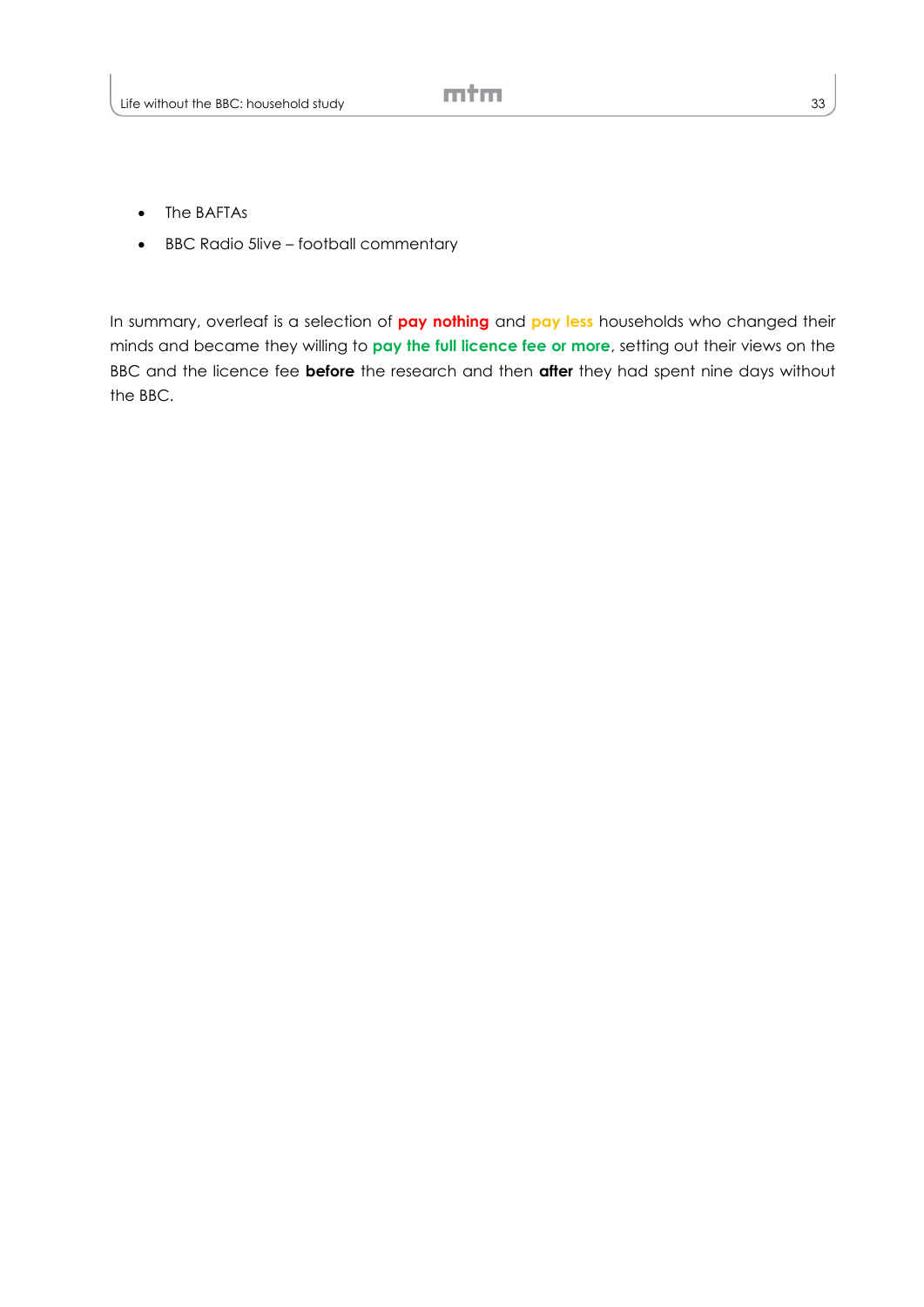- The BAFTAs
- BBC Radio 5live – football commentary

In summary, overleaf is a selection of **pay nothing** and **pay less** households who changed their minds and became they willing to **pay the full licence fee or more**, setting out their views on the BBC and the licence fee **before** the research and then **after** they had spent nine days without the BBC.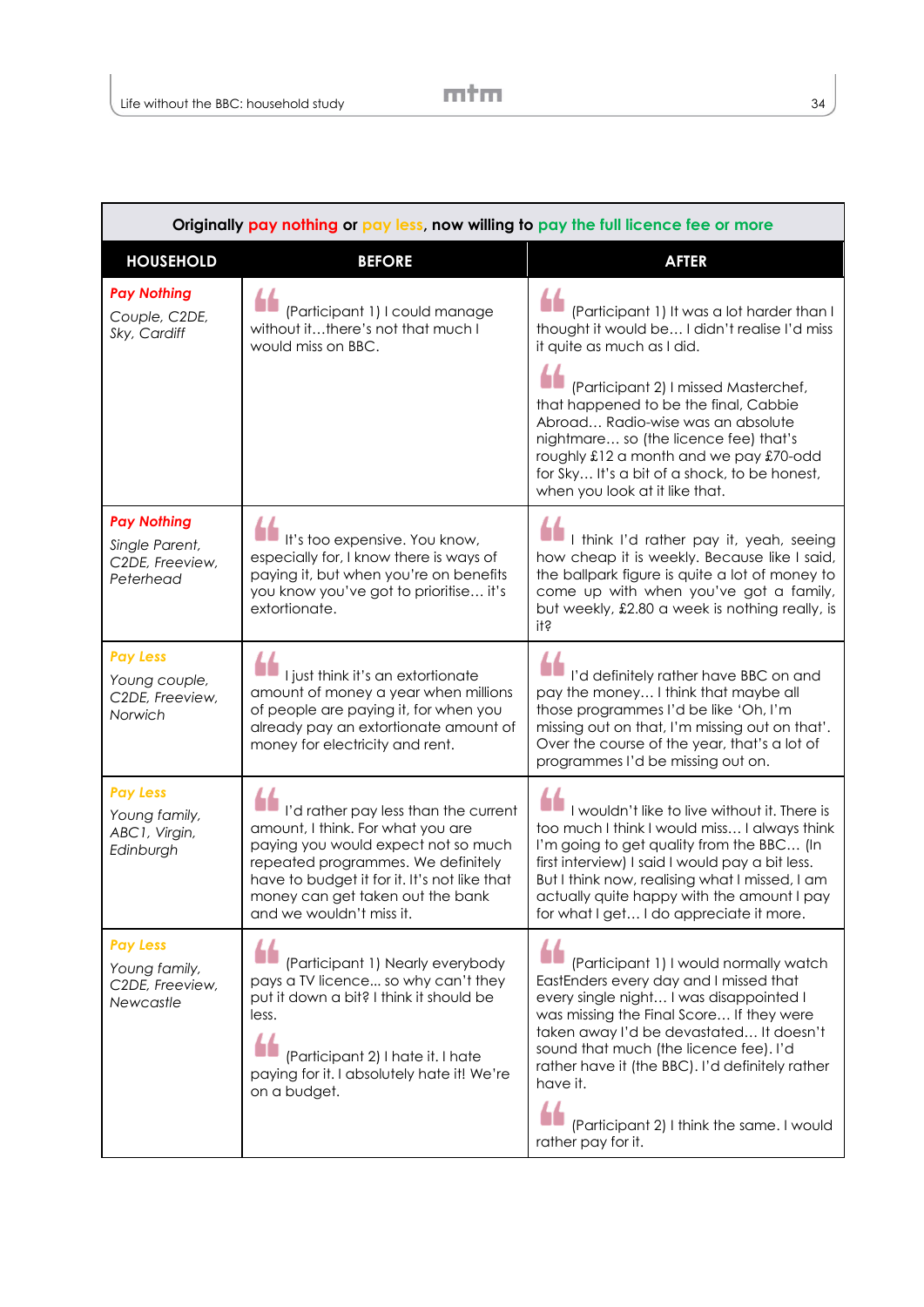| Originally pay nothing or pay less, now willing to pay the full licence fee or more | | |
|---|---|---|
| **HOUSEHOLD** | **BEFORE** | **AFTER** |
| ***Pay Nothing*** *Couple, C2DE, Sky, Cardiff* | (Participant 1) I could manage without it…there's not that much I would miss on BBC. | (Participant 1) It was a lot harder than I thought it would be… I didn't realise I'd miss it quite as much as I did. (Participant 2) I missed Masterchef, that happened to be the final, Cabbie Abroad… Radio-wise was an absolute nightmare… so (the licence fee) that's roughly £12 a month and we pay £70-odd for Sky… It's a bit of a shock, to be honest, when you look at it like that. |
| ***Pay Nothing*** *Single Parent, C2DE, Freeview, Peterhead* | It's too expensive. You know, especially for, I know there is ways of paying it, but when you're on benefits you know you've got to prioritise… it's extortionate. | I think I'd rather pay it, yeah, seeing how cheap it is weekly. Because like I said, the ballpark figure is quite a lot of money to come up with when you've got a family, but weekly, £2.80 a week is nothing really, is it? |
| ***Pay Less*** *Young couple, C2DE, Freeview, Norwich* | I just think it's an extortionate amount of money a year when millions of people are paying it, for when you already pay an extortionate amount of money for electricity and rent. | I'd definitely rather have BBC on and pay the money… I think that maybe all those programmes I'd be like 'Oh, I'm missing out on that, I'm missing out on that'. Over the course of the year, that's a lot of programmes I'd be missing out on. |
| ***Pay Less*** *Young family, ABC1, Virgin, Edinburgh* | I'd rather pay less than the current amount, I think. For what you are paying you would expect not so much repeated programmes. We definitely have to budget it for it. It's not like that money can get taken out the bank and we wouldn't miss it. | I wouldn't like to live without it. There is too much I think I would miss… I always think I'm going to get quality from the BBC… (In first interview) I said I would pay a bit less. But I think now, realising what I missed, I am actually quite happy with the amount I pay for what I get… I do appreciate it more. |
| ***Pay Less*** *Young family, C2DE, Freeview, Newcastle* | (Participant 1) Nearly everybody pays a TV licence... so why can't they put it down a bit? I think it should be less. (Participant 2) I hate it. I hate paying for it. I absolutely hate it! We're on a budget. | (Participant 1) I would normally watch EastEnders every day and I missed that every single night… I was disappointed I was missing the Final Score… If they were taken away I'd be devastated… It doesn't sound that much (the licence fee). I'd rather have it (the BBC). I'd definitely rather have it. (Participant 2) I think the same. I would rather pay for it. |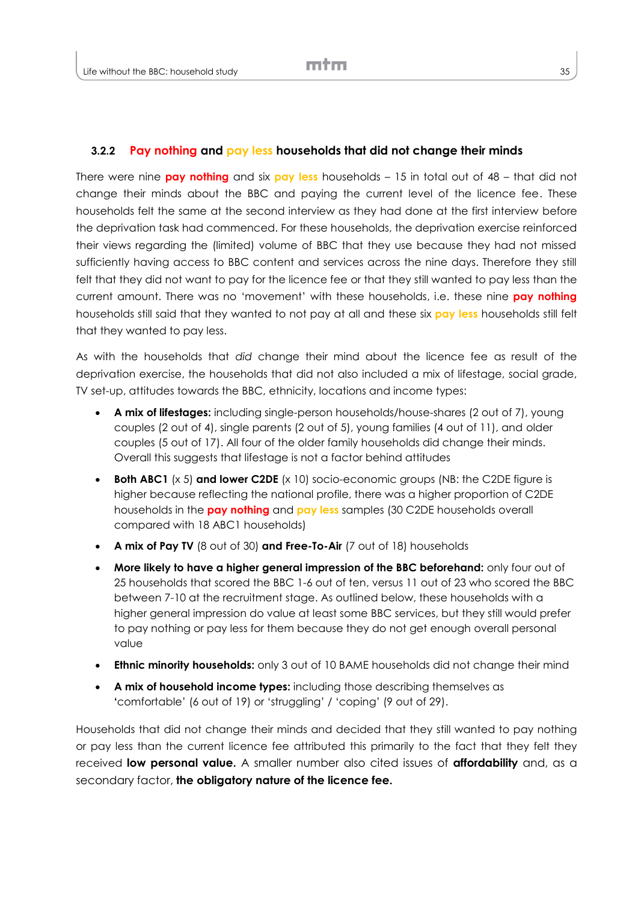### 3.2.2 Pay nothing and pay less households that did not change their minds

There were nine **pay nothing** and six **pay less** households – 15 in total out of 48 – that did not change their minds about the BBC and paying the current level of the licence fee. These households felt the same at the second interview as they had done at the first interview before the deprivation task had commenced. For these households, the deprivation exercise reinforced their views regarding the (limited) volume of BBC that they use because they had not missed sufficiently having access to BBC content and services across the nine days. Therefore they still felt that they did not want to pay for the licence fee or that they still wanted to pay less than the current amount. There was no 'movement' with these households, i.e. these nine **pay nothing** households still said that they wanted to not pay at all and these six **pay less** households still felt that they wanted to pay less.

As with the households that *did* change their mind about the licence fee as result of the deprivation exercise, the households that did not also included a mix of lifestage, social grade, TV set-up, attitudes towards the BBC, ethnicity, locations and income types:

- **A mix of lifestages:** including single-person households/house-shares (2 out of 7), young couples (2 out of 4), single parents (2 out of 5), young families (4 out of 11), and older couples (5 out of 17). All four of the older family households did change their minds. Overall this suggests that lifestage is not a factor behind attitudes
- **Both ABC1** (x 5) **and lower C2DE** (x 10) socio-economic groups (NB: the C2DE figure is higher because reflecting the national profile, there was a higher proportion of C2DE households in the **pay nothing** and **pay less** samples (30 C2DE households overall compared with 18 ABC1 households)
- **A mix of Pay TV** (8 out of 30) **and Free-To-Air** (7 out of 18) households
- **More likely to have a higher general impression of the BBC beforehand:** only four out of 25 households that scored the BBC 1-6 out of ten, versus 11 out of 23 who scored the BBC between 7-10 at the recruitment stage. As outlined below, these households with a higher general impression do value at least some BBC services, but they still would prefer to pay nothing or pay less for them because they do not get enough overall personal value
- **Ethnic minority households:** only 3 out of 10 BAME households did not change their mind
- **A mix of household income types:** including those describing themselves as 'comfortable' (6 out of 19) or 'struggling' / 'coping' (9 out of 29).

Households that did not change their minds and decided that they still wanted to pay nothing or pay less than the current licence fee attributed this primarily to the fact that they felt they received **low personal value.** A smaller number also cited issues of **affordability** and, as a secondary factor, **the obligatory nature of the licence fee.**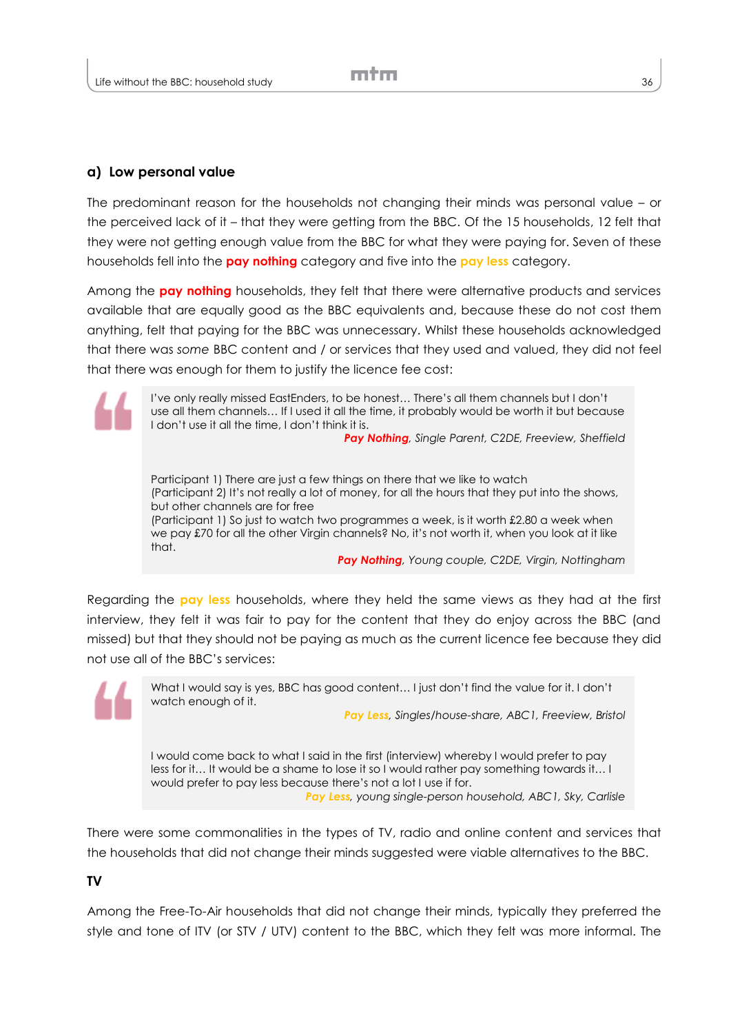## a) Low personal value

The predominant reason for the households not changing their minds was personal value – or the perceived lack of it – that they were getting from the BBC. Of the 15 households, 12 felt that they were not getting enough value from the BBC for what they were paying for. Seven of these households fell into the **pay nothing** category and five into the **pay less** category.

Among the **pay nothing** households, they felt that there were alternative products and services available that are equally good as the BBC equivalents and, because these do not cost them anything, felt that paying for the BBC was unnecessary. Whilst these households acknowledged that there was *some* BBC content and / or services that they used and valued, they did not feel that there was enough for them to justify the licence fee cost:

> I've only really missed EastEnders, to be honest… There's all them channels but I don't use all them channels… If I used it all the time, it probably would be worth it but because I don't use it all the time, I don't think it is.
>
> ***Pay Nothing****, Single Parent, C2DE, Freeview, Sheffield*
>
> Participant 1) There are just a few things on there that we like to watch
> (Participant 2) It's not really a lot of money, for all the hours that they put into the shows, but other channels are for free
> (Participant 1) So just to watch two programmes a week, is it worth £2.80 a week when we pay £70 for all the other Virgin channels? No, it's not worth it, when you look at it like that.
>
> ***Pay Nothing****, Young couple, C2DE, Virgin, Nottingham*

Regarding the **pay less** households, where they held the same views as they had at the first interview, they felt it was fair to pay for the content that they do enjoy across the BBC (and missed) but that they should not be paying as much as the current licence fee because they did not use all of the BBC's services:

> What I would say is yes, BBC has good content… I just don't find the value for it. I don't watch enough of it.
>
> ***Pay Less****, Singles/house-share, ABC1, Freeview, Bristol*
>
> I would come back to what I said in the first (interview) whereby I would prefer to pay less for it… It would be a shame to lose it so I would rather pay something towards it… I would prefer to pay less because there's not a lot I use if for.
>
> ***Pay Less****, young single-person household, ABC1, Sky, Carlisle*

There were some commonalities in the types of TV, radio and online content and services that the households that did not change their minds suggested were viable alternatives to the BBC.

**TV**

Among the Free-To-Air households that did not change their minds, typically they preferred the style and tone of ITV (or STV / UTV) content to the BBC, which they felt was more informal. The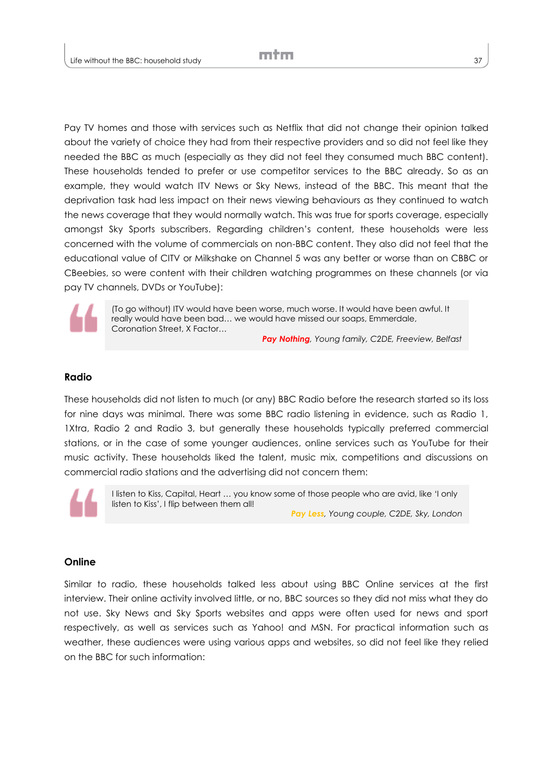Pay TV homes and those with services such as Netflix that did not change their opinion talked about the variety of choice they had from their respective providers and so did not feel like they needed the BBC as much (especially as they did not feel they consumed much BBC content). These households tended to prefer or use competitor services to the BBC already. So as an example, they would watch ITV News or Sky News, instead of the BBC. This meant that the deprivation task had less impact on their news viewing behaviours as they continued to watch the news coverage that they would normally watch. This was true for sports coverage, especially amongst Sky Sports subscribers. Regarding children's content, these households were less concerned with the volume of commercials on non-BBC content. They also did not feel that the educational value of CITV or Milkshake on Channel 5 was any better or worse than on CBBC or CBeebies, so were content with their children watching programmes on these channels (or via pay TV channels, DVDs or YouTube):

> (To go without) ITV would have been worse, much worse. It would have been awful. It really would have been bad… we would have missed our soaps, Emmerdale, Coronation Street, X Factor…
>
> ***Pay Nothing***, *Young family, C2DE, Freeview, Belfast*

### Radio

These households did not listen to much (or any) BBC Radio before the research started so its loss for nine days was minimal. There was some BBC radio listening in evidence, such as Radio 1, 1Xtra, Radio 2 and Radio 3, but generally these households typically preferred commercial stations, or in the case of some younger audiences, online services such as YouTube for their music activity. These households liked the talent, music mix, competitions and discussions on commercial radio stations and the advertising did not concern them:

> I listen to Kiss, Capital, Heart … you know some of those people who are avid, like 'I only listen to Kiss', I flip between them all!
>
> ***Pay Less***, *Young couple, C2DE, Sky, London*

### Online

Similar to radio, these households talked less about using BBC Online services at the first interview. Their online activity involved little, or no, BBC sources so they did not miss what they do not use. Sky News and Sky Sports websites and apps were often used for news and sport respectively, as well as services such as Yahoo! and MSN. For practical information such as weather, these audiences were using various apps and websites, so did not feel like they relied on the BBC for such information: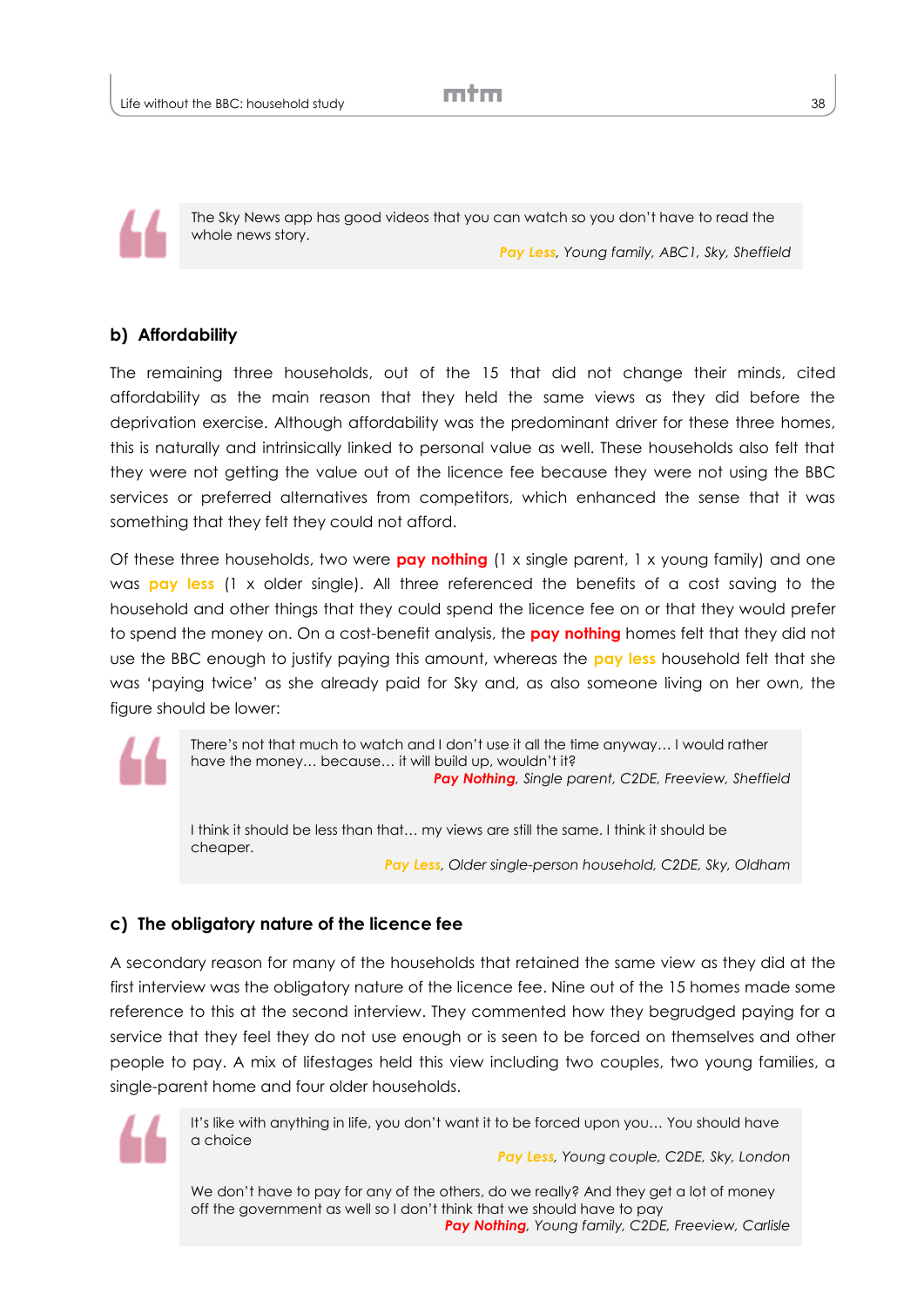> The Sky News app has good videos that you can watch so you don't have to read the whole news story.
>
> ***Pay Less****, Young family, ABC1, Sky, Sheffield*

## b) Affordability

The remaining three households, out of the 15 that did not change their minds, cited affordability as the main reason that they held the same views as they did before the deprivation exercise. Although affordability was the predominant driver for these three homes, this is naturally and intrinsically linked to personal value as well. These households also felt that they were not getting the value out of the licence fee because they were not using the BBC services or preferred alternatives from competitors, which enhanced the sense that it was something that they felt they could not afford.

Of these three households, two were **pay nothing** (1 x single parent, 1 x young family) and one was **pay less** (1 x older single). All three referenced the benefits of a cost saving to the household and other things that they could spend the licence fee on or that they would prefer to spend the money on. On a cost-benefit analysis, the **pay nothing** homes felt that they did not use the BBC enough to justify paying this amount, whereas the **pay less** household felt that she was 'paying twice' as she already paid for Sky and, as also someone living on her own, the figure should be lower:

> There's not that much to watch and I don't use it all the time anyway… I would rather have the money… because… it will build up, wouldn't it?
>
> ***Pay Nothing****, Single parent, C2DE, Freeview, Sheffield*
>
> I think it should be less than that… my views are still the same. I think it should be cheaper.
>
> ***Pay Less****, Older single-person household, C2DE, Sky, Oldham*

## c) The obligatory nature of the licence fee

A secondary reason for many of the households that retained the same view as they did at the first interview was the obligatory nature of the licence fee. Nine out of the 15 homes made some reference to this at the second interview. They commented how they begrudged paying for a service that they feel they do not use enough or is seen to be forced on themselves and other people to pay. A mix of lifestages held this view including two couples, two young families, a single-parent home and four older households.

> It's like with anything in life, you don't want it to be forced upon you… You should have a choice
>
> ***Pay Less****, Young couple, C2DE, Sky, London*
>
> We don't have to pay for any of the others, do we really? And they get a lot of money off the government as well so I don't think that we should have to pay
>
> ***Pay Nothing****, Young family, C2DE, Freeview, Carlisle*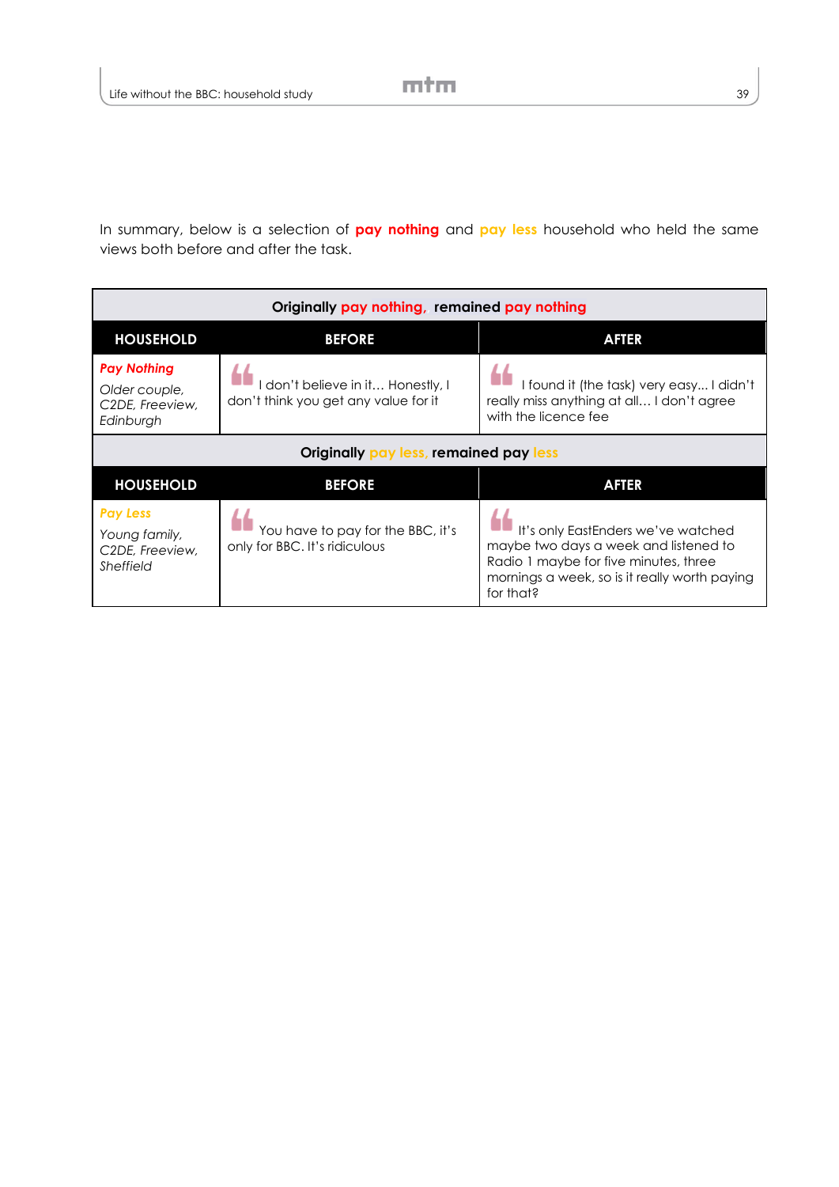In summary, below is a selection of **pay nothing** and **pay less** household who held the same views both before and after the task.

| **Originally pay nothing, remained pay nothing** | | |
|---|---|---|
| **HOUSEHOLD** | **BEFORE** | **AFTER** |
| ***Pay Nothing*** *Older couple, C2DE, Freeview, Edinburgh* | I don't believe in it… Honestly, I don't think you get any value for it | I found it (the task) very easy... I didn't really miss anything at all… I don't agree with the licence fee |
| **Originally pay less, remained pay less** | | |
| **HOUSEHOLD** | **BEFORE** | **AFTER** |
| ***Pay Less*** *Young family, C2DE, Freeview, Sheffield* | You have to pay for the BBC, it's only for BBC. It's ridiculous | It's only EastEnders we've watched maybe two days a week and listened to Radio 1 maybe for five minutes, three mornings a week, so is it really worth paying for that? |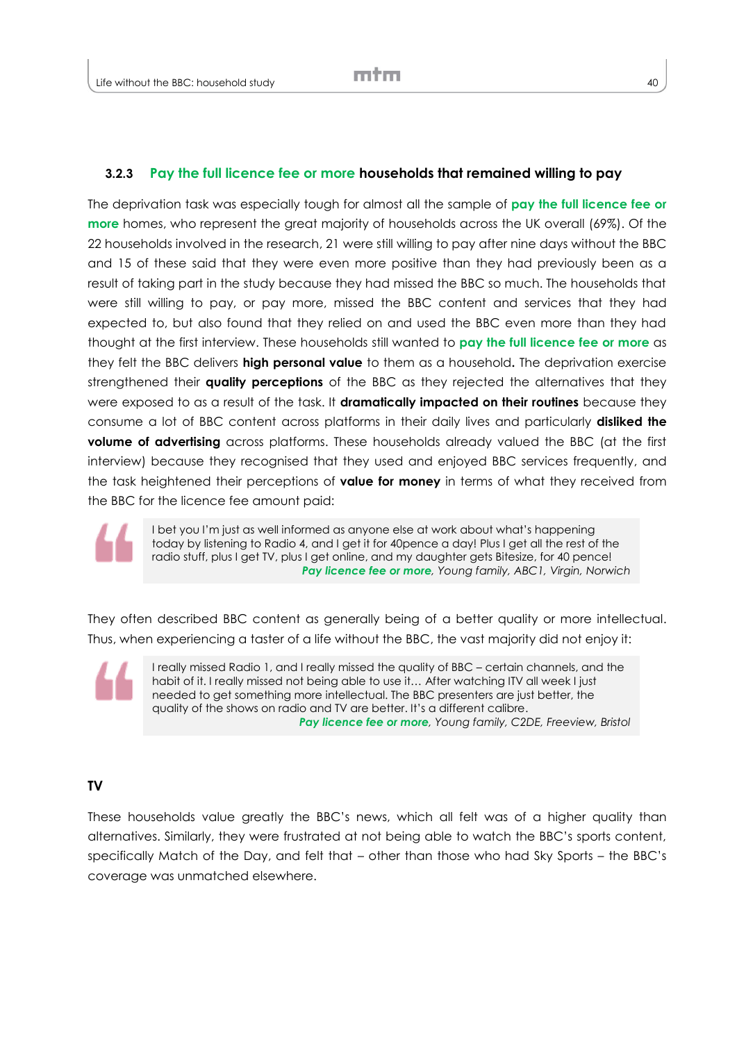### 3.2.3 Pay the full licence fee or more households that remained willing to pay

The deprivation task was especially tough for almost all the sample of **pay the full licence fee or more** homes, who represent the great majority of households across the UK overall (69%). Of the 22 households involved in the research, 21 were still willing to pay after nine days without the BBC and 15 of these said that they were even more positive than they had previously been as a result of taking part in the study because they had missed the BBC so much. The households that were still willing to pay, or pay more, missed the BBC content and services that they had expected to, but also found that they relied on and used the BBC even more than they had thought at the first interview. These households still wanted to **pay the full licence fee or more** as they felt the BBC delivers **high personal value** to them as a household**.** The deprivation exercise strengthened their **quality perceptions** of the BBC as they rejected the alternatives that they were exposed to as a result of the task. It **dramatically impacted on their routines** because they consume a lot of BBC content across platforms in their daily lives and particularly **disliked the volume of advertising** across platforms. These households already valued the BBC (at the first interview) because they recognised that they used and enjoyed BBC services frequently, and the task heightened their perceptions of **value for money** in terms of what they received from the BBC for the licence fee amount paid:

> I bet you I'm just as well informed as anyone else at work about what's happening today by listening to Radio 4, and I get it for 40pence a day! Plus I get all the rest of the radio stuff, plus I get TV, plus I get online, and my daughter gets Bitesize, for 40 pence!
> ***Pay licence fee or more****, Young family, ABC1, Virgin, Norwich*

They often described BBC content as generally being of a better quality or more intellectual. Thus, when experiencing a taster of a life without the BBC, the vast majority did not enjoy it:

> I really missed Radio 1, and I really missed the quality of BBC – certain channels, and the habit of it. I really missed not being able to use it… After watching ITV all week I just needed to get something more intellectual. The BBC presenters are just better, the quality of the shows on radio and TV are better. It's a different calibre.
> ***Pay licence fee or more****, Young family, C2DE, Freeview, Bristol*

**TV**

These households value greatly the BBC's news, which all felt was of a higher quality than alternatives. Similarly, they were frustrated at not being able to watch the BBC's sports content, specifically Match of the Day, and felt that – other than those who had Sky Sports – the BBC's coverage was unmatched elsewhere.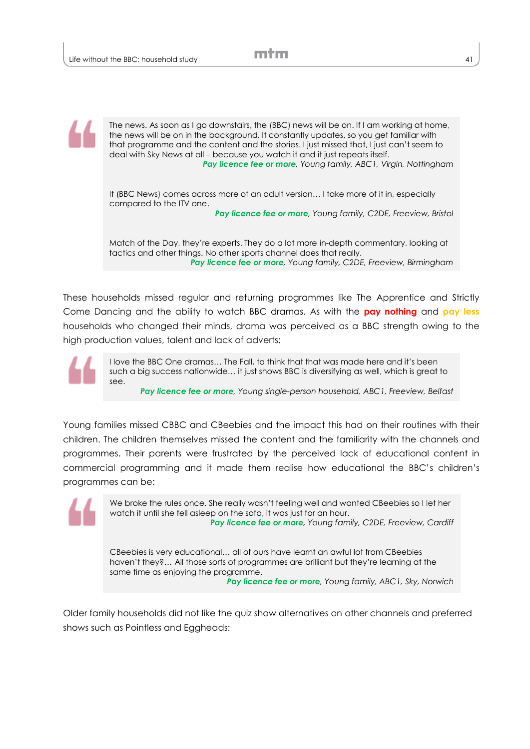> The news. As soon as I go downstairs, the (BBC) news will be on. If I am working at home, the news will be on in the background. It constantly updates, so you get familiar with that programme and the content and the stories. I just missed that, I just can't seem to deal with Sky News at all – because you watch it and it just repeats itself.
>
> ***Pay licence fee or more**, Young family, ABC1, Virgin, Nottingham*
>
> It (BBC News) comes across more of an adult version… I take more of it in, especially compared to the ITV one.
>
> ***Pay licence fee or more**, Young family, C2DE, Freeview, Bristol*
>
> Match of the Day, they're experts. They do a lot more in-depth commentary, looking at tactics and other things. No other sports channel does that really.
>
> ***Pay licence fee or more**, Young family, C2DE, Freeview, Birmingham*

These households missed regular and returning programmes like The Apprentice and Strictly Come Dancing and the ability to watch BBC dramas. As with the **pay nothing** and **pay less** households who changed their minds, drama was perceived as a BBC strength owing to the high production values, talent and lack of adverts:

> I love the BBC One dramas… The Fall, to think that that was made here and it's been such a big success nationwide… it just shows BBC is diversifying as well, which is great to see.
>
> ***Pay licence fee or more**, Young single-person household, ABC1, Freeview, Belfast*

Young families missed CBBC and CBeebies and the impact this had on their routines with their children. The children themselves missed the content and the familiarity with the channels and programmes. Their parents were frustrated by the perceived lack of educational content in commercial programming and it made them realise how educational the BBC's children's programmes can be:

> We broke the rules once. She really wasn't feeling well and wanted CBeebies so I let her watch it until she fell asleep on the sofa, it was just for an hour.
>
> ***Pay licence fee or more**, Young family, C2DE, Freeview, Cardiff*
>
> CBeebies is very educational… all of ours have learnt an awful lot from CBeebies haven't they?… All those sorts of programmes are brilliant but they're learning at the same time as enjoying the programme.
>
> ***Pay licence fee or more**, Young family, ABC1, Sky, Norwich*

Older family households did not like the quiz show alternatives on other channels and preferred shows such as Pointless and Eggheads: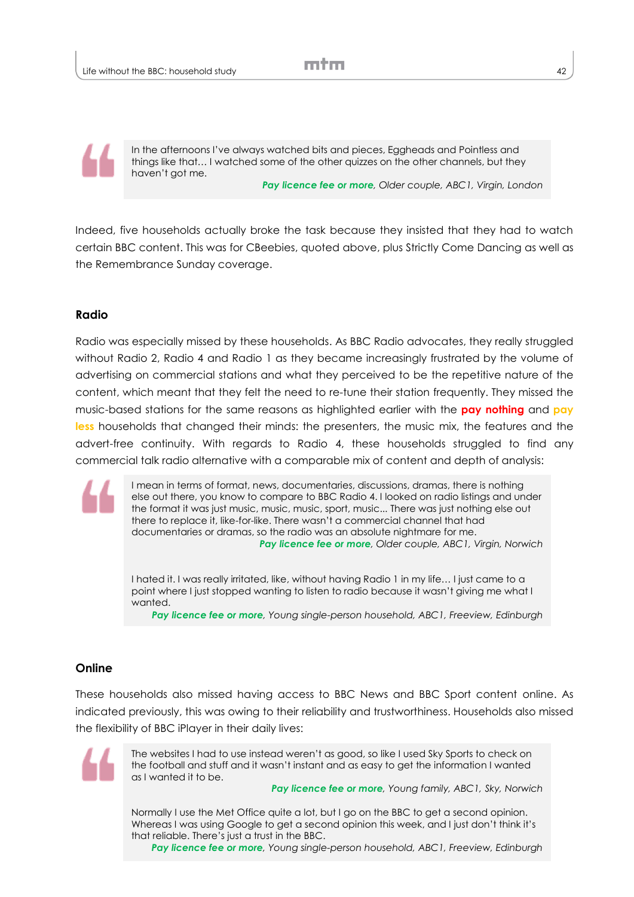> In the afternoons I've always watched bits and pieces, Eggheads and Pointless and things like that… I watched some of the other quizzes on the other channels, but they haven't got me.
>
> ***Pay licence fee or more***, *Older couple, ABC1, Virgin, London*

Indeed, five households actually broke the task because they insisted that they had to watch certain BBC content. This was for CBeebies, quoted above, plus Strictly Come Dancing as well as the Remembrance Sunday coverage.

### Radio

Radio was especially missed by these households. As BBC Radio advocates, they really struggled without Radio 2, Radio 4 and Radio 1 as they became increasingly frustrated by the volume of advertising on commercial stations and what they perceived to be the repetitive nature of the content, which meant that they felt the need to re-tune their station frequently. They missed the music-based stations for the same reasons as highlighted earlier with the **pay nothing** and **pay less** households that changed their minds: the presenters, the music mix, the features and the advert-free continuity. With regards to Radio 4, these households struggled to find any commercial talk radio alternative with a comparable mix of content and depth of analysis:

> I mean in terms of format, news, documentaries, discussions, dramas, there is nothing else out there, you know to compare to BBC Radio 4. I looked on radio listings and under the format it was just music, music, music, sport, music… There was just nothing else out there to replace it, like-for-like. There wasn't a commercial channel that had documentaries or dramas, so the radio was an absolute nightmare for me.
>
> ***Pay licence fee or more***, *Older couple, ABC1, Virgin, Norwich*
>
> I hated it. I was really irritated, like, without having Radio 1 in my life… I just came to a point where I just stopped wanting to listen to radio because it wasn't giving me what I wanted.
>
> ***Pay licence fee or more***, *Young single-person household, ABC1, Freeview, Edinburgh*

### Online

These households also missed having access to BBC News and BBC Sport content online. As indicated previously, this was owing to their reliability and trustworthiness. Households also missed the flexibility of BBC iPlayer in their daily lives:

> The websites I had to use instead weren't as good, so like I used Sky Sports to check on the football and stuff and it wasn't instant and as easy to get the information I wanted as I wanted it to be.
>
> ***Pay licence fee or more***, *Young family, ABC1, Sky, Norwich*
>
> Normally I use the Met Office quite a lot, but I go on the BBC to get a second opinion. Whereas I was using Google to get a second opinion this week, and I just don't think it's that reliable. There's just a trust in the BBC.
>
> ***Pay licence fee or more***, *Young single-person household, ABC1, Freeview, Edinburgh*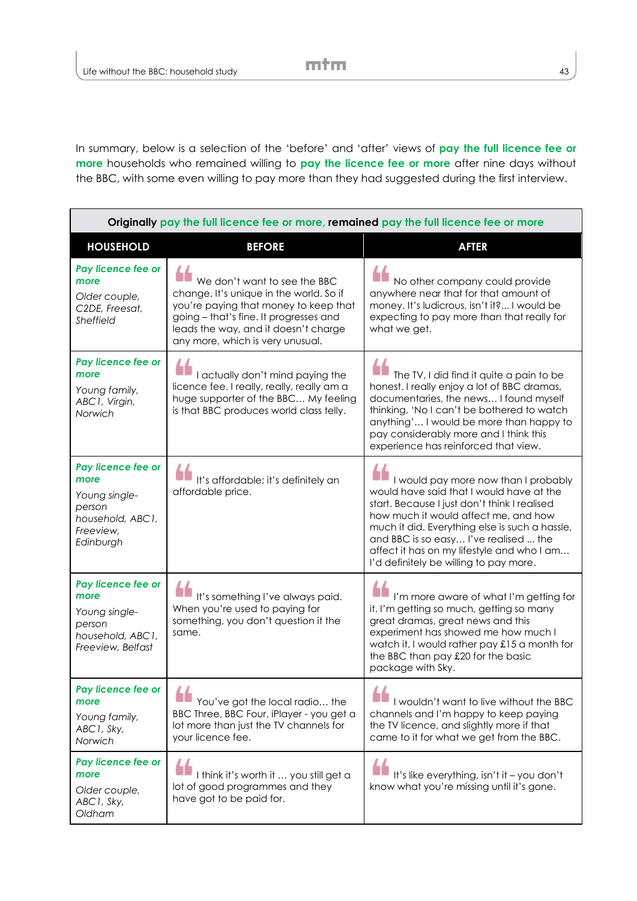In summary, below is a selection of the 'before' and 'after' views of **pay the full licence fee or more** households who remained willing to **pay the licence fee or more** after nine days without the BBC, with some even willing to pay more than they had suggested during the first interview.

| **Originally pay the full licence fee or more, remained pay the full licence fee or more** | | |
|---|---|---|
| **HOUSEHOLD** | **BEFORE** | **AFTER** |
| ***Pay licence fee or more*** *Older couple, C2DE, Freesat, Sheffield* | We don't want to see the BBC change. It's unique in the world. So if you're paying that money to keep that going – that's fine. It progresses and leads the way, and it doesn't charge any more, which is very unusual. | No other company could provide anywhere near that for that amount of money. It's ludicrous, isn't it?... I would be expecting to pay more than that really for what we get. |
| ***Pay licence fee or more*** *Young family, ABC1, Virgin, Norwich* | I actually don't mind paying the licence fee. I really, really, really am a huge supporter of the BBC… My feeling is that BBC produces world class telly. | The TV, I did find it quite a pain to be honest. I really enjoy a lot of BBC dramas, documentaries, the news… I found myself thinking, 'No I can't be bothered to watch anything'… I would be more than happy to pay considerably more and I think this experience has reinforced that view. |
| ***Pay licence fee or more*** *Young single-person household, ABC1, Freeview, Edinburgh* | It's affordable; it's definitely an affordable price. | I would pay more now than I probably would have said that I would have at the start. Because I just don't think I realised how much it would affect me, and how much it did. Everything else is such a hassle, and BBC is so easy… I've realised ... the affect it has on my lifestyle and who I am… I'd definitely be willing to pay more. |
| ***Pay licence fee or more*** *Young single-person household, ABC1, Freeview, Belfast* | It's something I've always paid. When you're used to paying for something, you don't question it the same. | I'm more aware of what I'm getting for it. I'm getting so much, getting so many great dramas, great news and this experiment has showed me how much I watch it. I would rather pay £15 a month for the BBC than pay £20 for the basic package with Sky. |
| ***Pay licence fee or more*** *Young family, ABC1, Sky, Norwich* | You've got the local radio… the BBC Three, BBC Four, iPlayer - you get a lot more than just the TV channels for your licence fee. | I wouldn't want to live without the BBC channels and I'm happy to keep paying the TV licence, and slightly more if that came to it for what we get from the BBC. |
| ***Pay licence fee or more*** *Older couple, ABC1, Sky, Oldham* | I think it's worth it … you still get a lot of good programmes and they have got to be paid for. | It's like everything, isn't it – you don't know what you're missing until it's gone. |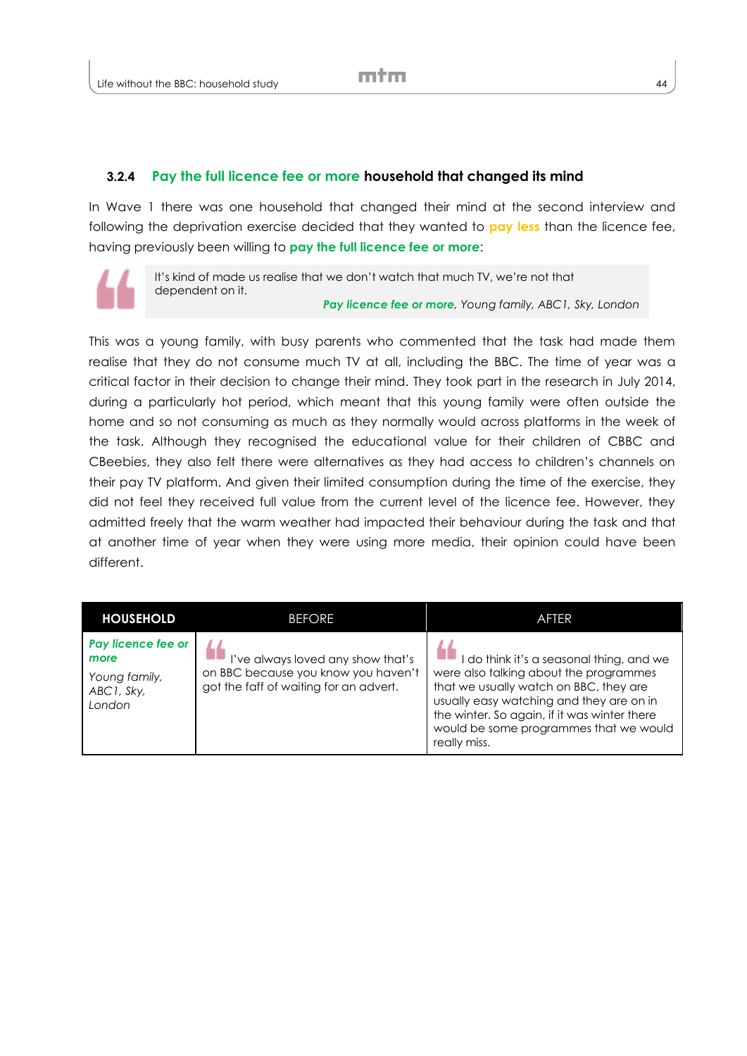### 3.2.4 Pay the full licence fee or more household that changed its mind

In Wave 1 there was one household that changed their mind at the second interview and following the deprivation exercise decided that they wanted to **pay less** than the licence fee, having previously been willing to **pay the full licence fee or more**:

> It's kind of made us realise that we don't watch that much TV, we're not that dependent on it.
>
> ***Pay licence fee or more**, Young family, ABC1, Sky, London*

This was a young family, with busy parents who commented that the task had made them realise that they do not consume much TV at all, including the BBC. The time of year was a critical factor in their decision to change their mind. They took part in the research in July 2014, during a particularly hot period, which meant that this young family were often outside the home and so not consuming as much as they normally would across platforms in the week of the task. Although they recognised the educational value for their children of CBBC and CBeebies, they also felt there were alternatives as they had access to children's channels on their pay TV platform. And given their limited consumption during the time of the exercise, they did not feel they received full value from the current level of the licence fee. However, they admitted freely that the warm weather had impacted their behaviour during the task and that at another time of year when they were using more media, their opinion could have been different.

| HOUSEHOLD | BEFORE | AFTER |
|---|---|---|
| ***Pay licence fee or more*** *Young family, ABC1, Sky, London* | I've always loved any show that's on BBC because you know you haven't got the faff of waiting for an advert. | I do think it's a seasonal thing, and we were also talking about the programmes that we usually watch on BBC, they are usually easy watching and they are on in the winter. So again, if it was winter there would be some programmes that we would really miss. |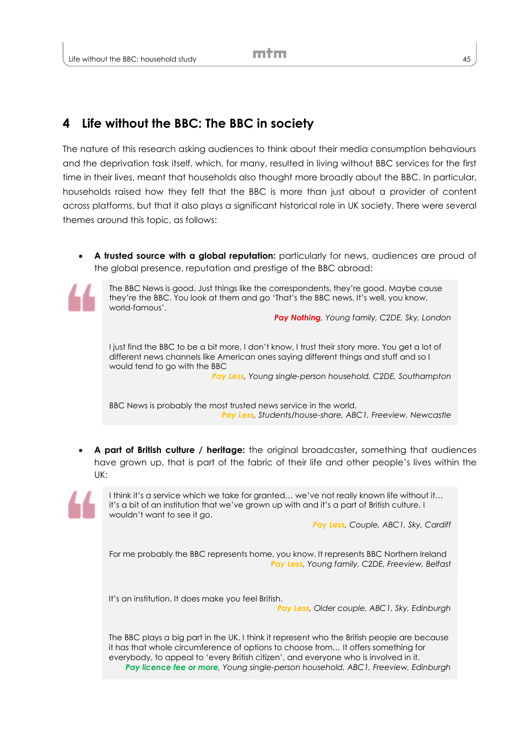# 4 Life without the BBC: The BBC in society

The nature of this research asking audiences to think about their media consumption behaviours and the deprivation task itself, which, for many, resulted in living without BBC services for the first time in their lives, meant that households also thought more broadly about the BBC. In particular, households raised how they felt that the BBC is more than just about a provider of content across platforms, but that it also plays a significant historical role in UK society. There were several themes around this topic, as follows:

- **A trusted source with a global reputation:** particularly for news, audiences are proud of the global presence, reputation and prestige of the BBC abroad:

> The BBC News is good. Just things like the correspondents, they're good. Maybe cause they're the BBC. You look at them and go 'That's the BBC news. It's well, you know, world-famous'.
>
> ***Pay Nothing**, Young family, C2DE, Sky, London*
>
> I just find the BBC to be a bit more, I don't know, I trust their story more. You get a lot of different news channels like American ones saying different things and stuff and so I would tend to go with the BBC
>
> ***Pay Less**, Young single-person household, C2DE, Southampton*
>
> BBC News is probably the most trusted news service in the world.
>
> ***Pay Less**, Students/house-share, ABC1, Freeview, Newcastle*

- **A part of British culture / heritage:** the original broadcaster**,** something that audiences have grown up, that is part of the fabric of their life and other people's lives within the UK:

> I think it's a service which we take for granted… we've not really known life without it… it's a bit of an institution that we've grown up with and it's a part of British culture. I wouldn't want to see it go.
>
> ***Pay Less**, Couple, ABC1, Sky, Cardiff*
>
> For me probably the BBC represents home, you know. It represents BBC Northern Ireland
>
> ***Pay Less**, Young family, C2DE, Freeview, Belfast*
>
> It's an institution. It does make you feel British.
>
> ***Pay Less**, Older couple, ABC1, Sky, Edinburgh*
>
> The BBC plays a big part in the UK. I think it represent who the British people are because it has that whole circumference of options to choose from… It offers something for everybody, to appeal to 'every British citizen', and everyone who is involved in it.
>
> ***Pay licence fee or more**, Young single-person household, ABC1, Freeview, Edinburgh*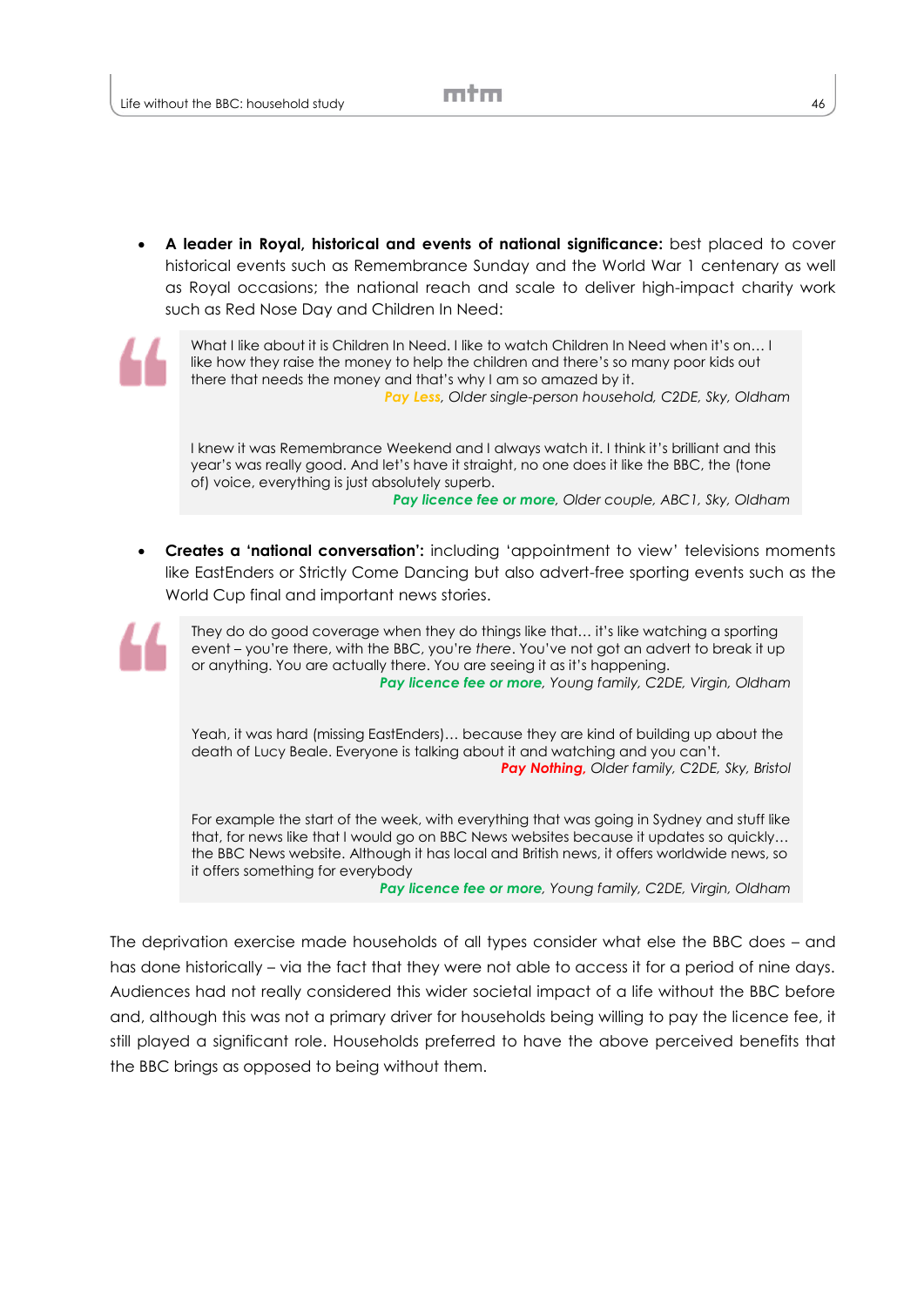- **A leader in Royal, historical and events of national significance:** best placed to cover historical events such as Remembrance Sunday and the World War 1 centenary as well as Royal occasions; the national reach and scale to deliver high-impact charity work such as Red Nose Day and Children In Need:

> What I like about it is Children In Need. I like to watch Children In Need when it's on… I like how they raise the money to help the children and there's so many poor kids out there that needs the money and that's why I am so amazed by it.
>
> ***Pay Less**, Older single-person household, C2DE, Sky, Oldham*

> I knew it was Remembrance Weekend and I always watch it. I think it's brilliant and this year's was really good. And let's have it straight, no one does it like the BBC, the (tone of) voice, everything is just absolutely superb.
>
> ***Pay licence fee or more**, Older couple, ABC1, Sky, Oldham*

- **Creates a 'national conversation':** including 'appointment to view' televisions moments like EastEnders or Strictly Come Dancing but also advert-free sporting events such as the World Cup final and important news stories.

> They do do good coverage when they do things like that… it's like watching a sporting event – you're there, with the BBC, you're *there*. You've not got an advert to break it up or anything. You are actually there. You are seeing it as it's happening.
>
> ***Pay licence fee or more**, Young family, C2DE, Virgin, Oldham*

> Yeah, it was hard (missing EastEnders)… because they are kind of building up about the death of Lucy Beale. Everyone is talking about it and watching and you can't.
>
> ***Pay Nothing**, Older family, C2DE, Sky, Bristol*

> For example the start of the week, with everything that was going in Sydney and stuff like that, for news like that I would go on BBC News websites because it updates so quickly… the BBC News website. Although it has local and British news, it offers worldwide news, so it offers something for everybody
>
> ***Pay licence fee or more**, Young family, C2DE, Virgin, Oldham*

The deprivation exercise made households of all types consider what else the BBC does – and has done historically – via the fact that they were not able to access it for a period of nine days. Audiences had not really considered this wider societal impact of a life without the BBC before and, although this was not a primary driver for households being willing to pay the licence fee, it still played a significant role. Households preferred to have the above perceived benefits that the BBC brings as opposed to being without them.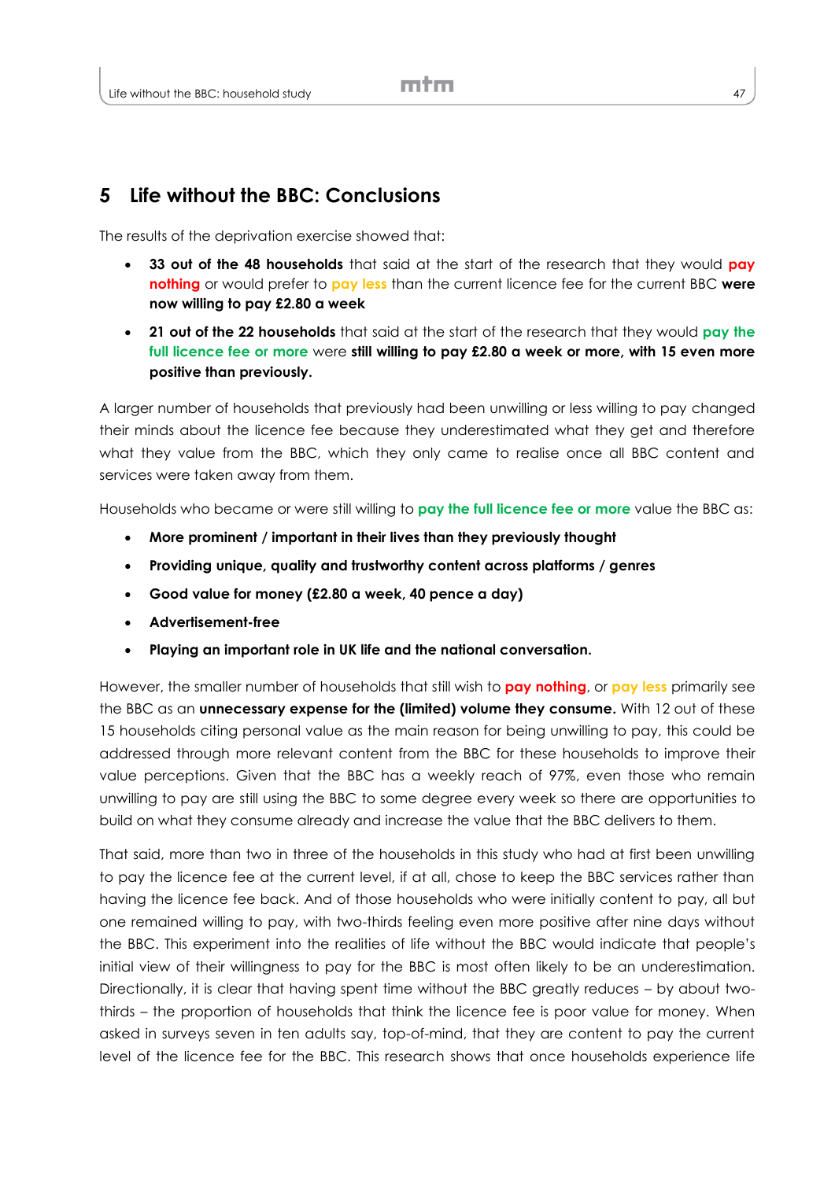# 5 Life without the BBC: Conclusions

The results of the deprivation exercise showed that:

- **33 out of the 48 households** that said at the start of the research that they would **pay nothing** or would prefer to pay less than the current licence fee for the current BBC **were now willing to pay £2.80 a week**
- **21 out of the 22 households** that said at the start of the research that they would **pay the full licence fee or more** were **still willing to pay £2.80 a week or more, with 15 even more positive than previously.**

A larger number of households that previously had been unwilling or less willing to pay changed their minds about the licence fee because they underestimated what they get and therefore what they value from the BBC, which they only came to realise once all BBC content and services were taken away from them.

Households who became or were still willing to **pay the full licence fee or more** value the BBC as:

- **More prominent / important in their lives than they previously thought**
- **Providing unique, quality and trustworthy content across platforms / genres**
- **Good value for money (£2.80 a week, 40 pence a day)**
- **Advertisement-free**
- **Playing an important role in UK life and the national conversation.**

However, the smaller number of households that still wish to **pay nothing**, or pay less primarily see the BBC as an **unnecessary expense for the (limited) volume they consume.** With 12 out of these 15 households citing personal value as the main reason for being unwilling to pay, this could be addressed through more relevant content from the BBC for these households to improve their value perceptions. Given that the BBC has a weekly reach of 97%, even those who remain unwilling to pay are still using the BBC to some degree every week so there are opportunities to build on what they consume already and increase the value that the BBC delivers to them.

That said, more than two in three of the households in this study who had at first been unwilling to pay the licence fee at the current level, if at all, chose to keep the BBC services rather than having the licence fee back. And of those households who were initially content to pay, all but one remained willing to pay, with two-thirds feeling even more positive after nine days without the BBC. This experiment into the realities of life without the BBC would indicate that people's initial view of their willingness to pay for the BBC is most often likely to be an underestimation. Directionally, it is clear that having spent time without the BBC greatly reduces – by about two-thirds – the proportion of households that think the licence fee is poor value for money. When asked in surveys seven in ten adults say, top-of-mind, that they are content to pay the current level of the licence fee for the BBC. This research shows that once households experience life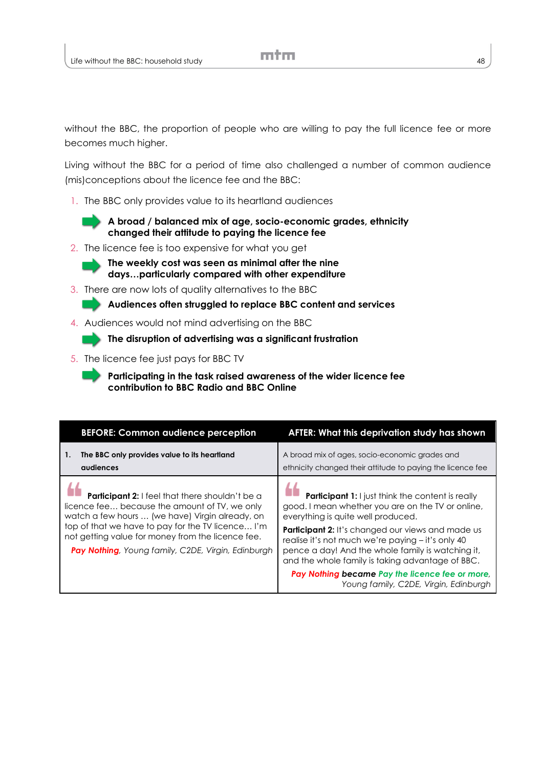without the BBC, the proportion of people who are willing to pay the full licence fee or more becomes much higher.

Living without the BBC for a period of time also challenged a number of common audience (mis)conceptions about the licence fee and the BBC:

1. The BBC only provides value to its heartland audiences
   - **A broad / balanced mix of age, socio-economic grades, ethnicity changed their attitude to paying the licence fee**
2. The licence fee is too expensive for what you get
   - **The weekly cost was seen as minimal after the nine days…particularly compared with other expenditure**
3. There are now lots of quality alternatives to the BBC
   - **Audiences often struggled to replace BBC content and services**
4. Audiences would not mind advertising on the BBC
   - **The disruption of advertising was a significant frustration**
5. The licence fee just pays for BBC TV
   - **Participating in the task raised awareness of the wider licence fee contribution to BBC Radio and BBC Online**

| BEFORE: Common audience perception | AFTER: What this deprivation study has shown |
|---|---|
| **1. The BBC only provides value to its heartland audiences** | A broad mix of ages, socio-economic grades and ethnicity changed their attitude to paying the licence fee |
| **Participant 2:** I feel that there shouldn't be a licence fee… because the amount of TV, we only watch a few hours … (we have) Virgin already, on top of that we have to pay for the TV licence… I'm not getting value for money from the licence fee. *Pay Nothing, Young family, C2DE, Virgin, Edinburgh* | **Participant 1:** I just think the content is really good. I mean whether you are on the TV or online, everything is quite well produced. **Participant 2:** It's changed our views and made us realise it's not much we're paying – it's only 40 pence a day! And the whole family is watching it, and the whole family is taking advantage of BBC. ***Pay Nothing became Pay the licence fee or more**, Young family, C2DE, Virgin, Edinburgh* |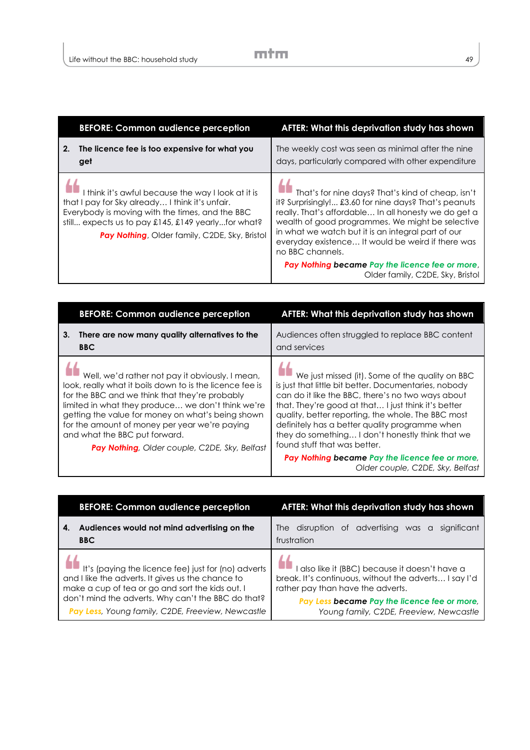| BEFORE: Common audience perception | AFTER: What this deprivation study has shown |
|---|---|
| **2. The licence fee is too expensive for what you get** | The weekly cost was seen as minimal after the nine days, particularly compared with other expenditure |
| I think it's awful because the way I look at it is that I pay for Sky already… I think it's unfair. Everybody is moving with the times, and the BBC still... expects us to pay £145, £149 yearly...for what? *Pay Nothing*, Older family, C2DE, Sky, Bristol | That's for nine days? That's kind of cheap, isn't it? Surprisingly!... £3.60 for nine days? That's peanuts really. That's affordable… In all honesty we do get a wealth of good programmes. We might be selective in what we watch but it is an integral part of our everyday existence… It would be weird if there was no BBC channels. ***Pay Nothing* became *Pay the licence fee or more***, Older family, C2DE, Sky, Bristol |

| BEFORE: Common audience perception | AFTER: What this deprivation study has shown |
|---|---|
| **3. There are now many quality alternatives to the BBC** | Audiences often struggled to replace BBC content and services |
| Well, we'd rather not pay it obviously. I mean, look, really what it boils down to is the licence fee is for the BBC and we think that they're probably limited in what they produce… we don't think we're getting the value for money on what's being shown for the amount of money per year we're paying and what the BBC put forward. *Pay Nothing, Older couple, C2DE, Sky, Belfast* | We just missed (it). Some of the quality on BBC is just that little bit better. Documentaries, nobody can do it like the BBC, there's no two ways about that. They're good at that… I just think it's better quality, better reporting, the whole. The BBC most definitely has a better quality programme when they do something… I don't honestly think that we found stuff that was better. ***Pay Nothing* became *Pay the licence fee or more***, *Older couple, C2DE, Sky, Belfast* |

| BEFORE: Common audience perception | AFTER: What this deprivation study has shown |
|---|---|
| **4. Audiences would not mind advertising on the BBC** | The disruption of advertising was a significant frustration |
| It's (paying the licence fee) just for (no) adverts and I like the adverts. It gives us the chance to make a cup of tea or go and sort the kids out. I don't mind the adverts. Why can't the BBC do that? *Pay Less, Young family, C2DE, Freeview, Newcastle* | I also like it (BBC) because it doesn't have a break. It's continuous, without the adverts… I say I'd rather pay than have the adverts. ***Pay Less* became *Pay the licence fee or more***, *Young family, C2DE, Freeview, Newcastle* |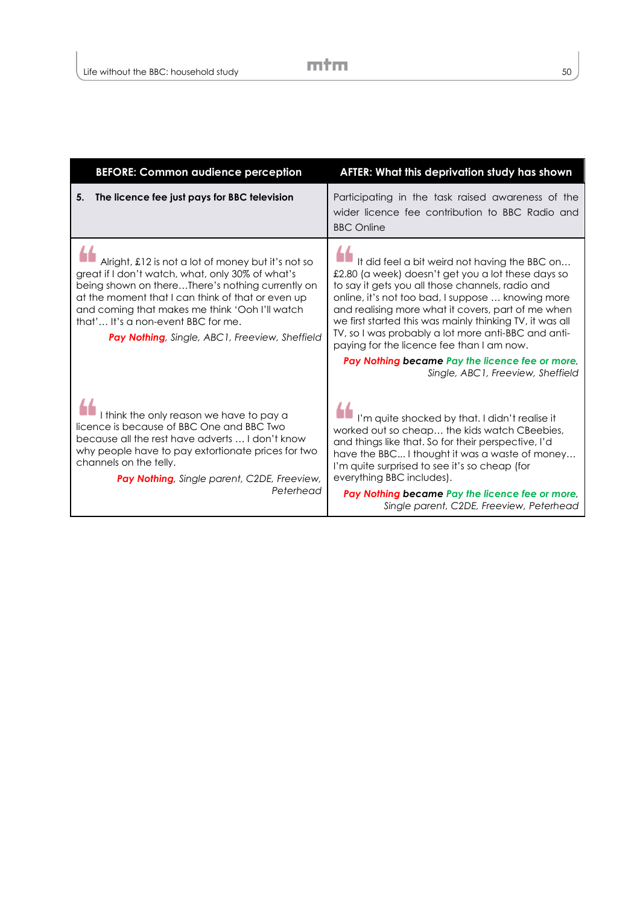| BEFORE: Common audience perception | AFTER: What this deprivation study has shown |
|---|---|
| **5. The licence fee just pays for BBC television** | Participating in the task raised awareness of the wider licence fee contribution to BBC Radio and BBC Online |
| “Alright, £12 is not a lot of money but it's not so great if I don't watch, what, only 30% of what's being shown on there…There's nothing currently on at the moment that I can think of that or even up and coming that makes me think 'Ooh I'll watch that'… It's a non-event BBC for me. *Pay Nothing, Single, ABC1, Freeview, Sheffield* | “It did feel a bit weird not having the BBC on… £2.80 (a week) doesn't get you a lot these days so to say it gets you all those channels, radio and online, it's not too bad, I suppose … knowing more and realising more what it covers, part of me when we first started this was mainly thinking TV, it was all TV, so I was probably a lot more anti-BBC and anti-paying for the licence fee than I am now. ***Pay Nothing* became *Pay the licence fee or more*,** *Single, ABC1, Freeview, Sheffield* |
| “I think the only reason we have to pay a licence is because of BBC One and BBC Two because all the rest have adverts … I don't know why people have to pay extortionate prices for two channels on the telly. *Pay Nothing, Single parent, C2DE, Freeview, Peterhead* | “I'm quite shocked by that. I didn't realise it worked out so cheap… the kids watch CBeebies, and things like that. So for their perspective, I'd have the BBC... I thought it was a waste of money… I'm quite surprised to see it's so cheap (for everything BBC includes). ***Pay Nothing* became *Pay the licence fee or more*,** *Single parent, C2DE, Freeview, Peterhead* |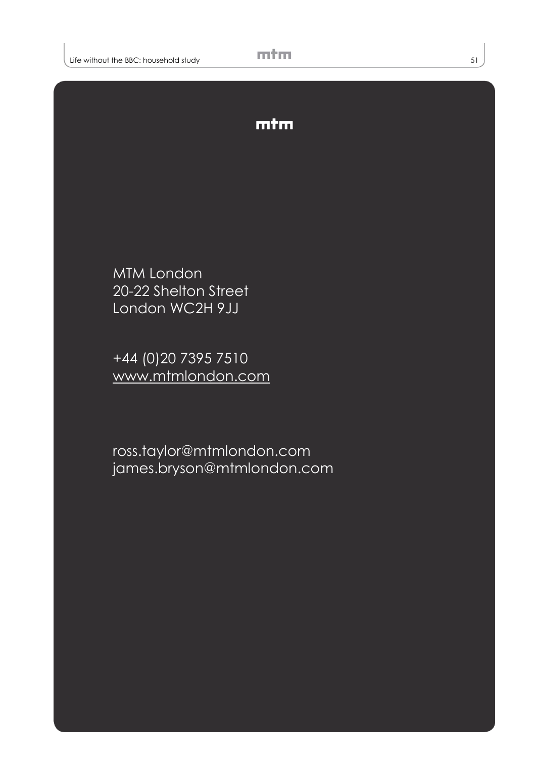mtm

MTM London
20-22 Shelton Street
London WC2H 9JJ

+44 (0)20 7395 7510
www.mtmlondon.com

ross.taylor@mtmlondon.com
james.bryson@mtmlondon.com